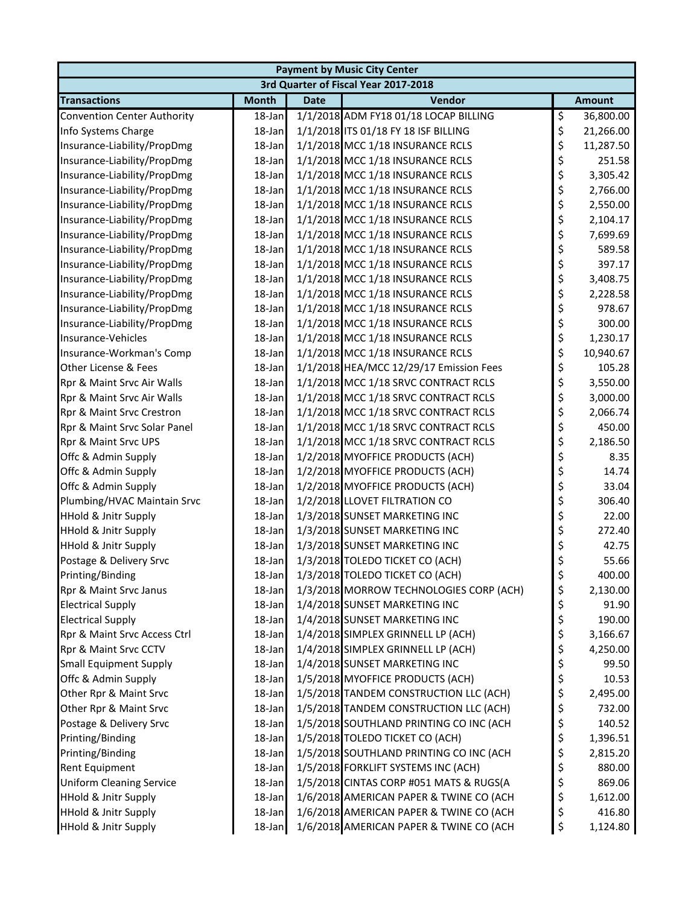| Payment by Music City Center | | | | |
|---|---|---|---|---|
| 3rd Quarter of Fiscal Year 2017-2018 | | | | |
| **Transactions** | **Month** | **Date** | **Vendor** | **Amount** |
| Convention Center Authority | 18-Jan | 1/1/2018 | ADM FY18 01/18 LOCAP BILLING | $ 36,800.00 |
| Info Systems Charge | 18-Jan | 1/1/2018 | ITS 01/18 FY 18 ISF BILLING | $ 21,266.00 |
| Insurance-Liability/PropDmg | 18-Jan | 1/1/2018 | MCC 1/18 INSURANCE RCLS | $ 11,287.50 |
| Insurance-Liability/PropDmg | 18-Jan | 1/1/2018 | MCC 1/18 INSURANCE RCLS | $ 251.58 |
| Insurance-Liability/PropDmg | 18-Jan | 1/1/2018 | MCC 1/18 INSURANCE RCLS | $ 3,305.42 |
| Insurance-Liability/PropDmg | 18-Jan | 1/1/2018 | MCC 1/18 INSURANCE RCLS | $ 2,766.00 |
| Insurance-Liability/PropDmg | 18-Jan | 1/1/2018 | MCC 1/18 INSURANCE RCLS | $ 2,550.00 |
| Insurance-Liability/PropDmg | 18-Jan | 1/1/2018 | MCC 1/18 INSURANCE RCLS | $ 2,104.17 |
| Insurance-Liability/PropDmg | 18-Jan | 1/1/2018 | MCC 1/18 INSURANCE RCLS | $ 7,699.69 |
| Insurance-Liability/PropDmg | 18-Jan | 1/1/2018 | MCC 1/18 INSURANCE RCLS | $ 589.58 |
| Insurance-Liability/PropDmg | 18-Jan | 1/1/2018 | MCC 1/18 INSURANCE RCLS | $ 397.17 |
| Insurance-Liability/PropDmg | 18-Jan | 1/1/2018 | MCC 1/18 INSURANCE RCLS | $ 3,408.75 |
| Insurance-Liability/PropDmg | 18-Jan | 1/1/2018 | MCC 1/18 INSURANCE RCLS | $ 2,228.58 |
| Insurance-Liability/PropDmg | 18-Jan | 1/1/2018 | MCC 1/18 INSURANCE RCLS | $ 978.67 |
| Insurance-Liability/PropDmg | 18-Jan | 1/1/2018 | MCC 1/18 INSURANCE RCLS | $ 300.00 |
| Insurance-Vehicles | 18-Jan | 1/1/2018 | MCC 1/18 INSURANCE RCLS | $ 1,230.17 |
| Insurance-Workman's Comp | 18-Jan | 1/1/2018 | MCC 1/18 INSURANCE RCLS | $ 10,940.67 |
| Other License & Fees | 18-Jan | 1/1/2018 | HEA/MCC 12/29/17 Emission Fees | $ 105.28 |
| Rpr & Maint Srvc Air Walls | 18-Jan | 1/1/2018 | MCC 1/18 SRVC CONTRACT RCLS | $ 3,550.00 |
| Rpr & Maint Srvc Air Walls | 18-Jan | 1/1/2018 | MCC 1/18 SRVC CONTRACT RCLS | $ 3,000.00 |
| Rpr & Maint Srvc Crestron | 18-Jan | 1/1/2018 | MCC 1/18 SRVC CONTRACT RCLS | $ 2,066.74 |
| Rpr & Maint Srvc Solar Panel | 18-Jan | 1/1/2018 | MCC 1/18 SRVC CONTRACT RCLS | $ 450.00 |
| Rpr & Maint Srvc UPS | 18-Jan | 1/1/2018 | MCC 1/18 SRVC CONTRACT RCLS | $ 2,186.50 |
| Offc & Admin Supply | 18-Jan | 1/2/2018 | MYOFFICE PRODUCTS (ACH) | $ 8.35 |
| Offc & Admin Supply | 18-Jan | 1/2/2018 | MYOFFICE PRODUCTS (ACH) | $ 14.74 |
| Offc & Admin Supply | 18-Jan | 1/2/2018 | MYOFFICE PRODUCTS (ACH) | $ 33.04 |
| Plumbing/HVAC Maintain Srvc | 18-Jan | 1/2/2018 | LLOVET FILTRATION CO | $ 306.40 |
| HHold & Jnitr Supply | 18-Jan | 1/3/2018 | SUNSET MARKETING INC | $ 22.00 |
| HHold & Jnitr Supply | 18-Jan | 1/3/2018 | SUNSET MARKETING INC | $ 272.40 |
| HHold & Jnitr Supply | 18-Jan | 1/3/2018 | SUNSET MARKETING INC | $ 42.75 |
| Postage & Delivery Srvc | 18-Jan | 1/3/2018 | TOLEDO TICKET CO (ACH) | $ 55.66 |
| Printing/Binding | 18-Jan | 1/3/2018 | TOLEDO TICKET CO (ACH) | $ 400.00 |
| Rpr & Maint Srvc Janus | 18-Jan | 1/3/2018 | MORROW TECHNOLOGIES CORP (ACH) | $ 2,130.00 |
| Electrical Supply | 18-Jan | 1/4/2018 | SUNSET MARKETING INC | $ 91.90 |
| Electrical Supply | 18-Jan | 1/4/2018 | SUNSET MARKETING INC | $ 190.00 |
| Rpr & Maint Srvc Access Ctrl | 18-Jan | 1/4/2018 | SIMPLEX GRINNELL LP (ACH) | $ 3,166.67 |
| Rpr & Maint Srvc CCTV | 18-Jan | 1/4/2018 | SIMPLEX GRINNELL LP (ACH) | $ 4,250.00 |
| Small Equipment Supply | 18-Jan | 1/4/2018 | SUNSET MARKETING INC | $ 99.50 |
| Offc & Admin Supply | 18-Jan | 1/5/2018 | MYOFFICE PRODUCTS (ACH) | $ 10.53 |
| Other Rpr & Maint Srvc | 18-Jan | 1/5/2018 | TANDEM CONSTRUCTION LLC (ACH) | $ 2,495.00 |
| Other Rpr & Maint Srvc | 18-Jan | 1/5/2018 | TANDEM CONSTRUCTION LLC (ACH) | $ 732.00 |
| Postage & Delivery Srvc | 18-Jan | 1/5/2018 | SOUTHLAND PRINTING CO INC (ACH | $ 140.52 |
| Printing/Binding | 18-Jan | 1/5/2018 | TOLEDO TICKET CO (ACH) | $ 1,396.51 |
| Printing/Binding | 18-Jan | 1/5/2018 | SOUTHLAND PRINTING CO INC (ACH | $ 2,815.20 |
| Rent Equipment | 18-Jan | 1/5/2018 | FORKLIFT SYSTEMS INC (ACH) | $ 880.00 |
| Uniform Cleaning Service | 18-Jan | 1/5/2018 | CINTAS CORP #051 MATS & RUGS(A | $ 869.06 |
| HHold & Jnitr Supply | 18-Jan | 1/6/2018 | AMERICAN PAPER & TWINE CO (ACH | $ 1,612.00 |
| HHold & Jnitr Supply | 18-Jan | 1/6/2018 | AMERICAN PAPER & TWINE CO (ACH | $ 416.80 |
| HHold & Jnitr Supply | 18-Jan | 1/6/2018 | AMERICAN PAPER & TWINE CO (ACH | $ 1,124.80 |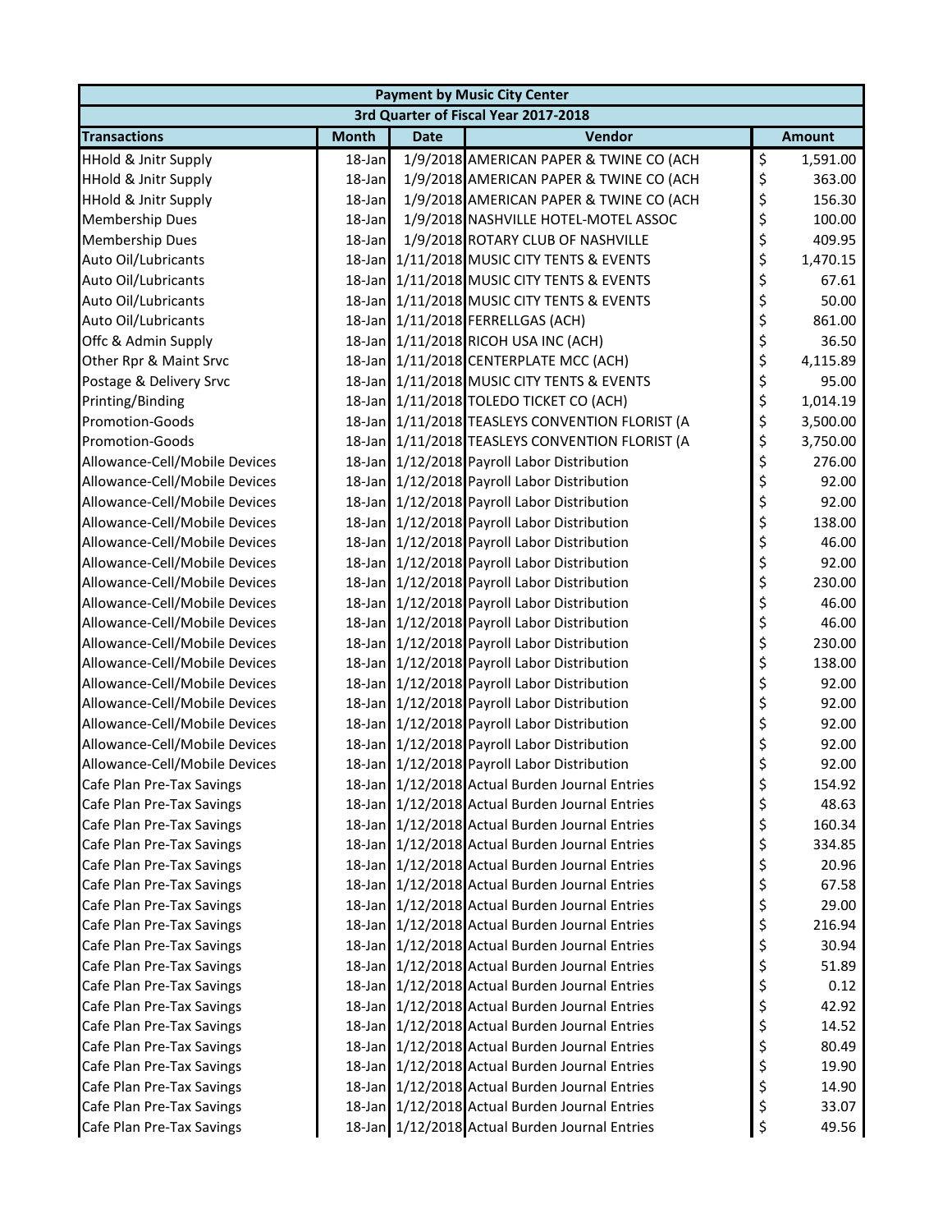| Payment by Music City Center | | | | |
|---|---|---|---|---|
| 3rd Quarter of Fiscal Year 2017-2018 | | | | |
| **Transactions** | **Month** | **Date** | **Vendor** | **Amount** |
| HHold & Jnitr Supply | 18-Jan | 1/9/2018 | AMERICAN PAPER & TWINE CO (ACH | $ 1,591.00 |
| HHold & Jnitr Supply | 18-Jan | 1/9/2018 | AMERICAN PAPER & TWINE CO (ACH | $ 363.00 |
| HHold & Jnitr Supply | 18-Jan | 1/9/2018 | AMERICAN PAPER & TWINE CO (ACH | $ 156.30 |
| Membership Dues | 18-Jan | 1/9/2018 | NASHVILLE HOTEL-MOTEL ASSOC | $ 100.00 |
| Membership Dues | 18-Jan | 1/9/2018 | ROTARY CLUB OF NASHVILLE | $ 409.95 |
| Auto Oil/Lubricants | 18-Jan | 1/11/2018 | MUSIC CITY TENTS & EVENTS | $ 1,470.15 |
| Auto Oil/Lubricants | 18-Jan | 1/11/2018 | MUSIC CITY TENTS & EVENTS | $ 67.61 |
| Auto Oil/Lubricants | 18-Jan | 1/11/2018 | MUSIC CITY TENTS & EVENTS | $ 50.00 |
| Auto Oil/Lubricants | 18-Jan | 1/11/2018 | FERRELLGAS (ACH) | $ 861.00 |
| Offc & Admin Supply | 18-Jan | 1/11/2018 | RICOH USA INC (ACH) | $ 36.50 |
| Other Rpr & Maint Srvc | 18-Jan | 1/11/2018 | CENTERPLATE MCC (ACH) | $ 4,115.89 |
| Postage & Delivery Srvc | 18-Jan | 1/11/2018 | MUSIC CITY TENTS & EVENTS | $ 95.00 |
| Printing/Binding | 18-Jan | 1/11/2018 | TOLEDO TICKET CO (ACH) | $ 1,014.19 |
| Promotion-Goods | 18-Jan | 1/11/2018 | TEASLEYS CONVENTION FLORIST (A | $ 3,500.00 |
| Promotion-Goods | 18-Jan | 1/11/2018 | TEASLEYS CONVENTION FLORIST (A | $ 3,750.00 |
| Allowance-Cell/Mobile Devices | 18-Jan | 1/12/2018 | Payroll Labor Distribution | $ 276.00 |
| Allowance-Cell/Mobile Devices | 18-Jan | 1/12/2018 | Payroll Labor Distribution | $ 92.00 |
| Allowance-Cell/Mobile Devices | 18-Jan | 1/12/2018 | Payroll Labor Distribution | $ 92.00 |
| Allowance-Cell/Mobile Devices | 18-Jan | 1/12/2018 | Payroll Labor Distribution | $ 138.00 |
| Allowance-Cell/Mobile Devices | 18-Jan | 1/12/2018 | Payroll Labor Distribution | $ 46.00 |
| Allowance-Cell/Mobile Devices | 18-Jan | 1/12/2018 | Payroll Labor Distribution | $ 92.00 |
| Allowance-Cell/Mobile Devices | 18-Jan | 1/12/2018 | Payroll Labor Distribution | $ 230.00 |
| Allowance-Cell/Mobile Devices | 18-Jan | 1/12/2018 | Payroll Labor Distribution | $ 46.00 |
| Allowance-Cell/Mobile Devices | 18-Jan | 1/12/2018 | Payroll Labor Distribution | $ 46.00 |
| Allowance-Cell/Mobile Devices | 18-Jan | 1/12/2018 | Payroll Labor Distribution | $ 230.00 |
| Allowance-Cell/Mobile Devices | 18-Jan | 1/12/2018 | Payroll Labor Distribution | $ 138.00 |
| Allowance-Cell/Mobile Devices | 18-Jan | 1/12/2018 | Payroll Labor Distribution | $ 92.00 |
| Allowance-Cell/Mobile Devices | 18-Jan | 1/12/2018 | Payroll Labor Distribution | $ 92.00 |
| Allowance-Cell/Mobile Devices | 18-Jan | 1/12/2018 | Payroll Labor Distribution | $ 92.00 |
| Allowance-Cell/Mobile Devices | 18-Jan | 1/12/2018 | Payroll Labor Distribution | $ 92.00 |
| Allowance-Cell/Mobile Devices | 18-Jan | 1/12/2018 | Payroll Labor Distribution | $ 92.00 |
| Cafe Plan Pre-Tax Savings | 18-Jan | 1/12/2018 | Actual Burden Journal Entries | $ 154.92 |
| Cafe Plan Pre-Tax Savings | 18-Jan | 1/12/2018 | Actual Burden Journal Entries | $ 48.63 |
| Cafe Plan Pre-Tax Savings | 18-Jan | 1/12/2018 | Actual Burden Journal Entries | $ 160.34 |
| Cafe Plan Pre-Tax Savings | 18-Jan | 1/12/2018 | Actual Burden Journal Entries | $ 334.85 |
| Cafe Plan Pre-Tax Savings | 18-Jan | 1/12/2018 | Actual Burden Journal Entries | $ 20.96 |
| Cafe Plan Pre-Tax Savings | 18-Jan | 1/12/2018 | Actual Burden Journal Entries | $ 67.58 |
| Cafe Plan Pre-Tax Savings | 18-Jan | 1/12/2018 | Actual Burden Journal Entries | $ 29.00 |
| Cafe Plan Pre-Tax Savings | 18-Jan | 1/12/2018 | Actual Burden Journal Entries | $ 216.94 |
| Cafe Plan Pre-Tax Savings | 18-Jan | 1/12/2018 | Actual Burden Journal Entries | $ 30.94 |
| Cafe Plan Pre-Tax Savings | 18-Jan | 1/12/2018 | Actual Burden Journal Entries | $ 51.89 |
| Cafe Plan Pre-Tax Savings | 18-Jan | 1/12/2018 | Actual Burden Journal Entries | $ 0.12 |
| Cafe Plan Pre-Tax Savings | 18-Jan | 1/12/2018 | Actual Burden Journal Entries | $ 42.92 |
| Cafe Plan Pre-Tax Savings | 18-Jan | 1/12/2018 | Actual Burden Journal Entries | $ 14.52 |
| Cafe Plan Pre-Tax Savings | 18-Jan | 1/12/2018 | Actual Burden Journal Entries | $ 80.49 |
| Cafe Plan Pre-Tax Savings | 18-Jan | 1/12/2018 | Actual Burden Journal Entries | $ 19.90 |
| Cafe Plan Pre-Tax Savings | 18-Jan | 1/12/2018 | Actual Burden Journal Entries | $ 14.90 |
| Cafe Plan Pre-Tax Savings | 18-Jan | 1/12/2018 | Actual Burden Journal Entries | $ 33.07 |
| Cafe Plan Pre-Tax Savings | 18-Jan | 1/12/2018 | Actual Burden Journal Entries | $ 49.56 |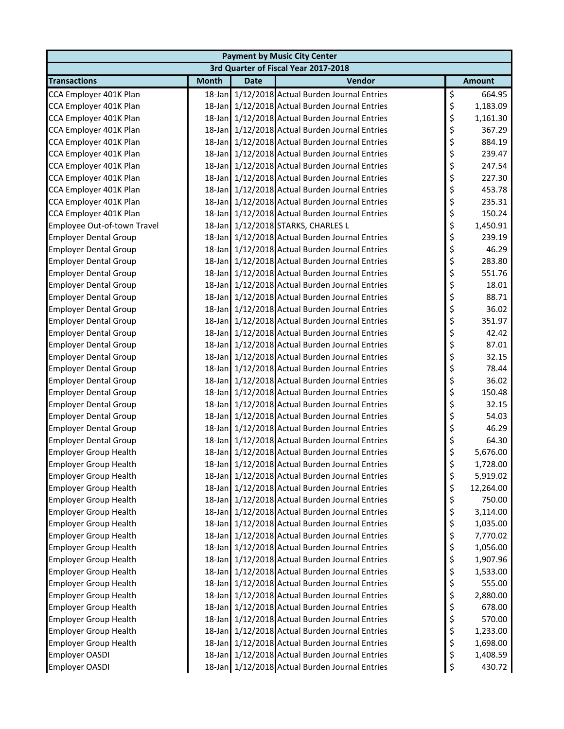| Payment by Music City Center | | | | |
|---|---|---|---|---|
| 3rd Quarter of Fiscal Year 2017-2018 | | | | |
| **Transactions** | **Month** | **Date** | **Vendor** | **Amount** |
| CCA Employer 401K Plan | 18-Jan | 1/12/2018 | Actual Burden Journal Entries | $ 664.95 |
| CCA Employer 401K Plan | 18-Jan | 1/12/2018 | Actual Burden Journal Entries | $ 1,183.09 |
| CCA Employer 401K Plan | 18-Jan | 1/12/2018 | Actual Burden Journal Entries | $ 1,161.30 |
| CCA Employer 401K Plan | 18-Jan | 1/12/2018 | Actual Burden Journal Entries | $ 367.29 |
| CCA Employer 401K Plan | 18-Jan | 1/12/2018 | Actual Burden Journal Entries | $ 884.19 |
| CCA Employer 401K Plan | 18-Jan | 1/12/2018 | Actual Burden Journal Entries | $ 239.47 |
| CCA Employer 401K Plan | 18-Jan | 1/12/2018 | Actual Burden Journal Entries | $ 247.54 |
| CCA Employer 401K Plan | 18-Jan | 1/12/2018 | Actual Burden Journal Entries | $ 227.30 |
| CCA Employer 401K Plan | 18-Jan | 1/12/2018 | Actual Burden Journal Entries | $ 453.78 |
| CCA Employer 401K Plan | 18-Jan | 1/12/2018 | Actual Burden Journal Entries | $ 235.31 |
| CCA Employer 401K Plan | 18-Jan | 1/12/2018 | Actual Burden Journal Entries | $ 150.24 |
| Employee Out-of-town Travel | 18-Jan | 1/12/2018 | STARKS, CHARLES L | $ 1,450.91 |
| Employer Dental Group | 18-Jan | 1/12/2018 | Actual Burden Journal Entries | $ 239.19 |
| Employer Dental Group | 18-Jan | 1/12/2018 | Actual Burden Journal Entries | $ 46.29 |
| Employer Dental Group | 18-Jan | 1/12/2018 | Actual Burden Journal Entries | $ 283.80 |
| Employer Dental Group | 18-Jan | 1/12/2018 | Actual Burden Journal Entries | $ 551.76 |
| Employer Dental Group | 18-Jan | 1/12/2018 | Actual Burden Journal Entries | $ 18.01 |
| Employer Dental Group | 18-Jan | 1/12/2018 | Actual Burden Journal Entries | $ 88.71 |
| Employer Dental Group | 18-Jan | 1/12/2018 | Actual Burden Journal Entries | $ 36.02 |
| Employer Dental Group | 18-Jan | 1/12/2018 | Actual Burden Journal Entries | $ 351.97 |
| Employer Dental Group | 18-Jan | 1/12/2018 | Actual Burden Journal Entries | $ 42.42 |
| Employer Dental Group | 18-Jan | 1/12/2018 | Actual Burden Journal Entries | $ 87.01 |
| Employer Dental Group | 18-Jan | 1/12/2018 | Actual Burden Journal Entries | $ 32.15 |
| Employer Dental Group | 18-Jan | 1/12/2018 | Actual Burden Journal Entries | $ 78.44 |
| Employer Dental Group | 18-Jan | 1/12/2018 | Actual Burden Journal Entries | $ 36.02 |
| Employer Dental Group | 18-Jan | 1/12/2018 | Actual Burden Journal Entries | $ 150.48 |
| Employer Dental Group | 18-Jan | 1/12/2018 | Actual Burden Journal Entries | $ 32.15 |
| Employer Dental Group | 18-Jan | 1/12/2018 | Actual Burden Journal Entries | $ 54.03 |
| Employer Dental Group | 18-Jan | 1/12/2018 | Actual Burden Journal Entries | $ 46.29 |
| Employer Dental Group | 18-Jan | 1/12/2018 | Actual Burden Journal Entries | $ 64.30 |
| Employer Group Health | 18-Jan | 1/12/2018 | Actual Burden Journal Entries | $ 5,676.00 |
| Employer Group Health | 18-Jan | 1/12/2018 | Actual Burden Journal Entries | $ 1,728.00 |
| Employer Group Health | 18-Jan | 1/12/2018 | Actual Burden Journal Entries | $ 5,919.02 |
| Employer Group Health | 18-Jan | 1/12/2018 | Actual Burden Journal Entries | $ 12,264.00 |
| Employer Group Health | 18-Jan | 1/12/2018 | Actual Burden Journal Entries | $ 750.00 |
| Employer Group Health | 18-Jan | 1/12/2018 | Actual Burden Journal Entries | $ 3,114.00 |
| Employer Group Health | 18-Jan | 1/12/2018 | Actual Burden Journal Entries | $ 1,035.00 |
| Employer Group Health | 18-Jan | 1/12/2018 | Actual Burden Journal Entries | $ 7,770.02 |
| Employer Group Health | 18-Jan | 1/12/2018 | Actual Burden Journal Entries | $ 1,056.00 |
| Employer Group Health | 18-Jan | 1/12/2018 | Actual Burden Journal Entries | $ 1,907.96 |
| Employer Group Health | 18-Jan | 1/12/2018 | Actual Burden Journal Entries | $ 1,533.00 |
| Employer Group Health | 18-Jan | 1/12/2018 | Actual Burden Journal Entries | $ 555.00 |
| Employer Group Health | 18-Jan | 1/12/2018 | Actual Burden Journal Entries | $ 2,880.00 |
| Employer Group Health | 18-Jan | 1/12/2018 | Actual Burden Journal Entries | $ 678.00 |
| Employer Group Health | 18-Jan | 1/12/2018 | Actual Burden Journal Entries | $ 570.00 |
| Employer Group Health | 18-Jan | 1/12/2018 | Actual Burden Journal Entries | $ 1,233.00 |
| Employer Group Health | 18-Jan | 1/12/2018 | Actual Burden Journal Entries | $ 1,698.00 |
| Employer OASDI | 18-Jan | 1/12/2018 | Actual Burden Journal Entries | $ 1,408.59 |
| Employer OASDI | 18-Jan | 1/12/2018 | Actual Burden Journal Entries | $ 430.72 |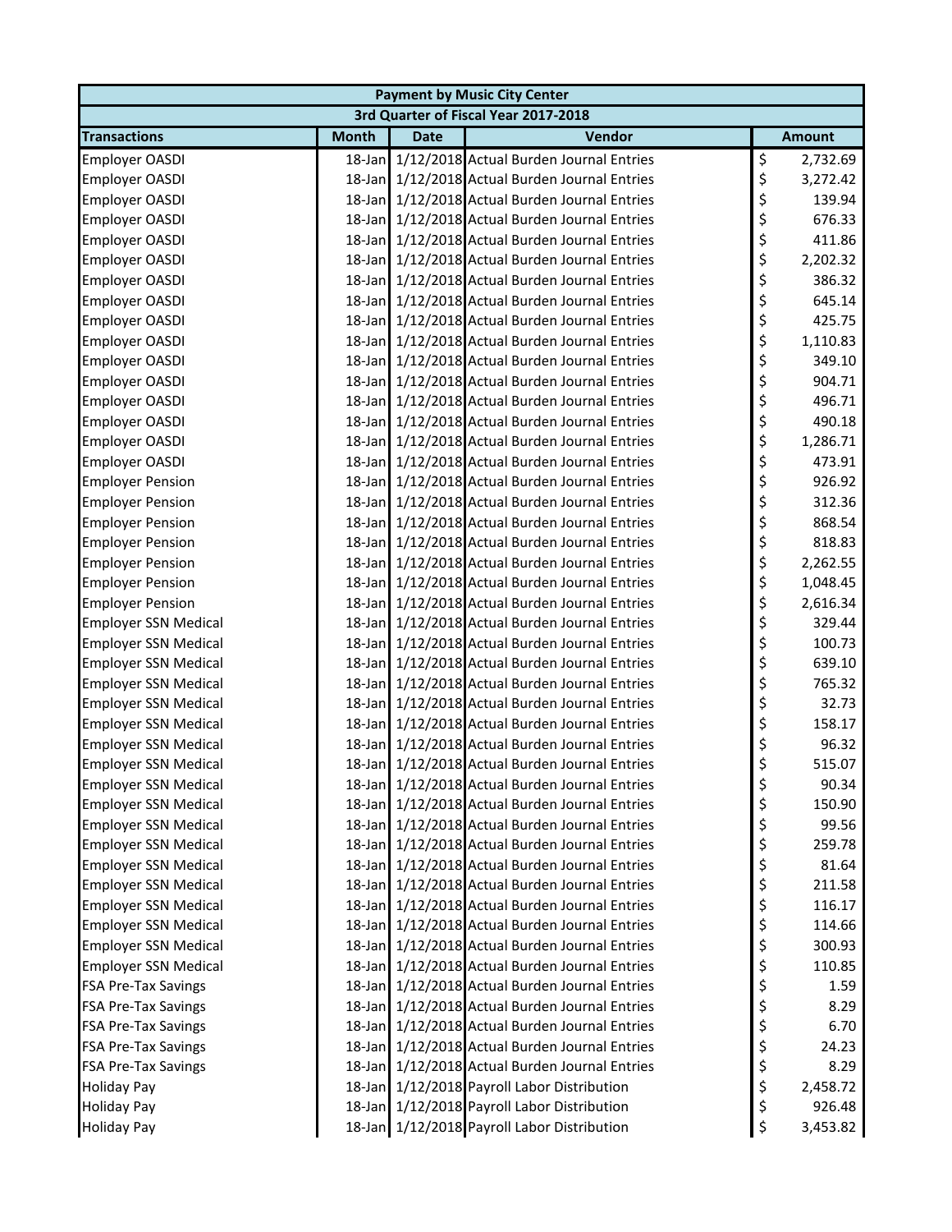| Payment by Music City Center | | | | |
|---|---|---|---|---|
| 3rd Quarter of Fiscal Year 2017-2018 | | | | |
| **Transactions** | **Month** | **Date** | **Vendor** | **Amount** |
| Employer OASDI | 18-Jan | 1/12/2018 | Actual Burden Journal Entries | $ 2,732.69 |
| Employer OASDI | 18-Jan | 1/12/2018 | Actual Burden Journal Entries | $ 3,272.42 |
| Employer OASDI | 18-Jan | 1/12/2018 | Actual Burden Journal Entries | $ 139.94 |
| Employer OASDI | 18-Jan | 1/12/2018 | Actual Burden Journal Entries | $ 676.33 |
| Employer OASDI | 18-Jan | 1/12/2018 | Actual Burden Journal Entries | $ 411.86 |
| Employer OASDI | 18-Jan | 1/12/2018 | Actual Burden Journal Entries | $ 2,202.32 |
| Employer OASDI | 18-Jan | 1/12/2018 | Actual Burden Journal Entries | $ 386.32 |
| Employer OASDI | 18-Jan | 1/12/2018 | Actual Burden Journal Entries | $ 645.14 |
| Employer OASDI | 18-Jan | 1/12/2018 | Actual Burden Journal Entries | $ 425.75 |
| Employer OASDI | 18-Jan | 1/12/2018 | Actual Burden Journal Entries | $ 1,110.83 |
| Employer OASDI | 18-Jan | 1/12/2018 | Actual Burden Journal Entries | $ 349.10 |
| Employer OASDI | 18-Jan | 1/12/2018 | Actual Burden Journal Entries | $ 904.71 |
| Employer OASDI | 18-Jan | 1/12/2018 | Actual Burden Journal Entries | $ 496.71 |
| Employer OASDI | 18-Jan | 1/12/2018 | Actual Burden Journal Entries | $ 490.18 |
| Employer OASDI | 18-Jan | 1/12/2018 | Actual Burden Journal Entries | $ 1,286.71 |
| Employer OASDI | 18-Jan | 1/12/2018 | Actual Burden Journal Entries | $ 473.91 |
| Employer Pension | 18-Jan | 1/12/2018 | Actual Burden Journal Entries | $ 926.92 |
| Employer Pension | 18-Jan | 1/12/2018 | Actual Burden Journal Entries | $ 312.36 |
| Employer Pension | 18-Jan | 1/12/2018 | Actual Burden Journal Entries | $ 868.54 |
| Employer Pension | 18-Jan | 1/12/2018 | Actual Burden Journal Entries | $ 818.83 |
| Employer Pension | 18-Jan | 1/12/2018 | Actual Burden Journal Entries | $ 2,262.55 |
| Employer Pension | 18-Jan | 1/12/2018 | Actual Burden Journal Entries | $ 1,048.45 |
| Employer Pension | 18-Jan | 1/12/2018 | Actual Burden Journal Entries | $ 2,616.34 |
| Employer SSN Medical | 18-Jan | 1/12/2018 | Actual Burden Journal Entries | $ 329.44 |
| Employer SSN Medical | 18-Jan | 1/12/2018 | Actual Burden Journal Entries | $ 100.73 |
| Employer SSN Medical | 18-Jan | 1/12/2018 | Actual Burden Journal Entries | $ 639.10 |
| Employer SSN Medical | 18-Jan | 1/12/2018 | Actual Burden Journal Entries | $ 765.32 |
| Employer SSN Medical | 18-Jan | 1/12/2018 | Actual Burden Journal Entries | $ 32.73 |
| Employer SSN Medical | 18-Jan | 1/12/2018 | Actual Burden Journal Entries | $ 158.17 |
| Employer SSN Medical | 18-Jan | 1/12/2018 | Actual Burden Journal Entries | $ 96.32 |
| Employer SSN Medical | 18-Jan | 1/12/2018 | Actual Burden Journal Entries | $ 515.07 |
| Employer SSN Medical | 18-Jan | 1/12/2018 | Actual Burden Journal Entries | $ 90.34 |
| Employer SSN Medical | 18-Jan | 1/12/2018 | Actual Burden Journal Entries | $ 150.90 |
| Employer SSN Medical | 18-Jan | 1/12/2018 | Actual Burden Journal Entries | $ 99.56 |
| Employer SSN Medical | 18-Jan | 1/12/2018 | Actual Burden Journal Entries | $ 259.78 |
| Employer SSN Medical | 18-Jan | 1/12/2018 | Actual Burden Journal Entries | $ 81.64 |
| Employer SSN Medical | 18-Jan | 1/12/2018 | Actual Burden Journal Entries | $ 211.58 |
| Employer SSN Medical | 18-Jan | 1/12/2018 | Actual Burden Journal Entries | $ 116.17 |
| Employer SSN Medical | 18-Jan | 1/12/2018 | Actual Burden Journal Entries | $ 114.66 |
| Employer SSN Medical | 18-Jan | 1/12/2018 | Actual Burden Journal Entries | $ 300.93 |
| Employer SSN Medical | 18-Jan | 1/12/2018 | Actual Burden Journal Entries | $ 110.85 |
| FSA Pre-Tax Savings | 18-Jan | 1/12/2018 | Actual Burden Journal Entries | $ 1.59 |
| FSA Pre-Tax Savings | 18-Jan | 1/12/2018 | Actual Burden Journal Entries | $ 8.29 |
| FSA Pre-Tax Savings | 18-Jan | 1/12/2018 | Actual Burden Journal Entries | $ 6.70 |
| FSA Pre-Tax Savings | 18-Jan | 1/12/2018 | Actual Burden Journal Entries | $ 24.23 |
| FSA Pre-Tax Savings | 18-Jan | 1/12/2018 | Actual Burden Journal Entries | $ 8.29 |
| Holiday Pay | 18-Jan | 1/12/2018 | Payroll Labor Distribution | $ 2,458.72 |
| Holiday Pay | 18-Jan | 1/12/2018 | Payroll Labor Distribution | $ 926.48 |
| Holiday Pay | 18-Jan | 1/12/2018 | Payroll Labor Distribution | $ 3,453.82 |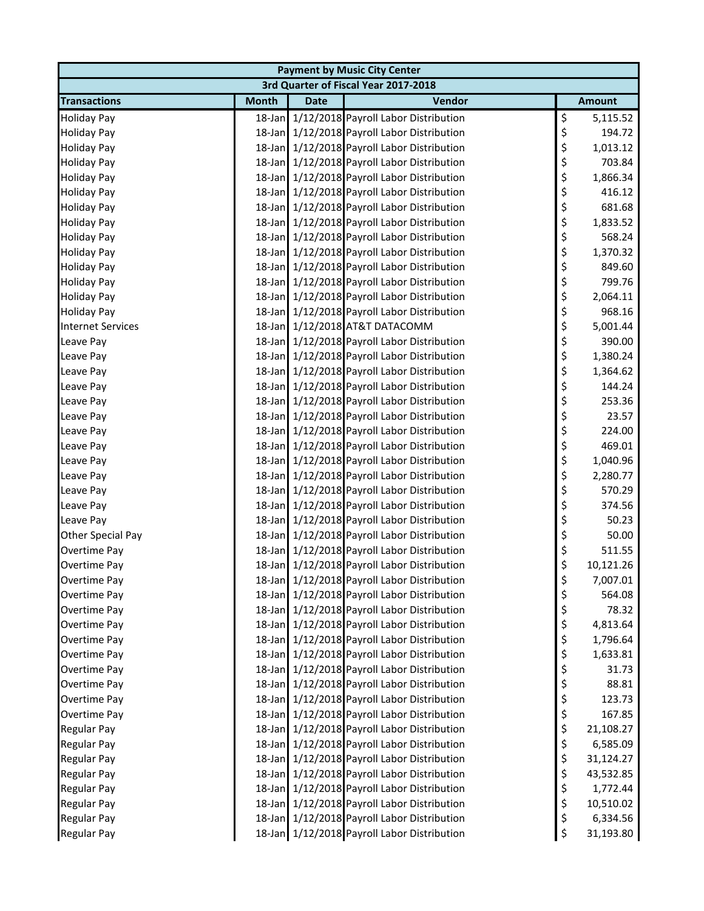| Payment by Music City Center | | | | |
|---|---|---|---|---|
| 3rd Quarter of Fiscal Year 2017-2018 | | | | |
| **Transactions** | **Month** | **Date** | **Vendor** | **Amount** |
| Holiday Pay | 18-Jan | 1/12/2018 | Payroll Labor Distribution | $ 5,115.52 |
| Holiday Pay | 18-Jan | 1/12/2018 | Payroll Labor Distribution | $ 194.72 |
| Holiday Pay | 18-Jan | 1/12/2018 | Payroll Labor Distribution | $ 1,013.12 |
| Holiday Pay | 18-Jan | 1/12/2018 | Payroll Labor Distribution | $ 703.84 |
| Holiday Pay | 18-Jan | 1/12/2018 | Payroll Labor Distribution | $ 1,866.34 |
| Holiday Pay | 18-Jan | 1/12/2018 | Payroll Labor Distribution | $ 416.12 |
| Holiday Pay | 18-Jan | 1/12/2018 | Payroll Labor Distribution | $ 681.68 |
| Holiday Pay | 18-Jan | 1/12/2018 | Payroll Labor Distribution | $ 1,833.52 |
| Holiday Pay | 18-Jan | 1/12/2018 | Payroll Labor Distribution | $ 568.24 |
| Holiday Pay | 18-Jan | 1/12/2018 | Payroll Labor Distribution | $ 1,370.32 |
| Holiday Pay | 18-Jan | 1/12/2018 | Payroll Labor Distribution | $ 849.60 |
| Holiday Pay | 18-Jan | 1/12/2018 | Payroll Labor Distribution | $ 799.76 |
| Holiday Pay | 18-Jan | 1/12/2018 | Payroll Labor Distribution | $ 2,064.11 |
| Holiday Pay | 18-Jan | 1/12/2018 | Payroll Labor Distribution | $ 968.16 |
| Internet Services | 18-Jan | 1/12/2018 | AT&T DATACOMM | $ 5,001.44 |
| Leave Pay | 18-Jan | 1/12/2018 | Payroll Labor Distribution | $ 390.00 |
| Leave Pay | 18-Jan | 1/12/2018 | Payroll Labor Distribution | $ 1,380.24 |
| Leave Pay | 18-Jan | 1/12/2018 | Payroll Labor Distribution | $ 1,364.62 |
| Leave Pay | 18-Jan | 1/12/2018 | Payroll Labor Distribution | $ 144.24 |
| Leave Pay | 18-Jan | 1/12/2018 | Payroll Labor Distribution | $ 253.36 |
| Leave Pay | 18-Jan | 1/12/2018 | Payroll Labor Distribution | $ 23.57 |
| Leave Pay | 18-Jan | 1/12/2018 | Payroll Labor Distribution | $ 224.00 |
| Leave Pay | 18-Jan | 1/12/2018 | Payroll Labor Distribution | $ 469.01 |
| Leave Pay | 18-Jan | 1/12/2018 | Payroll Labor Distribution | $ 1,040.96 |
| Leave Pay | 18-Jan | 1/12/2018 | Payroll Labor Distribution | $ 2,280.77 |
| Leave Pay | 18-Jan | 1/12/2018 | Payroll Labor Distribution | $ 570.29 |
| Leave Pay | 18-Jan | 1/12/2018 | Payroll Labor Distribution | $ 374.56 |
| Leave Pay | 18-Jan | 1/12/2018 | Payroll Labor Distribution | $ 50.23 |
| Other Special Pay | 18-Jan | 1/12/2018 | Payroll Labor Distribution | $ 50.00 |
| Overtime Pay | 18-Jan | 1/12/2018 | Payroll Labor Distribution | $ 511.55 |
| Overtime Pay | 18-Jan | 1/12/2018 | Payroll Labor Distribution | $ 10,121.26 |
| Overtime Pay | 18-Jan | 1/12/2018 | Payroll Labor Distribution | $ 7,007.01 |
| Overtime Pay | 18-Jan | 1/12/2018 | Payroll Labor Distribution | $ 564.08 |
| Overtime Pay | 18-Jan | 1/12/2018 | Payroll Labor Distribution | $ 78.32 |
| Overtime Pay | 18-Jan | 1/12/2018 | Payroll Labor Distribution | $ 4,813.64 |
| Overtime Pay | 18-Jan | 1/12/2018 | Payroll Labor Distribution | $ 1,796.64 |
| Overtime Pay | 18-Jan | 1/12/2018 | Payroll Labor Distribution | $ 1,633.81 |
| Overtime Pay | 18-Jan | 1/12/2018 | Payroll Labor Distribution | $ 31.73 |
| Overtime Pay | 18-Jan | 1/12/2018 | Payroll Labor Distribution | $ 88.81 |
| Overtime Pay | 18-Jan | 1/12/2018 | Payroll Labor Distribution | $ 123.73 |
| Overtime Pay | 18-Jan | 1/12/2018 | Payroll Labor Distribution | $ 167.85 |
| Regular Pay | 18-Jan | 1/12/2018 | Payroll Labor Distribution | $ 21,108.27 |
| Regular Pay | 18-Jan | 1/12/2018 | Payroll Labor Distribution | $ 6,585.09 |
| Regular Pay | 18-Jan | 1/12/2018 | Payroll Labor Distribution | $ 31,124.27 |
| Regular Pay | 18-Jan | 1/12/2018 | Payroll Labor Distribution | $ 43,532.85 |
| Regular Pay | 18-Jan | 1/12/2018 | Payroll Labor Distribution | $ 1,772.44 |
| Regular Pay | 18-Jan | 1/12/2018 | Payroll Labor Distribution | $ 10,510.02 |
| Regular Pay | 18-Jan | 1/12/2018 | Payroll Labor Distribution | $ 6,334.56 |
| Regular Pay | 18-Jan | 1/12/2018 | Payroll Labor Distribution | $ 31,193.80 |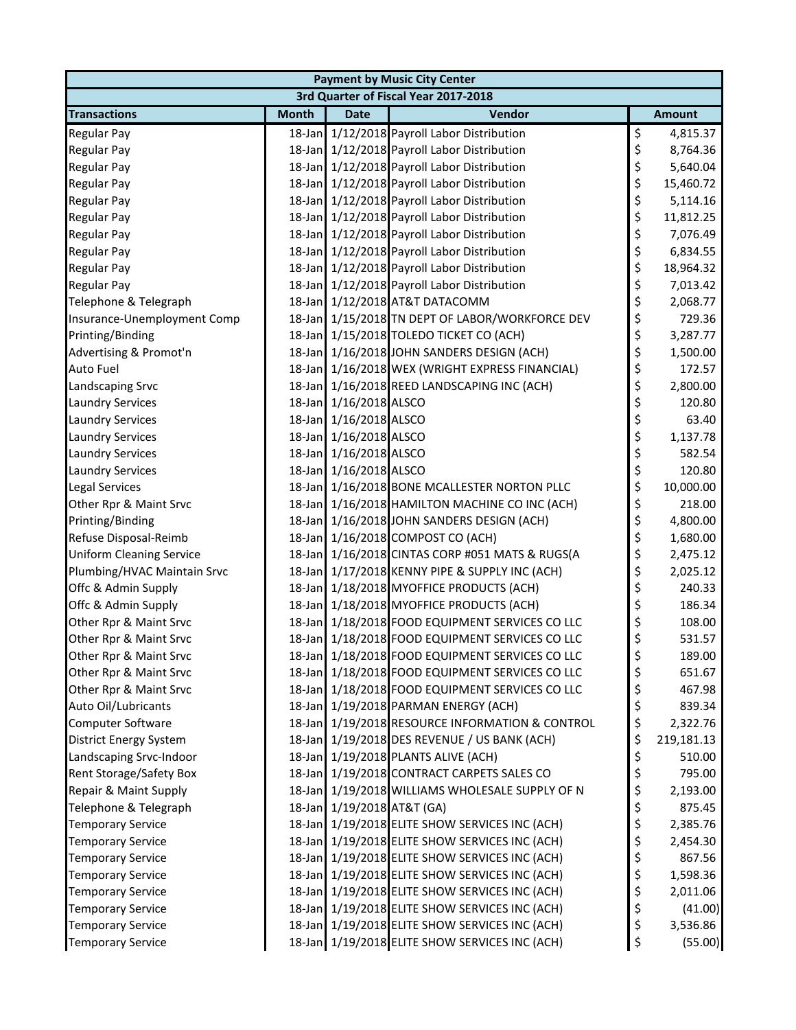| Payment by Music City Center | | | | |
|---|---|---|---|---|
| 3rd Quarter of Fiscal Year 2017-2018 | | | | |
| **Transactions** | **Month** | **Date** | **Vendor** | **Amount** |
| Regular Pay | 18-Jan | 1/12/2018 | Payroll Labor Distribution | $ 4,815.37 |
| Regular Pay | 18-Jan | 1/12/2018 | Payroll Labor Distribution | $ 8,764.36 |
| Regular Pay | 18-Jan | 1/12/2018 | Payroll Labor Distribution | $ 5,640.04 |
| Regular Pay | 18-Jan | 1/12/2018 | Payroll Labor Distribution | $ 15,460.72 |
| Regular Pay | 18-Jan | 1/12/2018 | Payroll Labor Distribution | $ 5,114.16 |
| Regular Pay | 18-Jan | 1/12/2018 | Payroll Labor Distribution | $ 11,812.25 |
| Regular Pay | 18-Jan | 1/12/2018 | Payroll Labor Distribution | $ 7,076.49 |
| Regular Pay | 18-Jan | 1/12/2018 | Payroll Labor Distribution | $ 6,834.55 |
| Regular Pay | 18-Jan | 1/12/2018 | Payroll Labor Distribution | $ 18,964.32 |
| Regular Pay | 18-Jan | 1/12/2018 | Payroll Labor Distribution | $ 7,013.42 |
| Telephone & Telegraph | 18-Jan | 1/12/2018 | AT&T DATACOMM | $ 2,068.77 |
| Insurance-Unemployment Comp | 18-Jan | 1/15/2018 | TN DEPT OF LABOR/WORKFORCE DEV | $ 729.36 |
| Printing/Binding | 18-Jan | 1/15/2018 | TOLEDO TICKET CO (ACH) | $ 3,287.77 |
| Advertising & Promot'n | 18-Jan | 1/16/2018 | JOHN SANDERS DESIGN (ACH) | $ 1,500.00 |
| Auto Fuel | 18-Jan | 1/16/2018 | WEX (WRIGHT EXPRESS FINANCIAL) | $ 172.57 |
| Landscaping Srvc | 18-Jan | 1/16/2018 | REED LANDSCAPING INC (ACH) | $ 2,800.00 |
| Laundry Services | 18-Jan | 1/16/2018 | ALSCO | $ 120.80 |
| Laundry Services | 18-Jan | 1/16/2018 | ALSCO | $ 63.40 |
| Laundry Services | 18-Jan | 1/16/2018 | ALSCO | $ 1,137.78 |
| Laundry Services | 18-Jan | 1/16/2018 | ALSCO | $ 582.54 |
| Laundry Services | 18-Jan | 1/16/2018 | ALSCO | $ 120.80 |
| Legal Services | 18-Jan | 1/16/2018 | BONE MCALLESTER NORTON PLLC | $ 10,000.00 |
| Other Rpr & Maint Srvc | 18-Jan | 1/16/2018 | HAMILTON MACHINE CO INC (ACH) | $ 218.00 |
| Printing/Binding | 18-Jan | 1/16/2018 | JOHN SANDERS DESIGN (ACH) | $ 4,800.00 |
| Refuse Disposal-Reimb | 18-Jan | 1/16/2018 | COMPOST CO (ACH) | $ 1,680.00 |
| Uniform Cleaning Service | 18-Jan | 1/16/2018 | CINTAS CORP #051 MATS & RUGS(A | $ 2,475.12 |
| Plumbing/HVAC Maintain Srvc | 18-Jan | 1/17/2018 | KENNY PIPE & SUPPLY INC (ACH) | $ 2,025.12 |
| Offc & Admin Supply | 18-Jan | 1/18/2018 | MYOFFICE PRODUCTS (ACH) | $ 240.33 |
| Offc & Admin Supply | 18-Jan | 1/18/2018 | MYOFFICE PRODUCTS (ACH) | $ 186.34 |
| Other Rpr & Maint Srvc | 18-Jan | 1/18/2018 | FOOD EQUIPMENT SERVICES CO LLC | $ 108.00 |
| Other Rpr & Maint Srvc | 18-Jan | 1/18/2018 | FOOD EQUIPMENT SERVICES CO LLC | $ 531.57 |
| Other Rpr & Maint Srvc | 18-Jan | 1/18/2018 | FOOD EQUIPMENT SERVICES CO LLC | $ 189.00 |
| Other Rpr & Maint Srvc | 18-Jan | 1/18/2018 | FOOD EQUIPMENT SERVICES CO LLC | $ 651.67 |
| Other Rpr & Maint Srvc | 18-Jan | 1/18/2018 | FOOD EQUIPMENT SERVICES CO LLC | $ 467.98 |
| Auto Oil/Lubricants | 18-Jan | 1/19/2018 | PARMAN ENERGY (ACH) | $ 839.34 |
| Computer Software | 18-Jan | 1/19/2018 | RESOURCE INFORMATION & CONTROL | $ 2,322.76 |
| District Energy System | 18-Jan | 1/19/2018 | DES REVENUE / US BANK (ACH) | $ 219,181.13 |
| Landscaping Srvc-Indoor | 18-Jan | 1/19/2018 | PLANTS ALIVE (ACH) | $ 510.00 |
| Rent Storage/Safety Box | 18-Jan | 1/19/2018 | CONTRACT CARPETS SALES CO | $ 795.00 |
| Repair & Maint Supply | 18-Jan | 1/19/2018 | WILLIAMS WHOLESALE SUPPLY OF N | $ 2,193.00 |
| Telephone & Telegraph | 18-Jan | 1/19/2018 | AT&T (GA) | $ 875.45 |
| Temporary Service | 18-Jan | 1/19/2018 | ELITE SHOW SERVICES INC (ACH) | $ 2,385.76 |
| Temporary Service | 18-Jan | 1/19/2018 | ELITE SHOW SERVICES INC (ACH) | $ 2,454.30 |
| Temporary Service | 18-Jan | 1/19/2018 | ELITE SHOW SERVICES INC (ACH) | $ 867.56 |
| Temporary Service | 18-Jan | 1/19/2018 | ELITE SHOW SERVICES INC (ACH) | $ 1,598.36 |
| Temporary Service | 18-Jan | 1/19/2018 | ELITE SHOW SERVICES INC (ACH) | $ 2,011.06 |
| Temporary Service | 18-Jan | 1/19/2018 | ELITE SHOW SERVICES INC (ACH) | $ (41.00) |
| Temporary Service | 18-Jan | 1/19/2018 | ELITE SHOW SERVICES INC (ACH) | $ 3,536.86 |
| Temporary Service | 18-Jan | 1/19/2018 | ELITE SHOW SERVICES INC (ACH) | $ (55.00) |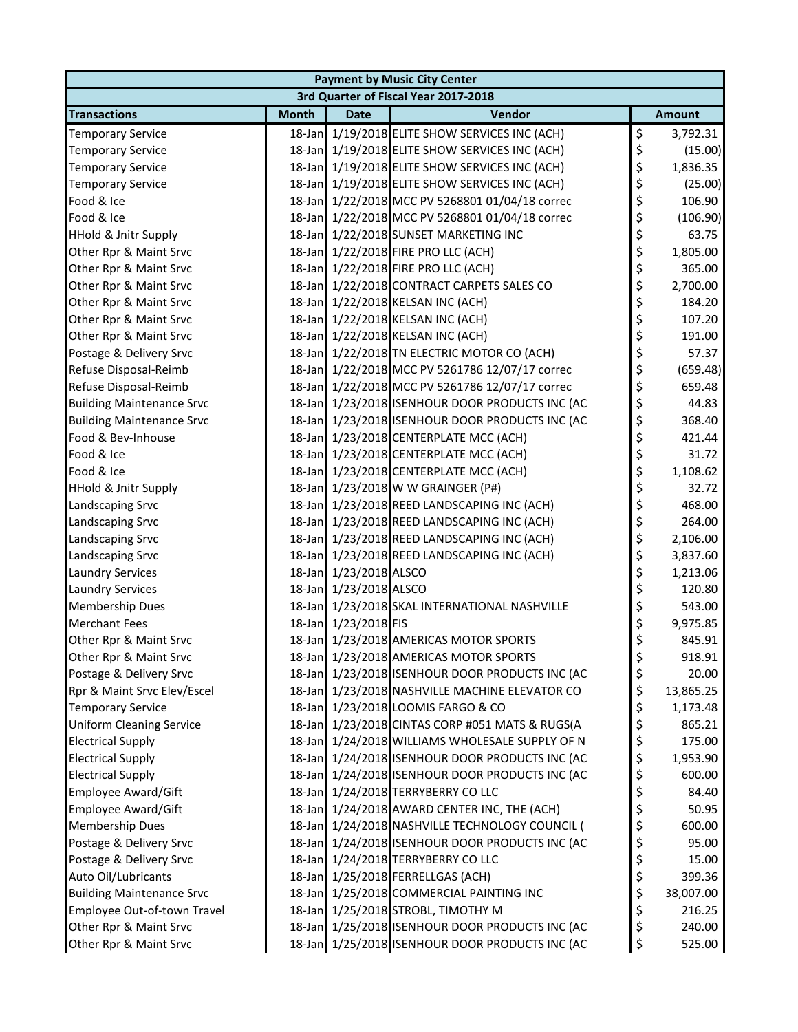| Payment by Music City Center | | | | |
|---|---|---|---|---|
| 3rd Quarter of Fiscal Year 2017-2018 | | | | |
| **Transactions** | **Month** | **Date** | **Vendor** | **Amount** |
| Temporary Service | 18-Jan | 1/19/2018 | ELITE SHOW SERVICES INC (ACH) | $ 3,792.31 |
| Temporary Service | 18-Jan | 1/19/2018 | ELITE SHOW SERVICES INC (ACH) | $ (15.00) |
| Temporary Service | 18-Jan | 1/19/2018 | ELITE SHOW SERVICES INC (ACH) | $ 1,836.35 |
| Temporary Service | 18-Jan | 1/19/2018 | ELITE SHOW SERVICES INC (ACH) | $ (25.00) |
| Food & Ice | 18-Jan | 1/22/2018 | MCC PV 5268801 01/04/18 correc | $ 106.90 |
| Food & Ice | 18-Jan | 1/22/2018 | MCC PV 5268801 01/04/18 correc | $ (106.90) |
| HHold & Jnitr Supply | 18-Jan | 1/22/2018 | SUNSET MARKETING INC | $ 63.75 |
| Other Rpr & Maint Srvc | 18-Jan | 1/22/2018 | FIRE PRO LLC (ACH) | $ 1,805.00 |
| Other Rpr & Maint Srvc | 18-Jan | 1/22/2018 | FIRE PRO LLC (ACH) | $ 365.00 |
| Other Rpr & Maint Srvc | 18-Jan | 1/22/2018 | CONTRACT CARPETS SALES CO | $ 2,700.00 |
| Other Rpr & Maint Srvc | 18-Jan | 1/22/2018 | KELSAN INC (ACH) | $ 184.20 |
| Other Rpr & Maint Srvc | 18-Jan | 1/22/2018 | KELSAN INC (ACH) | $ 107.20 |
| Other Rpr & Maint Srvc | 18-Jan | 1/22/2018 | KELSAN INC (ACH) | $ 191.00 |
| Postage & Delivery Srvc | 18-Jan | 1/22/2018 | TN ELECTRIC MOTOR CO (ACH) | $ 57.37 |
| Refuse Disposal-Reimb | 18-Jan | 1/22/2018 | MCC PV 5261786 12/07/17 correc | $ (659.48) |
| Refuse Disposal-Reimb | 18-Jan | 1/22/2018 | MCC PV 5261786 12/07/17 correc | $ 659.48 |
| Building Maintenance Srvc | 18-Jan | 1/23/2018 | ISENHOUR DOOR PRODUCTS INC (AC | $ 44.83 |
| Building Maintenance Srvc | 18-Jan | 1/23/2018 | ISENHOUR DOOR PRODUCTS INC (AC | $ 368.40 |
| Food & Bev-Inhouse | 18-Jan | 1/23/2018 | CENTERPLATE MCC (ACH) | $ 421.44 |
| Food & Ice | 18-Jan | 1/23/2018 | CENTERPLATE MCC (ACH) | $ 31.72 |
| Food & Ice | 18-Jan | 1/23/2018 | CENTERPLATE MCC (ACH) | $ 1,108.62 |
| HHold & Jnitr Supply | 18-Jan | 1/23/2018 | W W GRAINGER (P#) | $ 32.72 |
| Landscaping Srvc | 18-Jan | 1/23/2018 | REED LANDSCAPING INC (ACH) | $ 468.00 |
| Landscaping Srvc | 18-Jan | 1/23/2018 | REED LANDSCAPING INC (ACH) | $ 264.00 |
| Landscaping Srvc | 18-Jan | 1/23/2018 | REED LANDSCAPING INC (ACH) | $ 2,106.00 |
| Landscaping Srvc | 18-Jan | 1/23/2018 | REED LANDSCAPING INC (ACH) | $ 3,837.60 |
| Laundry Services | 18-Jan | 1/23/2018 | ALSCO | $ 1,213.06 |
| Laundry Services | 18-Jan | 1/23/2018 | ALSCO | $ 120.80 |
| Membership Dues | 18-Jan | 1/23/2018 | SKAL INTERNATIONAL NASHVILLE | $ 543.00 |
| Merchant Fees | 18-Jan | 1/23/2018 | FIS | $ 9,975.85 |
| Other Rpr & Maint Srvc | 18-Jan | 1/23/2018 | AMERICAS MOTOR SPORTS | $ 845.91 |
| Other Rpr & Maint Srvc | 18-Jan | 1/23/2018 | AMERICAS MOTOR SPORTS | $ 918.91 |
| Postage & Delivery Srvc | 18-Jan | 1/23/2018 | ISENHOUR DOOR PRODUCTS INC (AC | $ 20.00 |
| Rpr & Maint Srvc Elev/Escel | 18-Jan | 1/23/2018 | NASHVILLE MACHINE ELEVATOR CO | $ 13,865.25 |
| Temporary Service | 18-Jan | 1/23/2018 | LOOMIS FARGO & CO | $ 1,173.48 |
| Uniform Cleaning Service | 18-Jan | 1/23/2018 | CINTAS CORP #051 MATS & RUGS(A | $ 865.21 |
| Electrical Supply | 18-Jan | 1/24/2018 | WILLIAMS WHOLESALE SUPPLY OF N | $ 175.00 |
| Electrical Supply | 18-Jan | 1/24/2018 | ISENHOUR DOOR PRODUCTS INC (AC | $ 1,953.90 |
| Electrical Supply | 18-Jan | 1/24/2018 | ISENHOUR DOOR PRODUCTS INC (AC | $ 600.00 |
| Employee Award/Gift | 18-Jan | 1/24/2018 | TERRYBERRY CO LLC | $ 84.40 |
| Employee Award/Gift | 18-Jan | 1/24/2018 | AWARD CENTER INC, THE (ACH) | $ 50.95 |
| Membership Dues | 18-Jan | 1/24/2018 | NASHVILLE TECHNOLOGY COUNCIL ( | $ 600.00 |
| Postage & Delivery Srvc | 18-Jan | 1/24/2018 | ISENHOUR DOOR PRODUCTS INC (AC | $ 95.00 |
| Postage & Delivery Srvc | 18-Jan | 1/24/2018 | TERRYBERRY CO LLC | $ 15.00 |
| Auto Oil/Lubricants | 18-Jan | 1/25/2018 | FERRELLGAS (ACH) | $ 399.36 |
| Building Maintenance Srvc | 18-Jan | 1/25/2018 | COMMERCIAL PAINTING INC | $ 38,007.00 |
| Employee Out-of-town Travel | 18-Jan | 1/25/2018 | STROBL, TIMOTHY M | $ 216.25 |
| Other Rpr & Maint Srvc | 18-Jan | 1/25/2018 | ISENHOUR DOOR PRODUCTS INC (AC | $ 240.00 |
| Other Rpr & Maint Srvc | 18-Jan | 1/25/2018 | ISENHOUR DOOR PRODUCTS INC (AC | $ 525.00 |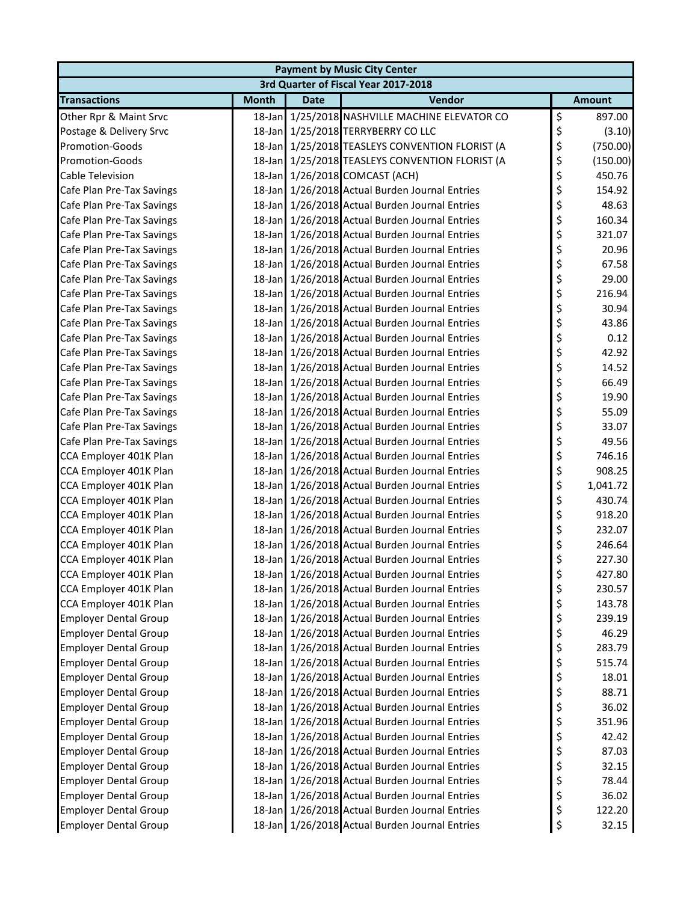| Payment by Music City Center | | | | |
|---|---|---|---|---|
| 3rd Quarter of Fiscal Year 2017-2018 | | | | |
| **Transactions** | **Month** | **Date** | **Vendor** | **Amount** |
| Other Rpr & Maint Srvc | 18-Jan | 1/25/2018 | NASHVILLE MACHINE ELEVATOR CO | $ 897.00 |
| Postage & Delivery Srvc | 18-Jan | 1/25/2018 | TERRYBERRY CO LLC | $ (3.10) |
| Promotion-Goods | 18-Jan | 1/25/2018 | TEASLEYS CONVENTION FLORIST (A | $ (750.00) |
| Promotion-Goods | 18-Jan | 1/25/2018 | TEASLEYS CONVENTION FLORIST (A | $ (150.00) |
| Cable Television | 18-Jan | 1/26/2018 | COMCAST (ACH) | $ 450.76 |
| Cafe Plan Pre-Tax Savings | 18-Jan | 1/26/2018 | Actual Burden Journal Entries | $ 154.92 |
| Cafe Plan Pre-Tax Savings | 18-Jan | 1/26/2018 | Actual Burden Journal Entries | $ 48.63 |
| Cafe Plan Pre-Tax Savings | 18-Jan | 1/26/2018 | Actual Burden Journal Entries | $ 160.34 |
| Cafe Plan Pre-Tax Savings | 18-Jan | 1/26/2018 | Actual Burden Journal Entries | $ 321.07 |
| Cafe Plan Pre-Tax Savings | 18-Jan | 1/26/2018 | Actual Burden Journal Entries | $ 20.96 |
| Cafe Plan Pre-Tax Savings | 18-Jan | 1/26/2018 | Actual Burden Journal Entries | $ 67.58 |
| Cafe Plan Pre-Tax Savings | 18-Jan | 1/26/2018 | Actual Burden Journal Entries | $ 29.00 |
| Cafe Plan Pre-Tax Savings | 18-Jan | 1/26/2018 | Actual Burden Journal Entries | $ 216.94 |
| Cafe Plan Pre-Tax Savings | 18-Jan | 1/26/2018 | Actual Burden Journal Entries | $ 30.94 |
| Cafe Plan Pre-Tax Savings | 18-Jan | 1/26/2018 | Actual Burden Journal Entries | $ 43.86 |
| Cafe Plan Pre-Tax Savings | 18-Jan | 1/26/2018 | Actual Burden Journal Entries | $ 0.12 |
| Cafe Plan Pre-Tax Savings | 18-Jan | 1/26/2018 | Actual Burden Journal Entries | $ 42.92 |
| Cafe Plan Pre-Tax Savings | 18-Jan | 1/26/2018 | Actual Burden Journal Entries | $ 14.52 |
| Cafe Plan Pre-Tax Savings | 18-Jan | 1/26/2018 | Actual Burden Journal Entries | $ 66.49 |
| Cafe Plan Pre-Tax Savings | 18-Jan | 1/26/2018 | Actual Burden Journal Entries | $ 19.90 |
| Cafe Plan Pre-Tax Savings | 18-Jan | 1/26/2018 | Actual Burden Journal Entries | $ 55.09 |
| Cafe Plan Pre-Tax Savings | 18-Jan | 1/26/2018 | Actual Burden Journal Entries | $ 33.07 |
| Cafe Plan Pre-Tax Savings | 18-Jan | 1/26/2018 | Actual Burden Journal Entries | $ 49.56 |
| CCA Employer 401K Plan | 18-Jan | 1/26/2018 | Actual Burden Journal Entries | $ 746.16 |
| CCA Employer 401K Plan | 18-Jan | 1/26/2018 | Actual Burden Journal Entries | $ 908.25 |
| CCA Employer 401K Plan | 18-Jan | 1/26/2018 | Actual Burden Journal Entries | $ 1,041.72 |
| CCA Employer 401K Plan | 18-Jan | 1/26/2018 | Actual Burden Journal Entries | $ 430.74 |
| CCA Employer 401K Plan | 18-Jan | 1/26/2018 | Actual Burden Journal Entries | $ 918.20 |
| CCA Employer 401K Plan | 18-Jan | 1/26/2018 | Actual Burden Journal Entries | $ 232.07 |
| CCA Employer 401K Plan | 18-Jan | 1/26/2018 | Actual Burden Journal Entries | $ 246.64 |
| CCA Employer 401K Plan | 18-Jan | 1/26/2018 | Actual Burden Journal Entries | $ 227.30 |
| CCA Employer 401K Plan | 18-Jan | 1/26/2018 | Actual Burden Journal Entries | $ 427.80 |
| CCA Employer 401K Plan | 18-Jan | 1/26/2018 | Actual Burden Journal Entries | $ 230.57 |
| CCA Employer 401K Plan | 18-Jan | 1/26/2018 | Actual Burden Journal Entries | $ 143.78 |
| Employer Dental Group | 18-Jan | 1/26/2018 | Actual Burden Journal Entries | $ 239.19 |
| Employer Dental Group | 18-Jan | 1/26/2018 | Actual Burden Journal Entries | $ 46.29 |
| Employer Dental Group | 18-Jan | 1/26/2018 | Actual Burden Journal Entries | $ 283.79 |
| Employer Dental Group | 18-Jan | 1/26/2018 | Actual Burden Journal Entries | $ 515.74 |
| Employer Dental Group | 18-Jan | 1/26/2018 | Actual Burden Journal Entries | $ 18.01 |
| Employer Dental Group | 18-Jan | 1/26/2018 | Actual Burden Journal Entries | $ 88.71 |
| Employer Dental Group | 18-Jan | 1/26/2018 | Actual Burden Journal Entries | $ 36.02 |
| Employer Dental Group | 18-Jan | 1/26/2018 | Actual Burden Journal Entries | $ 351.96 |
| Employer Dental Group | 18-Jan | 1/26/2018 | Actual Burden Journal Entries | $ 42.42 |
| Employer Dental Group | 18-Jan | 1/26/2018 | Actual Burden Journal Entries | $ 87.03 |
| Employer Dental Group | 18-Jan | 1/26/2018 | Actual Burden Journal Entries | $ 32.15 |
| Employer Dental Group | 18-Jan | 1/26/2018 | Actual Burden Journal Entries | $ 78.44 |
| Employer Dental Group | 18-Jan | 1/26/2018 | Actual Burden Journal Entries | $ 36.02 |
| Employer Dental Group | 18-Jan | 1/26/2018 | Actual Burden Journal Entries | $ 122.20 |
| Employer Dental Group | 18-Jan | 1/26/2018 | Actual Burden Journal Entries | $ 32.15 |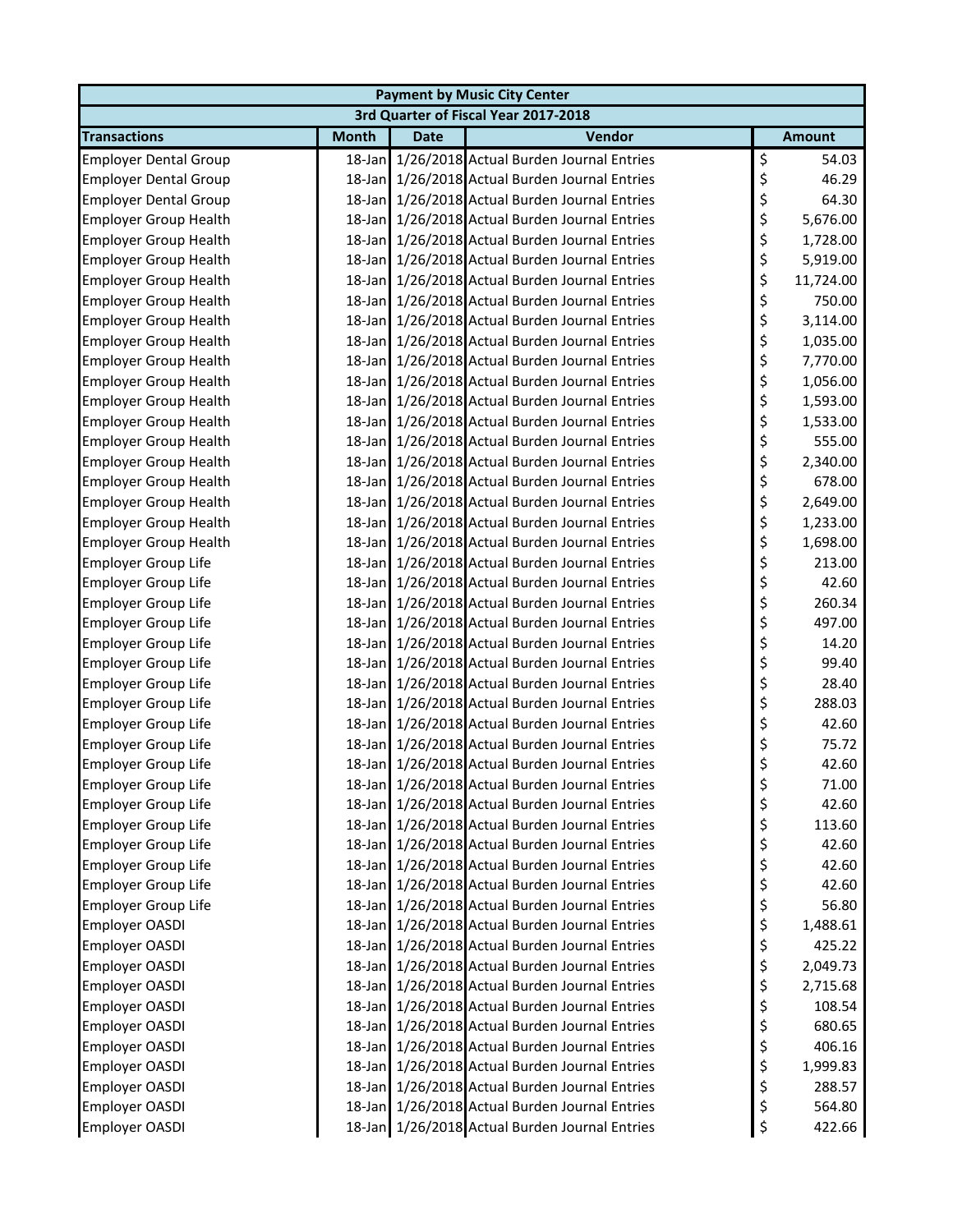| Payment by Music City Center | | | | |
|---|---|---|---|---|
| 3rd Quarter of Fiscal Year 2017-2018 | | | | |
| **Transactions** | **Month** | **Date** | **Vendor** | **Amount** |
| Employer Dental Group | 18-Jan | 1/26/2018 | Actual Burden Journal Entries | $ 54.03 |
| Employer Dental Group | 18-Jan | 1/26/2018 | Actual Burden Journal Entries | $ 46.29 |
| Employer Dental Group | 18-Jan | 1/26/2018 | Actual Burden Journal Entries | $ 64.30 |
| Employer Group Health | 18-Jan | 1/26/2018 | Actual Burden Journal Entries | $ 5,676.00 |
| Employer Group Health | 18-Jan | 1/26/2018 | Actual Burden Journal Entries | $ 1,728.00 |
| Employer Group Health | 18-Jan | 1/26/2018 | Actual Burden Journal Entries | $ 5,919.00 |
| Employer Group Health | 18-Jan | 1/26/2018 | Actual Burden Journal Entries | $ 11,724.00 |
| Employer Group Health | 18-Jan | 1/26/2018 | Actual Burden Journal Entries | $ 750.00 |
| Employer Group Health | 18-Jan | 1/26/2018 | Actual Burden Journal Entries | $ 3,114.00 |
| Employer Group Health | 18-Jan | 1/26/2018 | Actual Burden Journal Entries | $ 1,035.00 |
| Employer Group Health | 18-Jan | 1/26/2018 | Actual Burden Journal Entries | $ 7,770.00 |
| Employer Group Health | 18-Jan | 1/26/2018 | Actual Burden Journal Entries | $ 1,056.00 |
| Employer Group Health | 18-Jan | 1/26/2018 | Actual Burden Journal Entries | $ 1,593.00 |
| Employer Group Health | 18-Jan | 1/26/2018 | Actual Burden Journal Entries | $ 1,533.00 |
| Employer Group Health | 18-Jan | 1/26/2018 | Actual Burden Journal Entries | $ 555.00 |
| Employer Group Health | 18-Jan | 1/26/2018 | Actual Burden Journal Entries | $ 2,340.00 |
| Employer Group Health | 18-Jan | 1/26/2018 | Actual Burden Journal Entries | $ 678.00 |
| Employer Group Health | 18-Jan | 1/26/2018 | Actual Burden Journal Entries | $ 2,649.00 |
| Employer Group Health | 18-Jan | 1/26/2018 | Actual Burden Journal Entries | $ 1,233.00 |
| Employer Group Health | 18-Jan | 1/26/2018 | Actual Burden Journal Entries | $ 1,698.00 |
| Employer Group Life | 18-Jan | 1/26/2018 | Actual Burden Journal Entries | $ 213.00 |
| Employer Group Life | 18-Jan | 1/26/2018 | Actual Burden Journal Entries | $ 42.60 |
| Employer Group Life | 18-Jan | 1/26/2018 | Actual Burden Journal Entries | $ 260.34 |
| Employer Group Life | 18-Jan | 1/26/2018 | Actual Burden Journal Entries | $ 497.00 |
| Employer Group Life | 18-Jan | 1/26/2018 | Actual Burden Journal Entries | $ 14.20 |
| Employer Group Life | 18-Jan | 1/26/2018 | Actual Burden Journal Entries | $ 99.40 |
| Employer Group Life | 18-Jan | 1/26/2018 | Actual Burden Journal Entries | $ 28.40 |
| Employer Group Life | 18-Jan | 1/26/2018 | Actual Burden Journal Entries | $ 288.03 |
| Employer Group Life | 18-Jan | 1/26/2018 | Actual Burden Journal Entries | $ 42.60 |
| Employer Group Life | 18-Jan | 1/26/2018 | Actual Burden Journal Entries | $ 75.72 |
| Employer Group Life | 18-Jan | 1/26/2018 | Actual Burden Journal Entries | $ 42.60 |
| Employer Group Life | 18-Jan | 1/26/2018 | Actual Burden Journal Entries | $ 71.00 |
| Employer Group Life | 18-Jan | 1/26/2018 | Actual Burden Journal Entries | $ 42.60 |
| Employer Group Life | 18-Jan | 1/26/2018 | Actual Burden Journal Entries | $ 113.60 |
| Employer Group Life | 18-Jan | 1/26/2018 | Actual Burden Journal Entries | $ 42.60 |
| Employer Group Life | 18-Jan | 1/26/2018 | Actual Burden Journal Entries | $ 42.60 |
| Employer Group Life | 18-Jan | 1/26/2018 | Actual Burden Journal Entries | $ 42.60 |
| Employer Group Life | 18-Jan | 1/26/2018 | Actual Burden Journal Entries | $ 56.80 |
| Employer OASDI | 18-Jan | 1/26/2018 | Actual Burden Journal Entries | $ 1,488.61 |
| Employer OASDI | 18-Jan | 1/26/2018 | Actual Burden Journal Entries | $ 425.22 |
| Employer OASDI | 18-Jan | 1/26/2018 | Actual Burden Journal Entries | $ 2,049.73 |
| Employer OASDI | 18-Jan | 1/26/2018 | Actual Burden Journal Entries | $ 2,715.68 |
| Employer OASDI | 18-Jan | 1/26/2018 | Actual Burden Journal Entries | $ 108.54 |
| Employer OASDI | 18-Jan | 1/26/2018 | Actual Burden Journal Entries | $ 680.65 |
| Employer OASDI | 18-Jan | 1/26/2018 | Actual Burden Journal Entries | $ 406.16 |
| Employer OASDI | 18-Jan | 1/26/2018 | Actual Burden Journal Entries | $ 1,999.83 |
| Employer OASDI | 18-Jan | 1/26/2018 | Actual Burden Journal Entries | $ 288.57 |
| Employer OASDI | 18-Jan | 1/26/2018 | Actual Burden Journal Entries | $ 564.80 |
| Employer OASDI | 18-Jan | 1/26/2018 | Actual Burden Journal Entries | $ 422.66 |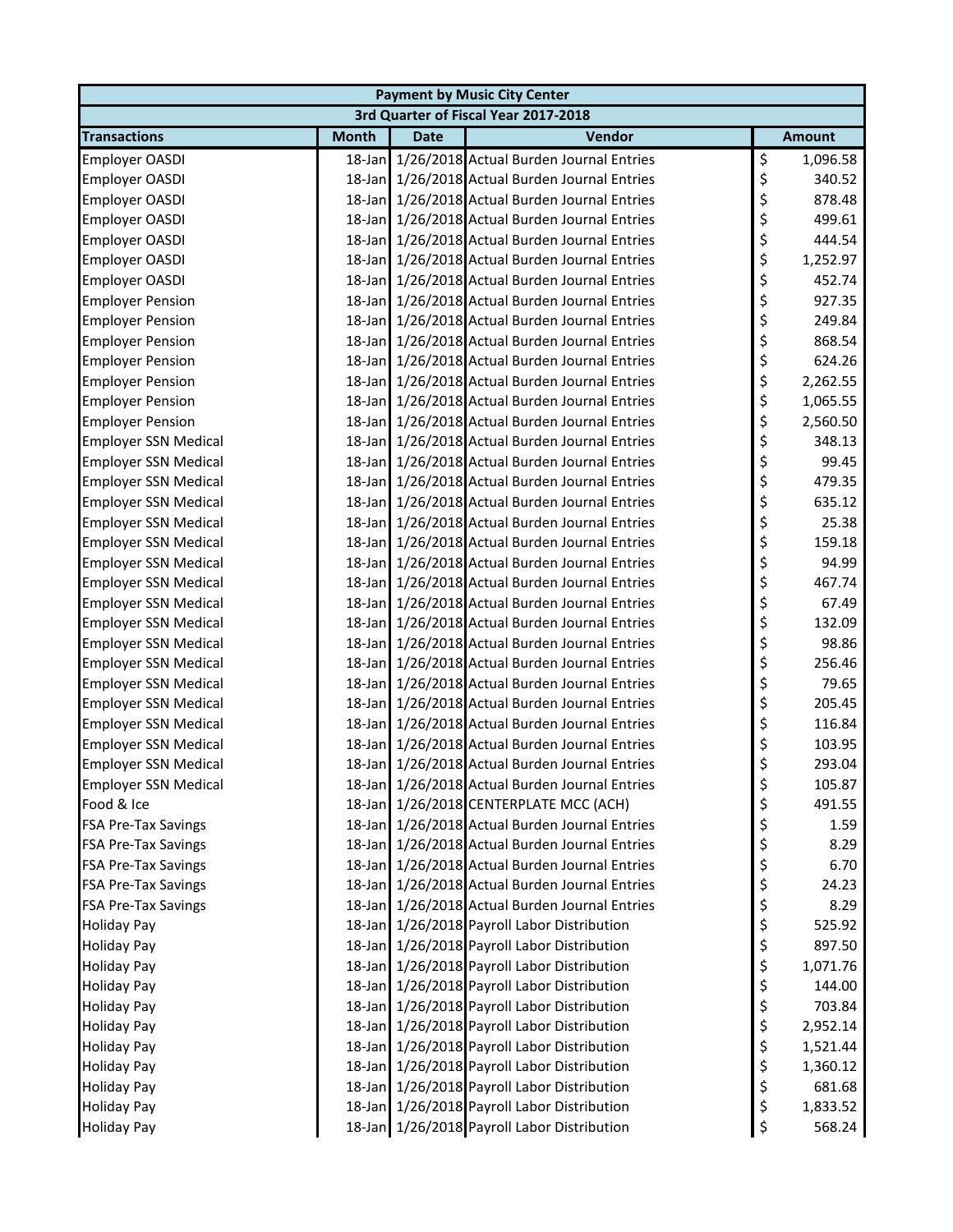| Payment by Music City Center | | | | |
|---|---|---|---|---|
| 3rd Quarter of Fiscal Year 2017-2018 | | | | |
| **Transactions** | **Month** | **Date** | **Vendor** | **Amount** |
| Employer OASDI | 18-Jan | 1/26/2018 | Actual Burden Journal Entries | $ 1,096.58 |
| Employer OASDI | 18-Jan | 1/26/2018 | Actual Burden Journal Entries | $ 340.52 |
| Employer OASDI | 18-Jan | 1/26/2018 | Actual Burden Journal Entries | $ 878.48 |
| Employer OASDI | 18-Jan | 1/26/2018 | Actual Burden Journal Entries | $ 499.61 |
| Employer OASDI | 18-Jan | 1/26/2018 | Actual Burden Journal Entries | $ 444.54 |
| Employer OASDI | 18-Jan | 1/26/2018 | Actual Burden Journal Entries | $ 1,252.97 |
| Employer OASDI | 18-Jan | 1/26/2018 | Actual Burden Journal Entries | $ 452.74 |
| Employer Pension | 18-Jan | 1/26/2018 | Actual Burden Journal Entries | $ 927.35 |
| Employer Pension | 18-Jan | 1/26/2018 | Actual Burden Journal Entries | $ 249.84 |
| Employer Pension | 18-Jan | 1/26/2018 | Actual Burden Journal Entries | $ 868.54 |
| Employer Pension | 18-Jan | 1/26/2018 | Actual Burden Journal Entries | $ 624.26 |
| Employer Pension | 18-Jan | 1/26/2018 | Actual Burden Journal Entries | $ 2,262.55 |
| Employer Pension | 18-Jan | 1/26/2018 | Actual Burden Journal Entries | $ 1,065.55 |
| Employer Pension | 18-Jan | 1/26/2018 | Actual Burden Journal Entries | $ 2,560.50 |
| Employer SSN Medical | 18-Jan | 1/26/2018 | Actual Burden Journal Entries | $ 348.13 |
| Employer SSN Medical | 18-Jan | 1/26/2018 | Actual Burden Journal Entries | $ 99.45 |
| Employer SSN Medical | 18-Jan | 1/26/2018 | Actual Burden Journal Entries | $ 479.35 |
| Employer SSN Medical | 18-Jan | 1/26/2018 | Actual Burden Journal Entries | $ 635.12 |
| Employer SSN Medical | 18-Jan | 1/26/2018 | Actual Burden Journal Entries | $ 25.38 |
| Employer SSN Medical | 18-Jan | 1/26/2018 | Actual Burden Journal Entries | $ 159.18 |
| Employer SSN Medical | 18-Jan | 1/26/2018 | Actual Burden Journal Entries | $ 94.99 |
| Employer SSN Medical | 18-Jan | 1/26/2018 | Actual Burden Journal Entries | $ 467.74 |
| Employer SSN Medical | 18-Jan | 1/26/2018 | Actual Burden Journal Entries | $ 67.49 |
| Employer SSN Medical | 18-Jan | 1/26/2018 | Actual Burden Journal Entries | $ 132.09 |
| Employer SSN Medical | 18-Jan | 1/26/2018 | Actual Burden Journal Entries | $ 98.86 |
| Employer SSN Medical | 18-Jan | 1/26/2018 | Actual Burden Journal Entries | $ 256.46 |
| Employer SSN Medical | 18-Jan | 1/26/2018 | Actual Burden Journal Entries | $ 79.65 |
| Employer SSN Medical | 18-Jan | 1/26/2018 | Actual Burden Journal Entries | $ 205.45 |
| Employer SSN Medical | 18-Jan | 1/26/2018 | Actual Burden Journal Entries | $ 116.84 |
| Employer SSN Medical | 18-Jan | 1/26/2018 | Actual Burden Journal Entries | $ 103.95 |
| Employer SSN Medical | 18-Jan | 1/26/2018 | Actual Burden Journal Entries | $ 293.04 |
| Employer SSN Medical | 18-Jan | 1/26/2018 | Actual Burden Journal Entries | $ 105.87 |
| Food & Ice | 18-Jan | 1/26/2018 | CENTERPLATE MCC (ACH) | $ 491.55 |
| FSA Pre-Tax Savings | 18-Jan | 1/26/2018 | Actual Burden Journal Entries | $ 1.59 |
| FSA Pre-Tax Savings | 18-Jan | 1/26/2018 | Actual Burden Journal Entries | $ 8.29 |
| FSA Pre-Tax Savings | 18-Jan | 1/26/2018 | Actual Burden Journal Entries | $ 6.70 |
| FSA Pre-Tax Savings | 18-Jan | 1/26/2018 | Actual Burden Journal Entries | $ 24.23 |
| FSA Pre-Tax Savings | 18-Jan | 1/26/2018 | Actual Burden Journal Entries | $ 8.29 |
| Holiday Pay | 18-Jan | 1/26/2018 | Payroll Labor Distribution | $ 525.92 |
| Holiday Pay | 18-Jan | 1/26/2018 | Payroll Labor Distribution | $ 897.50 |
| Holiday Pay | 18-Jan | 1/26/2018 | Payroll Labor Distribution | $ 1,071.76 |
| Holiday Pay | 18-Jan | 1/26/2018 | Payroll Labor Distribution | $ 144.00 |
| Holiday Pay | 18-Jan | 1/26/2018 | Payroll Labor Distribution | $ 703.84 |
| Holiday Pay | 18-Jan | 1/26/2018 | Payroll Labor Distribution | $ 2,952.14 |
| Holiday Pay | 18-Jan | 1/26/2018 | Payroll Labor Distribution | $ 1,521.44 |
| Holiday Pay | 18-Jan | 1/26/2018 | Payroll Labor Distribution | $ 1,360.12 |
| Holiday Pay | 18-Jan | 1/26/2018 | Payroll Labor Distribution | $ 681.68 |
| Holiday Pay | 18-Jan | 1/26/2018 | Payroll Labor Distribution | $ 1,833.52 |
| Holiday Pay | 18-Jan | 1/26/2018 | Payroll Labor Distribution | $ 568.24 |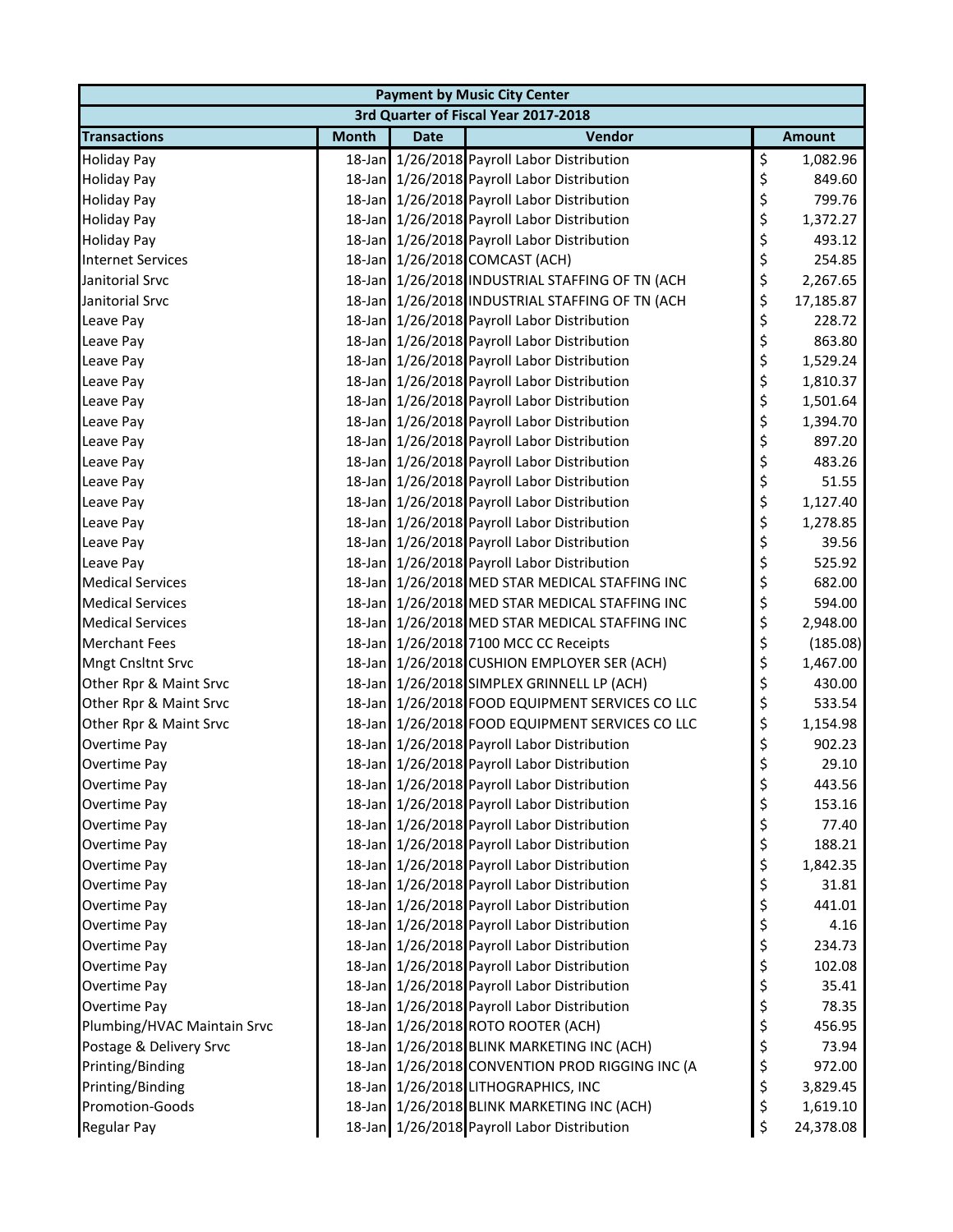| Payment by Music City Center | | | | |
|---|---|---|---|---|
| 3rd Quarter of Fiscal Year 2017-2018 | | | | |
| **Transactions** | **Month** | **Date** | **Vendor** | **Amount** |
| Holiday Pay | 18-Jan | 1/26/2018 | Payroll Labor Distribution | $ 1,082.96 |
| Holiday Pay | 18-Jan | 1/26/2018 | Payroll Labor Distribution | $ 849.60 |
| Holiday Pay | 18-Jan | 1/26/2018 | Payroll Labor Distribution | $ 799.76 |
| Holiday Pay | 18-Jan | 1/26/2018 | Payroll Labor Distribution | $ 1,372.27 |
| Holiday Pay | 18-Jan | 1/26/2018 | Payroll Labor Distribution | $ 493.12 |
| Internet Services | 18-Jan | 1/26/2018 | COMCAST (ACH) | $ 254.85 |
| Janitorial Srvc | 18-Jan | 1/26/2018 | INDUSTRIAL STAFFING OF TN (ACH | $ 2,267.65 |
| Janitorial Srvc | 18-Jan | 1/26/2018 | INDUSTRIAL STAFFING OF TN (ACH | $ 17,185.87 |
| Leave Pay | 18-Jan | 1/26/2018 | Payroll Labor Distribution | $ 228.72 |
| Leave Pay | 18-Jan | 1/26/2018 | Payroll Labor Distribution | $ 863.80 |
| Leave Pay | 18-Jan | 1/26/2018 | Payroll Labor Distribution | $ 1,529.24 |
| Leave Pay | 18-Jan | 1/26/2018 | Payroll Labor Distribution | $ 1,810.37 |
| Leave Pay | 18-Jan | 1/26/2018 | Payroll Labor Distribution | $ 1,501.64 |
| Leave Pay | 18-Jan | 1/26/2018 | Payroll Labor Distribution | $ 1,394.70 |
| Leave Pay | 18-Jan | 1/26/2018 | Payroll Labor Distribution | $ 897.20 |
| Leave Pay | 18-Jan | 1/26/2018 | Payroll Labor Distribution | $ 483.26 |
| Leave Pay | 18-Jan | 1/26/2018 | Payroll Labor Distribution | $ 51.55 |
| Leave Pay | 18-Jan | 1/26/2018 | Payroll Labor Distribution | $ 1,127.40 |
| Leave Pay | 18-Jan | 1/26/2018 | Payroll Labor Distribution | $ 1,278.85 |
| Leave Pay | 18-Jan | 1/26/2018 | Payroll Labor Distribution | $ 39.56 |
| Leave Pay | 18-Jan | 1/26/2018 | Payroll Labor Distribution | $ 525.92 |
| Medical Services | 18-Jan | 1/26/2018 | MED STAR MEDICAL STAFFING INC | $ 682.00 |
| Medical Services | 18-Jan | 1/26/2018 | MED STAR MEDICAL STAFFING INC | $ 594.00 |
| Medical Services | 18-Jan | 1/26/2018 | MED STAR MEDICAL STAFFING INC | $ 2,948.00 |
| Merchant Fees | 18-Jan | 1/26/2018 | 7100 MCC CC Receipts | $ (185.08) |
| Mngt Cnsltnt Srvc | 18-Jan | 1/26/2018 | CUSHION EMPLOYER SER (ACH) | $ 1,467.00 |
| Other Rpr & Maint Srvc | 18-Jan | 1/26/2018 | SIMPLEX GRINNELL LP (ACH) | $ 430.00 |
| Other Rpr & Maint Srvc | 18-Jan | 1/26/2018 | FOOD EQUIPMENT SERVICES CO LLC | $ 533.54 |
| Other Rpr & Maint Srvc | 18-Jan | 1/26/2018 | FOOD EQUIPMENT SERVICES CO LLC | $ 1,154.98 |
| Overtime Pay | 18-Jan | 1/26/2018 | Payroll Labor Distribution | $ 902.23 |
| Overtime Pay | 18-Jan | 1/26/2018 | Payroll Labor Distribution | $ 29.10 |
| Overtime Pay | 18-Jan | 1/26/2018 | Payroll Labor Distribution | $ 443.56 |
| Overtime Pay | 18-Jan | 1/26/2018 | Payroll Labor Distribution | $ 153.16 |
| Overtime Pay | 18-Jan | 1/26/2018 | Payroll Labor Distribution | $ 77.40 |
| Overtime Pay | 18-Jan | 1/26/2018 | Payroll Labor Distribution | $ 188.21 |
| Overtime Pay | 18-Jan | 1/26/2018 | Payroll Labor Distribution | $ 1,842.35 |
| Overtime Pay | 18-Jan | 1/26/2018 | Payroll Labor Distribution | $ 31.81 |
| Overtime Pay | 18-Jan | 1/26/2018 | Payroll Labor Distribution | $ 441.01 |
| Overtime Pay | 18-Jan | 1/26/2018 | Payroll Labor Distribution | $ 4.16 |
| Overtime Pay | 18-Jan | 1/26/2018 | Payroll Labor Distribution | $ 234.73 |
| Overtime Pay | 18-Jan | 1/26/2018 | Payroll Labor Distribution | $ 102.08 |
| Overtime Pay | 18-Jan | 1/26/2018 | Payroll Labor Distribution | $ 35.41 |
| Overtime Pay | 18-Jan | 1/26/2018 | Payroll Labor Distribution | $ 78.35 |
| Plumbing/HVAC Maintain Srvc | 18-Jan | 1/26/2018 | ROTO ROOTER (ACH) | $ 456.95 |
| Postage & Delivery Srvc | 18-Jan | 1/26/2018 | BLINK MARKETING INC (ACH) | $ 73.94 |
| Printing/Binding | 18-Jan | 1/26/2018 | CONVENTION PROD RIGGING INC (A | $ 972.00 |
| Printing/Binding | 18-Jan | 1/26/2018 | LITHOGRAPHICS, INC | $ 3,829.45 |
| Promotion-Goods | 18-Jan | 1/26/2018 | BLINK MARKETING INC (ACH) | $ 1,619.10 |
| Regular Pay | 18-Jan | 1/26/2018 | Payroll Labor Distribution | $ 24,378.08 |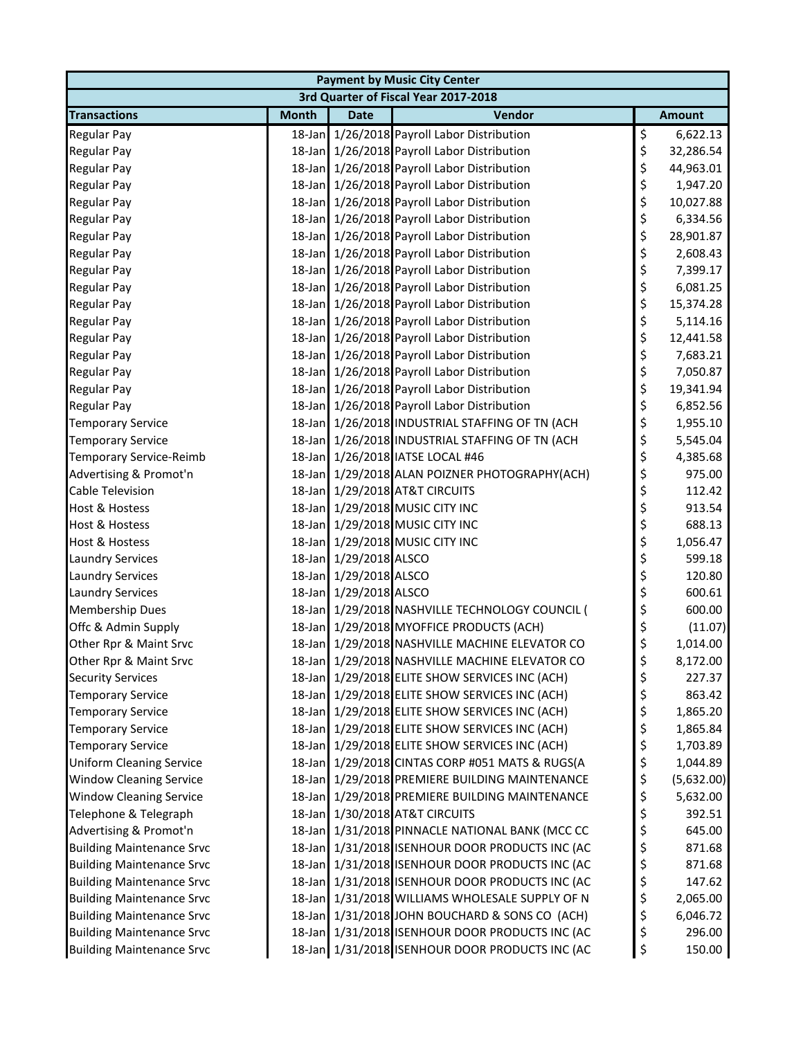| Payment by Music City Center | | | | |
|---|---|---|---|---|
| 3rd Quarter of Fiscal Year 2017-2018 | | | | |
| **Transactions** | **Month** | **Date** | **Vendor** | **Amount** |
| Regular Pay | 18-Jan | 1/26/2018 | Payroll Labor Distribution | $ 6,622.13 |
| Regular Pay | 18-Jan | 1/26/2018 | Payroll Labor Distribution | $ 32,286.54 |
| Regular Pay | 18-Jan | 1/26/2018 | Payroll Labor Distribution | $ 44,963.01 |
| Regular Pay | 18-Jan | 1/26/2018 | Payroll Labor Distribution | $ 1,947.20 |
| Regular Pay | 18-Jan | 1/26/2018 | Payroll Labor Distribution | $ 10,027.88 |
| Regular Pay | 18-Jan | 1/26/2018 | Payroll Labor Distribution | $ 6,334.56 |
| Regular Pay | 18-Jan | 1/26/2018 | Payroll Labor Distribution | $ 28,901.87 |
| Regular Pay | 18-Jan | 1/26/2018 | Payroll Labor Distribution | $ 2,608.43 |
| Regular Pay | 18-Jan | 1/26/2018 | Payroll Labor Distribution | $ 7,399.17 |
| Regular Pay | 18-Jan | 1/26/2018 | Payroll Labor Distribution | $ 6,081.25 |
| Regular Pay | 18-Jan | 1/26/2018 | Payroll Labor Distribution | $ 15,374.28 |
| Regular Pay | 18-Jan | 1/26/2018 | Payroll Labor Distribution | $ 5,114.16 |
| Regular Pay | 18-Jan | 1/26/2018 | Payroll Labor Distribution | $ 12,441.58 |
| Regular Pay | 18-Jan | 1/26/2018 | Payroll Labor Distribution | $ 7,683.21 |
| Regular Pay | 18-Jan | 1/26/2018 | Payroll Labor Distribution | $ 7,050.87 |
| Regular Pay | 18-Jan | 1/26/2018 | Payroll Labor Distribution | $ 19,341.94 |
| Regular Pay | 18-Jan | 1/26/2018 | Payroll Labor Distribution | $ 6,852.56 |
| Temporary Service | 18-Jan | 1/26/2018 | INDUSTRIAL STAFFING OF TN (ACH | $ 1,955.10 |
| Temporary Service | 18-Jan | 1/26/2018 | INDUSTRIAL STAFFING OF TN (ACH | $ 5,545.04 |
| Temporary Service-Reimb | 18-Jan | 1/26/2018 | IATSE LOCAL #46 | $ 4,385.68 |
| Advertising & Promot'n | 18-Jan | 1/29/2018 | ALAN POIZNER PHOTOGRAPHY(ACH) | $ 975.00 |
| Cable Television | 18-Jan | 1/29/2018 | AT&T CIRCUITS | $ 112.42 |
| Host & Hostess | 18-Jan | 1/29/2018 | MUSIC CITY INC | $ 913.54 |
| Host & Hostess | 18-Jan | 1/29/2018 | MUSIC CITY INC | $ 688.13 |
| Host & Hostess | 18-Jan | 1/29/2018 | MUSIC CITY INC | $ 1,056.47 |
| Laundry Services | 18-Jan | 1/29/2018 | ALSCO | $ 599.18 |
| Laundry Services | 18-Jan | 1/29/2018 | ALSCO | $ 120.80 |
| Laundry Services | 18-Jan | 1/29/2018 | ALSCO | $ 600.61 |
| Membership Dues | 18-Jan | 1/29/2018 | NASHVILLE TECHNOLOGY COUNCIL ( | $ 600.00 |
| Offc & Admin Supply | 18-Jan | 1/29/2018 | MYOFFICE PRODUCTS (ACH) | $ (11.07) |
| Other Rpr & Maint Srvc | 18-Jan | 1/29/2018 | NASHVILLE MACHINE ELEVATOR CO | $ 1,014.00 |
| Other Rpr & Maint Srvc | 18-Jan | 1/29/2018 | NASHVILLE MACHINE ELEVATOR CO | $ 8,172.00 |
| Security Services | 18-Jan | 1/29/2018 | ELITE SHOW SERVICES INC (ACH) | $ 227.37 |
| Temporary Service | 18-Jan | 1/29/2018 | ELITE SHOW SERVICES INC (ACH) | $ 863.42 |
| Temporary Service | 18-Jan | 1/29/2018 | ELITE SHOW SERVICES INC (ACH) | $ 1,865.20 |
| Temporary Service | 18-Jan | 1/29/2018 | ELITE SHOW SERVICES INC (ACH) | $ 1,865.84 |
| Temporary Service | 18-Jan | 1/29/2018 | ELITE SHOW SERVICES INC (ACH) | $ 1,703.89 |
| Uniform Cleaning Service | 18-Jan | 1/29/2018 | CINTAS CORP #051 MATS & RUGS(A | $ 1,044.89 |
| Window Cleaning Service | 18-Jan | 1/29/2018 | PREMIERE BUILDING MAINTENANCE | $ (5,632.00) |
| Window Cleaning Service | 18-Jan | 1/29/2018 | PREMIERE BUILDING MAINTENANCE | $ 5,632.00 |
| Telephone & Telegraph | 18-Jan | 1/30/2018 | AT&T CIRCUITS | $ 392.51 |
| Advertising & Promot'n | 18-Jan | 1/31/2018 | PINNACLE NATIONAL BANK (MCC CC | $ 645.00 |
| Building Maintenance Srvc | 18-Jan | 1/31/2018 | ISENHOUR DOOR PRODUCTS INC (AC | $ 871.68 |
| Building Maintenance Srvc | 18-Jan | 1/31/2018 | ISENHOUR DOOR PRODUCTS INC (AC | $ 871.68 |
| Building Maintenance Srvc | 18-Jan | 1/31/2018 | ISENHOUR DOOR PRODUCTS INC (AC | $ 147.62 |
| Building Maintenance Srvc | 18-Jan | 1/31/2018 | WILLIAMS WHOLESALE SUPPLY OF N | $ 2,065.00 |
| Building Maintenance Srvc | 18-Jan | 1/31/2018 | JOHN BOUCHARD & SONS CO (ACH) | $ 6,046.72 |
| Building Maintenance Srvc | 18-Jan | 1/31/2018 | ISENHOUR DOOR PRODUCTS INC (AC | $ 296.00 |
| Building Maintenance Srvc | 18-Jan | 1/31/2018 | ISENHOUR DOOR PRODUCTS INC (AC | $ 150.00 |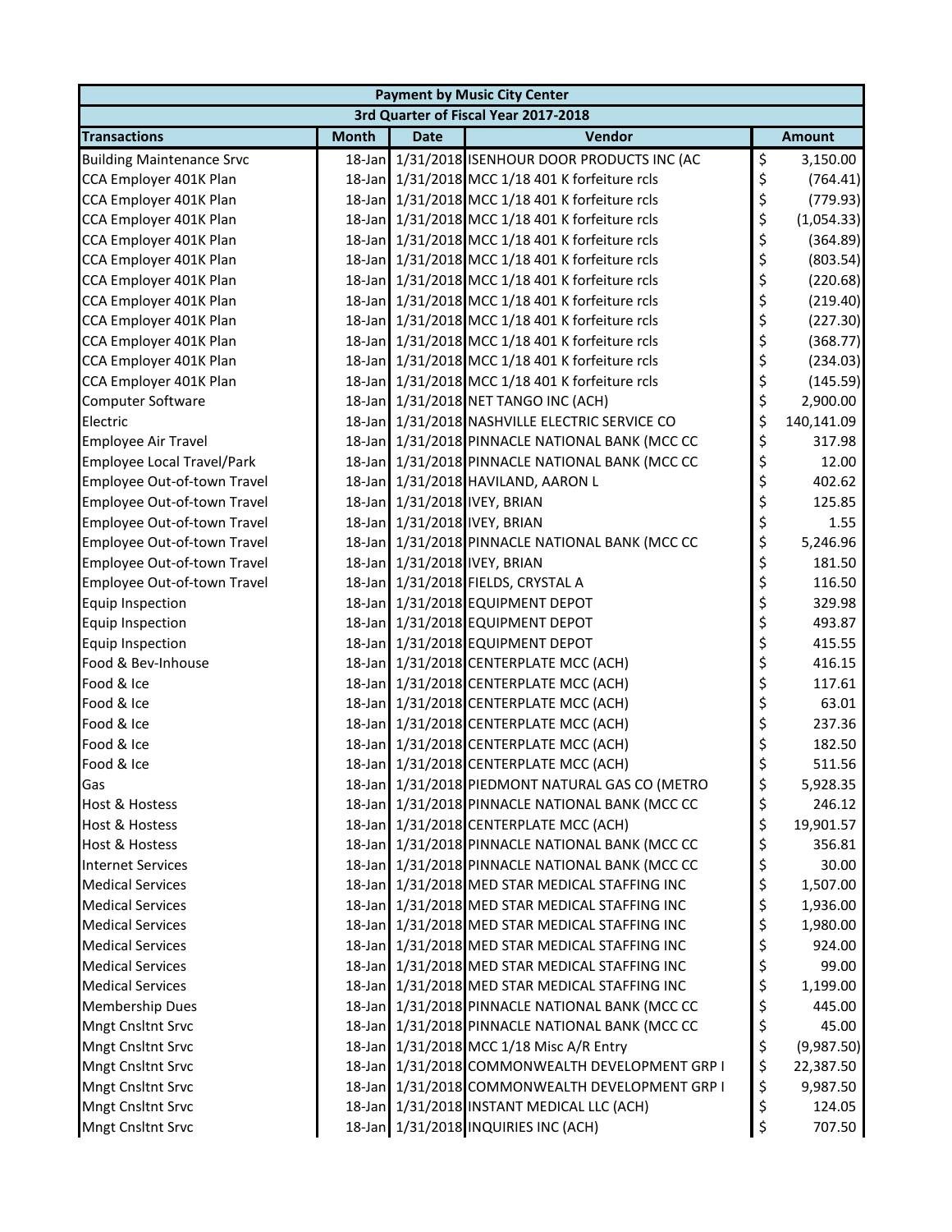| Payment by Music City Center | | | | |
|---|---|---|---|---|
| 3rd Quarter of Fiscal Year 2017-2018 | | | | |
| **Transactions** | **Month** | **Date** | **Vendor** | **Amount** |
| Building Maintenance Srvc | 18-Jan | 1/31/2018 | ISENHOUR DOOR PRODUCTS INC (AC | $ 3,150.00 |
| CCA Employer 401K Plan | 18-Jan | 1/31/2018 | MCC 1/18 401 K forfeiture rcls | $ (764.41) |
| CCA Employer 401K Plan | 18-Jan | 1/31/2018 | MCC 1/18 401 K forfeiture rcls | $ (779.93) |
| CCA Employer 401K Plan | 18-Jan | 1/31/2018 | MCC 1/18 401 K forfeiture rcls | $ (1,054.33) |
| CCA Employer 401K Plan | 18-Jan | 1/31/2018 | MCC 1/18 401 K forfeiture rcls | $ (364.89) |
| CCA Employer 401K Plan | 18-Jan | 1/31/2018 | MCC 1/18 401 K forfeiture rcls | $ (803.54) |
| CCA Employer 401K Plan | 18-Jan | 1/31/2018 | MCC 1/18 401 K forfeiture rcls | $ (220.68) |
| CCA Employer 401K Plan | 18-Jan | 1/31/2018 | MCC 1/18 401 K forfeiture rcls | $ (219.40) |
| CCA Employer 401K Plan | 18-Jan | 1/31/2018 | MCC 1/18 401 K forfeiture rcls | $ (227.30) |
| CCA Employer 401K Plan | 18-Jan | 1/31/2018 | MCC 1/18 401 K forfeiture rcls | $ (368.77) |
| CCA Employer 401K Plan | 18-Jan | 1/31/2018 | MCC 1/18 401 K forfeiture rcls | $ (234.03) |
| CCA Employer 401K Plan | 18-Jan | 1/31/2018 | MCC 1/18 401 K forfeiture rcls | $ (145.59) |
| Computer Software | 18-Jan | 1/31/2018 | NET TANGO INC (ACH) | $ 2,900.00 |
| Electric | 18-Jan | 1/31/2018 | NASHVILLE ELECTRIC SERVICE CO | $ 140,141.09 |
| Employee Air Travel | 18-Jan | 1/31/2018 | PINNACLE NATIONAL BANK (MCC CC | $ 317.98 |
| Employee Local Travel/Park | 18-Jan | 1/31/2018 | PINNACLE NATIONAL BANK (MCC CC | $ 12.00 |
| Employee Out-of-town Travel | 18-Jan | 1/31/2018 | HAVILAND, AARON L | $ 402.62 |
| Employee Out-of-town Travel | 18-Jan | 1/31/2018 | IVEY, BRIAN | $ 125.85 |
| Employee Out-of-town Travel | 18-Jan | 1/31/2018 | IVEY, BRIAN | $ 1.55 |
| Employee Out-of-town Travel | 18-Jan | 1/31/2018 | PINNACLE NATIONAL BANK (MCC CC | $ 5,246.96 |
| Employee Out-of-town Travel | 18-Jan | 1/31/2018 | IVEY, BRIAN | $ 181.50 |
| Employee Out-of-town Travel | 18-Jan | 1/31/2018 | FIELDS, CRYSTAL A | $ 116.50 |
| Equip Inspection | 18-Jan | 1/31/2018 | EQUIPMENT DEPOT | $ 329.98 |
| Equip Inspection | 18-Jan | 1/31/2018 | EQUIPMENT DEPOT | $ 493.87 |
| Equip Inspection | 18-Jan | 1/31/2018 | EQUIPMENT DEPOT | $ 415.55 |
| Food & Bev-Inhouse | 18-Jan | 1/31/2018 | CENTERPLATE MCC (ACH) | $ 416.15 |
| Food & Ice | 18-Jan | 1/31/2018 | CENTERPLATE MCC (ACH) | $ 117.61 |
| Food & Ice | 18-Jan | 1/31/2018 | CENTERPLATE MCC (ACH) | $ 63.01 |
| Food & Ice | 18-Jan | 1/31/2018 | CENTERPLATE MCC (ACH) | $ 237.36 |
| Food & Ice | 18-Jan | 1/31/2018 | CENTERPLATE MCC (ACH) | $ 182.50 |
| Food & Ice | 18-Jan | 1/31/2018 | CENTERPLATE MCC (ACH) | $ 511.56 |
| Gas | 18-Jan | 1/31/2018 | PIEDMONT NATURAL GAS CO (METRO | $ 5,928.35 |
| Host & Hostess | 18-Jan | 1/31/2018 | PINNACLE NATIONAL BANK (MCC CC | $ 246.12 |
| Host & Hostess | 18-Jan | 1/31/2018 | CENTERPLATE MCC (ACH) | $ 19,901.57 |
| Host & Hostess | 18-Jan | 1/31/2018 | PINNACLE NATIONAL BANK (MCC CC | $ 356.81 |
| Internet Services | 18-Jan | 1/31/2018 | PINNACLE NATIONAL BANK (MCC CC | $ 30.00 |
| Medical Services | 18-Jan | 1/31/2018 | MED STAR MEDICAL STAFFING INC | $ 1,507.00 |
| Medical Services | 18-Jan | 1/31/2018 | MED STAR MEDICAL STAFFING INC | $ 1,936.00 |
| Medical Services | 18-Jan | 1/31/2018 | MED STAR MEDICAL STAFFING INC | $ 1,980.00 |
| Medical Services | 18-Jan | 1/31/2018 | MED STAR MEDICAL STAFFING INC | $ 924.00 |
| Medical Services | 18-Jan | 1/31/2018 | MED STAR MEDICAL STAFFING INC | $ 99.00 |
| Medical Services | 18-Jan | 1/31/2018 | MED STAR MEDICAL STAFFING INC | $ 1,199.00 |
| Membership Dues | 18-Jan | 1/31/2018 | PINNACLE NATIONAL BANK (MCC CC | $ 445.00 |
| Mngt Cnsltnt Srvc | 18-Jan | 1/31/2018 | PINNACLE NATIONAL BANK (MCC CC | $ 45.00 |
| Mngt Cnsltnt Srvc | 18-Jan | 1/31/2018 | MCC 1/18 Misc A/R Entry | $ (9,987.50) |
| Mngt Cnsltnt Srvc | 18-Jan | 1/31/2018 | COMMONWEALTH DEVELOPMENT GRP I | $ 22,387.50 |
| Mngt Cnsltnt Srvc | 18-Jan | 1/31/2018 | COMMONWEALTH DEVELOPMENT GRP I | $ 9,987.50 |
| Mngt Cnsltnt Srvc | 18-Jan | 1/31/2018 | INSTANT MEDICAL LLC (ACH) | $ 124.05 |
| Mngt Cnsltnt Srvc | 18-Jan | 1/31/2018 | INQUIRIES INC (ACH) | $ 707.50 |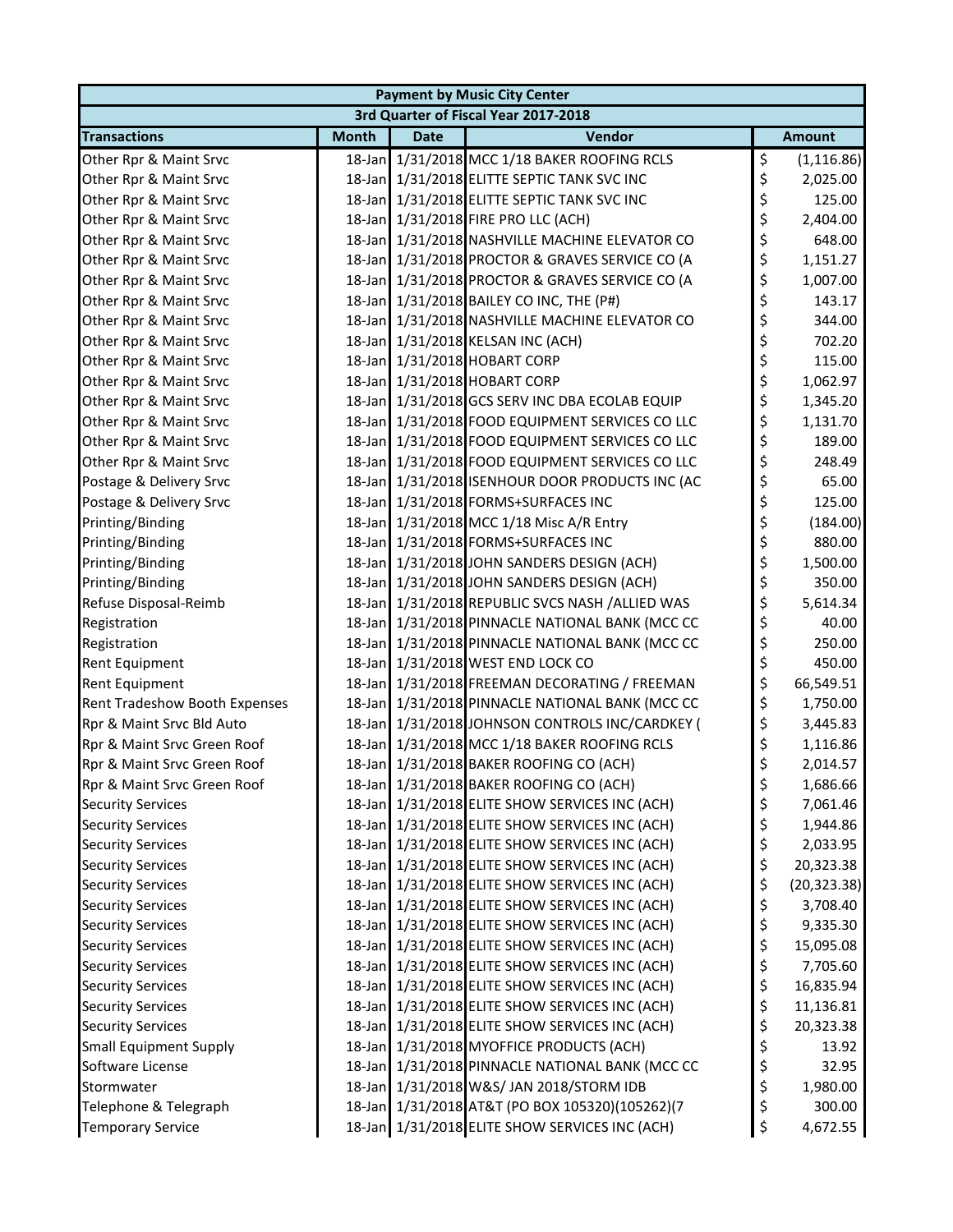| Payment by Music City Center | | | | |
|---|---|---|---|---|
| 3rd Quarter of Fiscal Year 2017-2018 | | | | |
| **Transactions** | **Month** | **Date** | **Vendor** | **Amount** |
| Other Rpr & Maint Srvc | 18-Jan | 1/31/2018 | MCC 1/18 BAKER ROOFING RCLS | $ (1,116.86) |
| Other Rpr & Maint Srvc | 18-Jan | 1/31/2018 | ELITTE SEPTIC TANK SVC INC | $ 2,025.00 |
| Other Rpr & Maint Srvc | 18-Jan | 1/31/2018 | ELITTE SEPTIC TANK SVC INC | $ 125.00 |
| Other Rpr & Maint Srvc | 18-Jan | 1/31/2018 | FIRE PRO LLC (ACH) | $ 2,404.00 |
| Other Rpr & Maint Srvc | 18-Jan | 1/31/2018 | NASHVILLE MACHINE ELEVATOR CO | $ 648.00 |
| Other Rpr & Maint Srvc | 18-Jan | 1/31/2018 | PROCTOR & GRAVES SERVICE CO (A | $ 1,151.27 |
| Other Rpr & Maint Srvc | 18-Jan | 1/31/2018 | PROCTOR & GRAVES SERVICE CO (A | $ 1,007.00 |
| Other Rpr & Maint Srvc | 18-Jan | 1/31/2018 | BAILEY CO INC, THE (P#) | $ 143.17 |
| Other Rpr & Maint Srvc | 18-Jan | 1/31/2018 | NASHVILLE MACHINE ELEVATOR CO | $ 344.00 |
| Other Rpr & Maint Srvc | 18-Jan | 1/31/2018 | KELSAN INC (ACH) | $ 702.20 |
| Other Rpr & Maint Srvc | 18-Jan | 1/31/2018 | HOBART CORP | $ 115.00 |
| Other Rpr & Maint Srvc | 18-Jan | 1/31/2018 | HOBART CORP | $ 1,062.97 |
| Other Rpr & Maint Srvc | 18-Jan | 1/31/2018 | GCS SERV INC DBA ECOLAB EQUIP | $ 1,345.20 |
| Other Rpr & Maint Srvc | 18-Jan | 1/31/2018 | FOOD EQUIPMENT SERVICES CO LLC | $ 1,131.70 |
| Other Rpr & Maint Srvc | 18-Jan | 1/31/2018 | FOOD EQUIPMENT SERVICES CO LLC | $ 189.00 |
| Other Rpr & Maint Srvc | 18-Jan | 1/31/2018 | FOOD EQUIPMENT SERVICES CO LLC | $ 248.49 |
| Postage & Delivery Srvc | 18-Jan | 1/31/2018 | ISENHOUR DOOR PRODUCTS INC (AC | $ 65.00 |
| Postage & Delivery Srvc | 18-Jan | 1/31/2018 | FORMS+SURFACES INC | $ 125.00 |
| Printing/Binding | 18-Jan | 1/31/2018 | MCC 1/18 Misc A/R Entry | $ (184.00) |
| Printing/Binding | 18-Jan | 1/31/2018 | FORMS+SURFACES INC | $ 880.00 |
| Printing/Binding | 18-Jan | 1/31/2018 | JOHN SANDERS DESIGN (ACH) | $ 1,500.00 |
| Printing/Binding | 18-Jan | 1/31/2018 | JOHN SANDERS DESIGN (ACH) | $ 350.00 |
| Refuse Disposal-Reimb | 18-Jan | 1/31/2018 | REPUBLIC SVCS NASH /ALLIED WAS | $ 5,614.34 |
| Registration | 18-Jan | 1/31/2018 | PINNACLE NATIONAL BANK (MCC CC | $ 40.00 |
| Registration | 18-Jan | 1/31/2018 | PINNACLE NATIONAL BANK (MCC CC | $ 250.00 |
| Rent Equipment | 18-Jan | 1/31/2018 | WEST END LOCK CO | $ 450.00 |
| Rent Equipment | 18-Jan | 1/31/2018 | FREEMAN DECORATING / FREEMAN | $ 66,549.51 |
| Rent Tradeshow Booth Expenses | 18-Jan | 1/31/2018 | PINNACLE NATIONAL BANK (MCC CC | $ 1,750.00 |
| Rpr & Maint Srvc Bld Auto | 18-Jan | 1/31/2018 | JOHNSON CONTROLS INC/CARDKEY ( | $ 3,445.83 |
| Rpr & Maint Srvc Green Roof | 18-Jan | 1/31/2018 | MCC 1/18 BAKER ROOFING RCLS | $ 1,116.86 |
| Rpr & Maint Srvc Green Roof | 18-Jan | 1/31/2018 | BAKER ROOFING CO (ACH) | $ 2,014.57 |
| Rpr & Maint Srvc Green Roof | 18-Jan | 1/31/2018 | BAKER ROOFING CO (ACH) | $ 1,686.66 |
| Security Services | 18-Jan | 1/31/2018 | ELITE SHOW SERVICES INC (ACH) | $ 7,061.46 |
| Security Services | 18-Jan | 1/31/2018 | ELITE SHOW SERVICES INC (ACH) | $ 1,944.86 |
| Security Services | 18-Jan | 1/31/2018 | ELITE SHOW SERVICES INC (ACH) | $ 2,033.95 |
| Security Services | 18-Jan | 1/31/2018 | ELITE SHOW SERVICES INC (ACH) | $ 20,323.38 |
| Security Services | 18-Jan | 1/31/2018 | ELITE SHOW SERVICES INC (ACH) | $ (20,323.38) |
| Security Services | 18-Jan | 1/31/2018 | ELITE SHOW SERVICES INC (ACH) | $ 3,708.40 |
| Security Services | 18-Jan | 1/31/2018 | ELITE SHOW SERVICES INC (ACH) | $ 9,335.30 |
| Security Services | 18-Jan | 1/31/2018 | ELITE SHOW SERVICES INC (ACH) | $ 15,095.08 |
| Security Services | 18-Jan | 1/31/2018 | ELITE SHOW SERVICES INC (ACH) | $ 7,705.60 |
| Security Services | 18-Jan | 1/31/2018 | ELITE SHOW SERVICES INC (ACH) | $ 16,835.94 |
| Security Services | 18-Jan | 1/31/2018 | ELITE SHOW SERVICES INC (ACH) | $ 11,136.81 |
| Security Services | 18-Jan | 1/31/2018 | ELITE SHOW SERVICES INC (ACH) | $ 20,323.38 |
| Small Equipment Supply | 18-Jan | 1/31/2018 | MYOFFICE PRODUCTS (ACH) | $ 13.92 |
| Software License | 18-Jan | 1/31/2018 | PINNACLE NATIONAL BANK (MCC CC | $ 32.95 |
| Stormwater | 18-Jan | 1/31/2018 | W&S/ JAN 2018/STORM IDB | $ 1,980.00 |
| Telephone & Telegraph | 18-Jan | 1/31/2018 | AT&T (PO BOX 105320)(105262)(7 | $ 300.00 |
| Temporary Service | 18-Jan | 1/31/2018 | ELITE SHOW SERVICES INC (ACH) | $ 4,672.55 |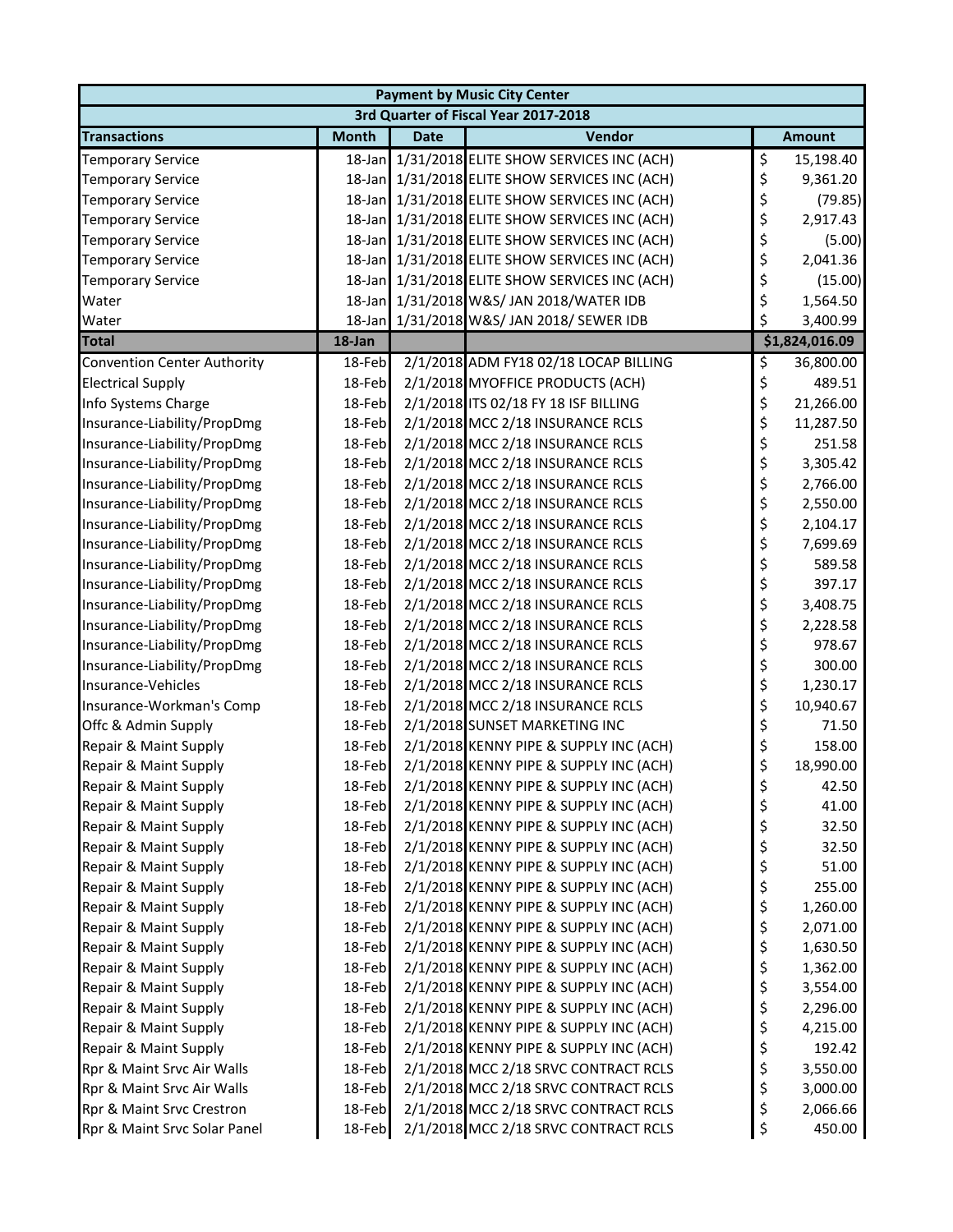| Payment by Music City Center | | | | |
|---|---|---|---|---|
| 3rd Quarter of Fiscal Year 2017-2018 | | | | |
| **Transactions** | **Month** | **Date** | **Vendor** | **Amount** |
| Temporary Service | 18-Jan | 1/31/2018 | ELITE SHOW SERVICES INC (ACH) | $ 15,198.40 |
| Temporary Service | 18-Jan | 1/31/2018 | ELITE SHOW SERVICES INC (ACH) | $ 9,361.20 |
| Temporary Service | 18-Jan | 1/31/2018 | ELITE SHOW SERVICES INC (ACH) | $ (79.85) |
| Temporary Service | 18-Jan | 1/31/2018 | ELITE SHOW SERVICES INC (ACH) | $ 2,917.43 |
| Temporary Service | 18-Jan | 1/31/2018 | ELITE SHOW SERVICES INC (ACH) | $ (5.00) |
| Temporary Service | 18-Jan | 1/31/2018 | ELITE SHOW SERVICES INC (ACH) | $ 2,041.36 |
| Temporary Service | 18-Jan | 1/31/2018 | ELITE SHOW SERVICES INC (ACH) | $ (15.00) |
| Water | 18-Jan | 1/31/2018 | W&S/ JAN 2018/WATER IDB | $ 1,564.50 |
| Water | 18-Jan | 1/31/2018 | W&S/ JAN 2018/ SEWER IDB | $ 3,400.99 |
| **Total** | **18-Jan** | | | **$1,824,016.09** |
| Convention Center Authority | 18-Feb | 2/1/2018 | ADM FY18 02/18 LOCAP BILLING | $ 36,800.00 |
| Electrical Supply | 18-Feb | 2/1/2018 | MYOFFICE PRODUCTS (ACH) | $ 489.51 |
| Info Systems Charge | 18-Feb | 2/1/2018 | ITS 02/18 FY 18 ISF BILLING | $ 21,266.00 |
| Insurance-Liability/PropDmg | 18-Feb | 2/1/2018 | MCC 2/18 INSURANCE RCLS | $ 11,287.50 |
| Insurance-Liability/PropDmg | 18-Feb | 2/1/2018 | MCC 2/18 INSURANCE RCLS | $ 251.58 |
| Insurance-Liability/PropDmg | 18-Feb | 2/1/2018 | MCC 2/18 INSURANCE RCLS | $ 3,305.42 |
| Insurance-Liability/PropDmg | 18-Feb | 2/1/2018 | MCC 2/18 INSURANCE RCLS | $ 2,766.00 |
| Insurance-Liability/PropDmg | 18-Feb | 2/1/2018 | MCC 2/18 INSURANCE RCLS | $ 2,550.00 |
| Insurance-Liability/PropDmg | 18-Feb | 2/1/2018 | MCC 2/18 INSURANCE RCLS | $ 2,104.17 |
| Insurance-Liability/PropDmg | 18-Feb | 2/1/2018 | MCC 2/18 INSURANCE RCLS | $ 7,699.69 |
| Insurance-Liability/PropDmg | 18-Feb | 2/1/2018 | MCC 2/18 INSURANCE RCLS | $ 589.58 |
| Insurance-Liability/PropDmg | 18-Feb | 2/1/2018 | MCC 2/18 INSURANCE RCLS | $ 397.17 |
| Insurance-Liability/PropDmg | 18-Feb | 2/1/2018 | MCC 2/18 INSURANCE RCLS | $ 3,408.75 |
| Insurance-Liability/PropDmg | 18-Feb | 2/1/2018 | MCC 2/18 INSURANCE RCLS | $ 2,228.58 |
| Insurance-Liability/PropDmg | 18-Feb | 2/1/2018 | MCC 2/18 INSURANCE RCLS | $ 978.67 |
| Insurance-Liability/PropDmg | 18-Feb | 2/1/2018 | MCC 2/18 INSURANCE RCLS | $ 300.00 |
| Insurance-Vehicles | 18-Feb | 2/1/2018 | MCC 2/18 INSURANCE RCLS | $ 1,230.17 |
| Insurance-Workman's Comp | 18-Feb | 2/1/2018 | MCC 2/18 INSURANCE RCLS | $ 10,940.67 |
| Offc & Admin Supply | 18-Feb | 2/1/2018 | SUNSET MARKETING INC | $ 71.50 |
| Repair & Maint Supply | 18-Feb | 2/1/2018 | KENNY PIPE & SUPPLY INC (ACH) | $ 158.00 |
| Repair & Maint Supply | 18-Feb | 2/1/2018 | KENNY PIPE & SUPPLY INC (ACH) | $ 18,990.00 |
| Repair & Maint Supply | 18-Feb | 2/1/2018 | KENNY PIPE & SUPPLY INC (ACH) | $ 42.50 |
| Repair & Maint Supply | 18-Feb | 2/1/2018 | KENNY PIPE & SUPPLY INC (ACH) | $ 41.00 |
| Repair & Maint Supply | 18-Feb | 2/1/2018 | KENNY PIPE & SUPPLY INC (ACH) | $ 32.50 |
| Repair & Maint Supply | 18-Feb | 2/1/2018 | KENNY PIPE & SUPPLY INC (ACH) | $ 32.50 |
| Repair & Maint Supply | 18-Feb | 2/1/2018 | KENNY PIPE & SUPPLY INC (ACH) | $ 51.00 |
| Repair & Maint Supply | 18-Feb | 2/1/2018 | KENNY PIPE & SUPPLY INC (ACH) | $ 255.00 |
| Repair & Maint Supply | 18-Feb | 2/1/2018 | KENNY PIPE & SUPPLY INC (ACH) | $ 1,260.00 |
| Repair & Maint Supply | 18-Feb | 2/1/2018 | KENNY PIPE & SUPPLY INC (ACH) | $ 2,071.00 |
| Repair & Maint Supply | 18-Feb | 2/1/2018 | KENNY PIPE & SUPPLY INC (ACH) | $ 1,630.50 |
| Repair & Maint Supply | 18-Feb | 2/1/2018 | KENNY PIPE & SUPPLY INC (ACH) | $ 1,362.00 |
| Repair & Maint Supply | 18-Feb | 2/1/2018 | KENNY PIPE & SUPPLY INC (ACH) | $ 3,554.00 |
| Repair & Maint Supply | 18-Feb | 2/1/2018 | KENNY PIPE & SUPPLY INC (ACH) | $ 2,296.00 |
| Repair & Maint Supply | 18-Feb | 2/1/2018 | KENNY PIPE & SUPPLY INC (ACH) | $ 4,215.00 |
| Repair & Maint Supply | 18-Feb | 2/1/2018 | KENNY PIPE & SUPPLY INC (ACH) | $ 192.42 |
| Rpr & Maint Srvc Air Walls | 18-Feb | 2/1/2018 | MCC 2/18 SRVC CONTRACT RCLS | $ 3,550.00 |
| Rpr & Maint Srvc Air Walls | 18-Feb | 2/1/2018 | MCC 2/18 SRVC CONTRACT RCLS | $ 3,000.00 |
| Rpr & Maint Srvc Crestron | 18-Feb | 2/1/2018 | MCC 2/18 SRVC CONTRACT RCLS | $ 2,066.66 |
| Rpr & Maint Srvc Solar Panel | 18-Feb | 2/1/2018 | MCC 2/18 SRVC CONTRACT RCLS | $ 450.00 |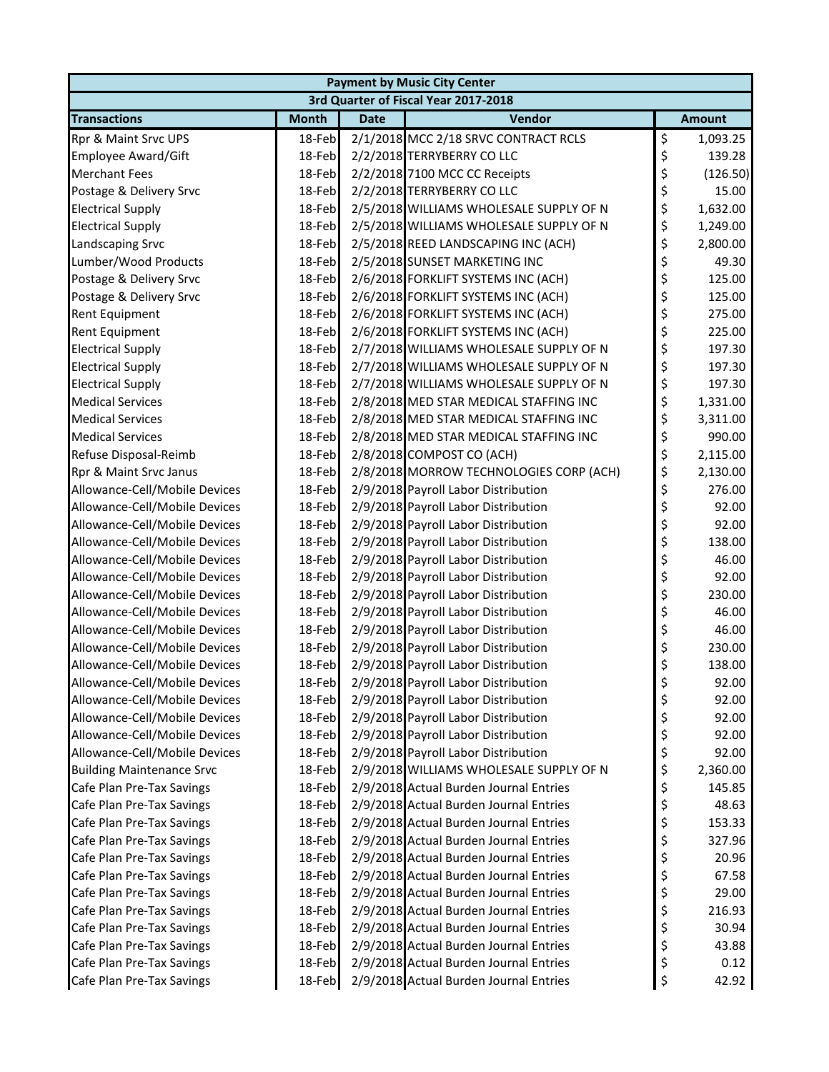| Payment by Music City Center | | | | |
|---|---|---|---|---|
| 3rd Quarter of Fiscal Year 2017-2018 | | | | |
| **Transactions** | **Month** | **Date** | **Vendor** | **Amount** |
| Rpr & Maint Srvc UPS | 18-Feb | 2/1/2018 | MCC 2/18 SRVC CONTRACT RCLS | $ 1,093.25 |
| Employee Award/Gift | 18-Feb | 2/2/2018 | TERRYBERRY CO LLC | $ 139.28 |
| Merchant Fees | 18-Feb | 2/2/2018 | 7100 MCC CC Receipts | $ (126.50) |
| Postage & Delivery Srvc | 18-Feb | 2/2/2018 | TERRYBERRY CO LLC | $ 15.00 |
| Electrical Supply | 18-Feb | 2/5/2018 | WILLIAMS WHOLESALE SUPPLY OF N | $ 1,632.00 |
| Electrical Supply | 18-Feb | 2/5/2018 | WILLIAMS WHOLESALE SUPPLY OF N | $ 1,249.00 |
| Landscaping Srvc | 18-Feb | 2/5/2018 | REED LANDSCAPING INC (ACH) | $ 2,800.00 |
| Lumber/Wood Products | 18-Feb | 2/5/2018 | SUNSET MARKETING INC | $ 49.30 |
| Postage & Delivery Srvc | 18-Feb | 2/6/2018 | FORKLIFT SYSTEMS INC (ACH) | $ 125.00 |
| Postage & Delivery Srvc | 18-Feb | 2/6/2018 | FORKLIFT SYSTEMS INC (ACH) | $ 125.00 |
| Rent Equipment | 18-Feb | 2/6/2018 | FORKLIFT SYSTEMS INC (ACH) | $ 275.00 |
| Rent Equipment | 18-Feb | 2/6/2018 | FORKLIFT SYSTEMS INC (ACH) | $ 225.00 |
| Electrical Supply | 18-Feb | 2/7/2018 | WILLIAMS WHOLESALE SUPPLY OF N | $ 197.30 |
| Electrical Supply | 18-Feb | 2/7/2018 | WILLIAMS WHOLESALE SUPPLY OF N | $ 197.30 |
| Electrical Supply | 18-Feb | 2/7/2018 | WILLIAMS WHOLESALE SUPPLY OF N | $ 197.30 |
| Medical Services | 18-Feb | 2/8/2018 | MED STAR MEDICAL STAFFING INC | $ 1,331.00 |
| Medical Services | 18-Feb | 2/8/2018 | MED STAR MEDICAL STAFFING INC | $ 3,311.00 |
| Medical Services | 18-Feb | 2/8/2018 | MED STAR MEDICAL STAFFING INC | $ 990.00 |
| Refuse Disposal-Reimb | 18-Feb | 2/8/2018 | COMPOST CO (ACH) | $ 2,115.00 |
| Rpr & Maint Srvc Janus | 18-Feb | 2/8/2018 | MORROW TECHNOLOGIES CORP (ACH) | $ 2,130.00 |
| Allowance-Cell/Mobile Devices | 18-Feb | 2/9/2018 | Payroll Labor Distribution | $ 276.00 |
| Allowance-Cell/Mobile Devices | 18-Feb | 2/9/2018 | Payroll Labor Distribution | $ 92.00 |
| Allowance-Cell/Mobile Devices | 18-Feb | 2/9/2018 | Payroll Labor Distribution | $ 92.00 |
| Allowance-Cell/Mobile Devices | 18-Feb | 2/9/2018 | Payroll Labor Distribution | $ 138.00 |
| Allowance-Cell/Mobile Devices | 18-Feb | 2/9/2018 | Payroll Labor Distribution | $ 46.00 |
| Allowance-Cell/Mobile Devices | 18-Feb | 2/9/2018 | Payroll Labor Distribution | $ 92.00 |
| Allowance-Cell/Mobile Devices | 18-Feb | 2/9/2018 | Payroll Labor Distribution | $ 230.00 |
| Allowance-Cell/Mobile Devices | 18-Feb | 2/9/2018 | Payroll Labor Distribution | $ 46.00 |
| Allowance-Cell/Mobile Devices | 18-Feb | 2/9/2018 | Payroll Labor Distribution | $ 46.00 |
| Allowance-Cell/Mobile Devices | 18-Feb | 2/9/2018 | Payroll Labor Distribution | $ 230.00 |
| Allowance-Cell/Mobile Devices | 18-Feb | 2/9/2018 | Payroll Labor Distribution | $ 138.00 |
| Allowance-Cell/Mobile Devices | 18-Feb | 2/9/2018 | Payroll Labor Distribution | $ 92.00 |
| Allowance-Cell/Mobile Devices | 18-Feb | 2/9/2018 | Payroll Labor Distribution | $ 92.00 |
| Allowance-Cell/Mobile Devices | 18-Feb | 2/9/2018 | Payroll Labor Distribution | $ 92.00 |
| Allowance-Cell/Mobile Devices | 18-Feb | 2/9/2018 | Payroll Labor Distribution | $ 92.00 |
| Allowance-Cell/Mobile Devices | 18-Feb | 2/9/2018 | Payroll Labor Distribution | $ 92.00 |
| Building Maintenance Srvc | 18-Feb | 2/9/2018 | WILLIAMS WHOLESALE SUPPLY OF N | $ 2,360.00 |
| Cafe Plan Pre-Tax Savings | 18-Feb | 2/9/2018 | Actual Burden Journal Entries | $ 145.85 |
| Cafe Plan Pre-Tax Savings | 18-Feb | 2/9/2018 | Actual Burden Journal Entries | $ 48.63 |
| Cafe Plan Pre-Tax Savings | 18-Feb | 2/9/2018 | Actual Burden Journal Entries | $ 153.33 |
| Cafe Plan Pre-Tax Savings | 18-Feb | 2/9/2018 | Actual Burden Journal Entries | $ 327.96 |
| Cafe Plan Pre-Tax Savings | 18-Feb | 2/9/2018 | Actual Burden Journal Entries | $ 20.96 |
| Cafe Plan Pre-Tax Savings | 18-Feb | 2/9/2018 | Actual Burden Journal Entries | $ 67.58 |
| Cafe Plan Pre-Tax Savings | 18-Feb | 2/9/2018 | Actual Burden Journal Entries | $ 29.00 |
| Cafe Plan Pre-Tax Savings | 18-Feb | 2/9/2018 | Actual Burden Journal Entries | $ 216.93 |
| Cafe Plan Pre-Tax Savings | 18-Feb | 2/9/2018 | Actual Burden Journal Entries | $ 30.94 |
| Cafe Plan Pre-Tax Savings | 18-Feb | 2/9/2018 | Actual Burden Journal Entries | $ 43.88 |
| Cafe Plan Pre-Tax Savings | 18-Feb | 2/9/2018 | Actual Burden Journal Entries | $ 0.12 |
| Cafe Plan Pre-Tax Savings | 18-Feb | 2/9/2018 | Actual Burden Journal Entries | $ 42.92 |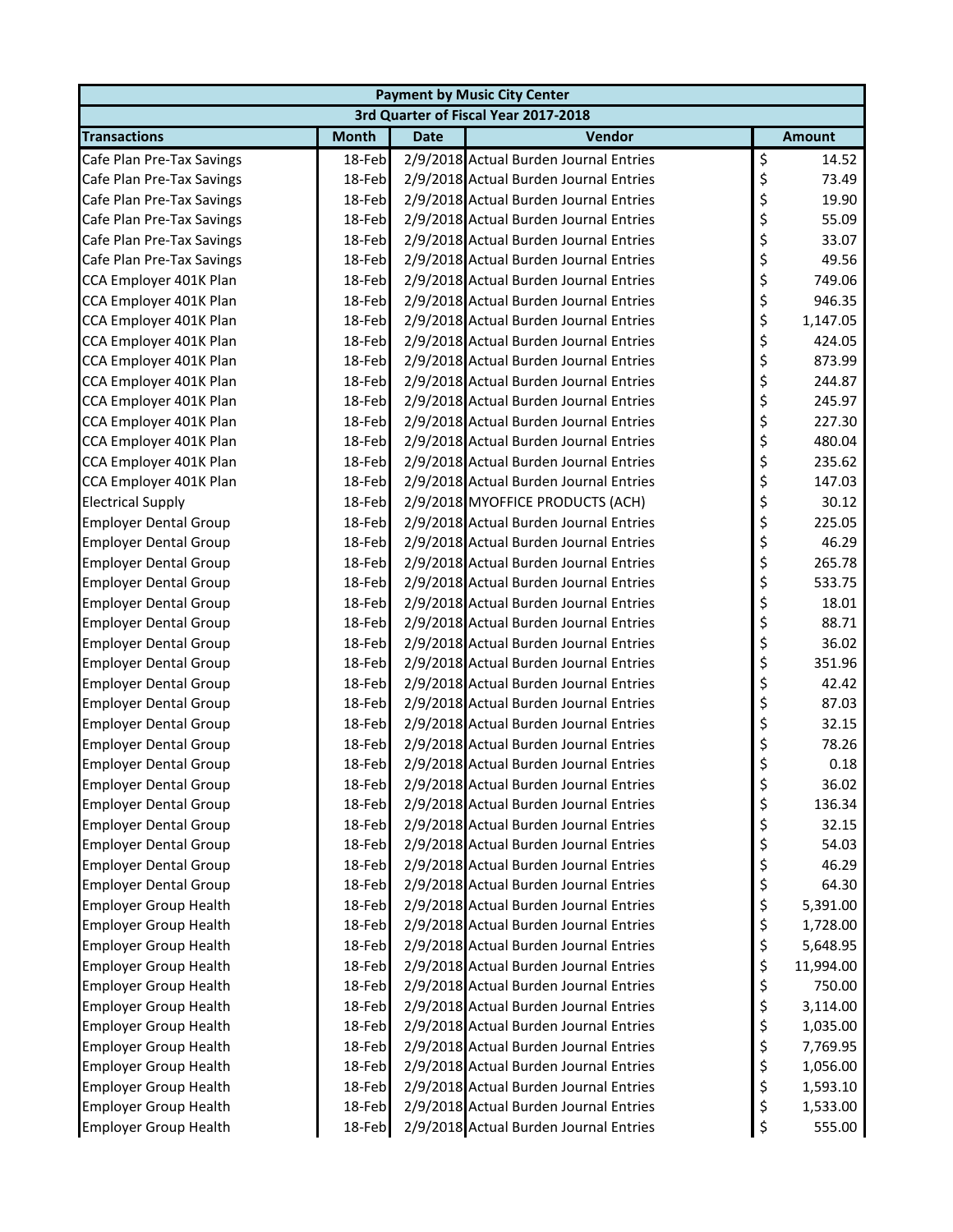| Payment by Music City Center | | | | |
|---|---|---|---|---|
| 3rd Quarter of Fiscal Year 2017-2018 | | | | |
| **Transactions** | **Month** | **Date** | **Vendor** | **Amount** |
| Cafe Plan Pre-Tax Savings | 18-Feb | 2/9/2018 | Actual Burden Journal Entries | $ 14.52 |
| Cafe Plan Pre-Tax Savings | 18-Feb | 2/9/2018 | Actual Burden Journal Entries | $ 73.49 |
| Cafe Plan Pre-Tax Savings | 18-Feb | 2/9/2018 | Actual Burden Journal Entries | $ 19.90 |
| Cafe Plan Pre-Tax Savings | 18-Feb | 2/9/2018 | Actual Burden Journal Entries | $ 55.09 |
| Cafe Plan Pre-Tax Savings | 18-Feb | 2/9/2018 | Actual Burden Journal Entries | $ 33.07 |
| Cafe Plan Pre-Tax Savings | 18-Feb | 2/9/2018 | Actual Burden Journal Entries | $ 49.56 |
| CCA Employer 401K Plan | 18-Feb | 2/9/2018 | Actual Burden Journal Entries | $ 749.06 |
| CCA Employer 401K Plan | 18-Feb | 2/9/2018 | Actual Burden Journal Entries | $ 946.35 |
| CCA Employer 401K Plan | 18-Feb | 2/9/2018 | Actual Burden Journal Entries | $ 1,147.05 |
| CCA Employer 401K Plan | 18-Feb | 2/9/2018 | Actual Burden Journal Entries | $ 424.05 |
| CCA Employer 401K Plan | 18-Feb | 2/9/2018 | Actual Burden Journal Entries | $ 873.99 |
| CCA Employer 401K Plan | 18-Feb | 2/9/2018 | Actual Burden Journal Entries | $ 244.87 |
| CCA Employer 401K Plan | 18-Feb | 2/9/2018 | Actual Burden Journal Entries | $ 245.97 |
| CCA Employer 401K Plan | 18-Feb | 2/9/2018 | Actual Burden Journal Entries | $ 227.30 |
| CCA Employer 401K Plan | 18-Feb | 2/9/2018 | Actual Burden Journal Entries | $ 480.04 |
| CCA Employer 401K Plan | 18-Feb | 2/9/2018 | Actual Burden Journal Entries | $ 235.62 |
| CCA Employer 401K Plan | 18-Feb | 2/9/2018 | Actual Burden Journal Entries | $ 147.03 |
| Electrical Supply | 18-Feb | 2/9/2018 | MYOFFICE PRODUCTS (ACH) | $ 30.12 |
| Employer Dental Group | 18-Feb | 2/9/2018 | Actual Burden Journal Entries | $ 225.05 |
| Employer Dental Group | 18-Feb | 2/9/2018 | Actual Burden Journal Entries | $ 46.29 |
| Employer Dental Group | 18-Feb | 2/9/2018 | Actual Burden Journal Entries | $ 265.78 |
| Employer Dental Group | 18-Feb | 2/9/2018 | Actual Burden Journal Entries | $ 533.75 |
| Employer Dental Group | 18-Feb | 2/9/2018 | Actual Burden Journal Entries | $ 18.01 |
| Employer Dental Group | 18-Feb | 2/9/2018 | Actual Burden Journal Entries | $ 88.71 |
| Employer Dental Group | 18-Feb | 2/9/2018 | Actual Burden Journal Entries | $ 36.02 |
| Employer Dental Group | 18-Feb | 2/9/2018 | Actual Burden Journal Entries | $ 351.96 |
| Employer Dental Group | 18-Feb | 2/9/2018 | Actual Burden Journal Entries | $ 42.42 |
| Employer Dental Group | 18-Feb | 2/9/2018 | Actual Burden Journal Entries | $ 87.03 |
| Employer Dental Group | 18-Feb | 2/9/2018 | Actual Burden Journal Entries | $ 32.15 |
| Employer Dental Group | 18-Feb | 2/9/2018 | Actual Burden Journal Entries | $ 78.26 |
| Employer Dental Group | 18-Feb | 2/9/2018 | Actual Burden Journal Entries | $ 0.18 |
| Employer Dental Group | 18-Feb | 2/9/2018 | Actual Burden Journal Entries | $ 36.02 |
| Employer Dental Group | 18-Feb | 2/9/2018 | Actual Burden Journal Entries | $ 136.34 |
| Employer Dental Group | 18-Feb | 2/9/2018 | Actual Burden Journal Entries | $ 32.15 |
| Employer Dental Group | 18-Feb | 2/9/2018 | Actual Burden Journal Entries | $ 54.03 |
| Employer Dental Group | 18-Feb | 2/9/2018 | Actual Burden Journal Entries | $ 46.29 |
| Employer Dental Group | 18-Feb | 2/9/2018 | Actual Burden Journal Entries | $ 64.30 |
| Employer Group Health | 18-Feb | 2/9/2018 | Actual Burden Journal Entries | $ 5,391.00 |
| Employer Group Health | 18-Feb | 2/9/2018 | Actual Burden Journal Entries | $ 1,728.00 |
| Employer Group Health | 18-Feb | 2/9/2018 | Actual Burden Journal Entries | $ 5,648.95 |
| Employer Group Health | 18-Feb | 2/9/2018 | Actual Burden Journal Entries | $ 11,994.00 |
| Employer Group Health | 18-Feb | 2/9/2018 | Actual Burden Journal Entries | $ 750.00 |
| Employer Group Health | 18-Feb | 2/9/2018 | Actual Burden Journal Entries | $ 3,114.00 |
| Employer Group Health | 18-Feb | 2/9/2018 | Actual Burden Journal Entries | $ 1,035.00 |
| Employer Group Health | 18-Feb | 2/9/2018 | Actual Burden Journal Entries | $ 7,769.95 |
| Employer Group Health | 18-Feb | 2/9/2018 | Actual Burden Journal Entries | $ 1,056.00 |
| Employer Group Health | 18-Feb | 2/9/2018 | Actual Burden Journal Entries | $ 1,593.10 |
| Employer Group Health | 18-Feb | 2/9/2018 | Actual Burden Journal Entries | $ 1,533.00 |
| Employer Group Health | 18-Feb | 2/9/2018 | Actual Burden Journal Entries | $ 555.00 |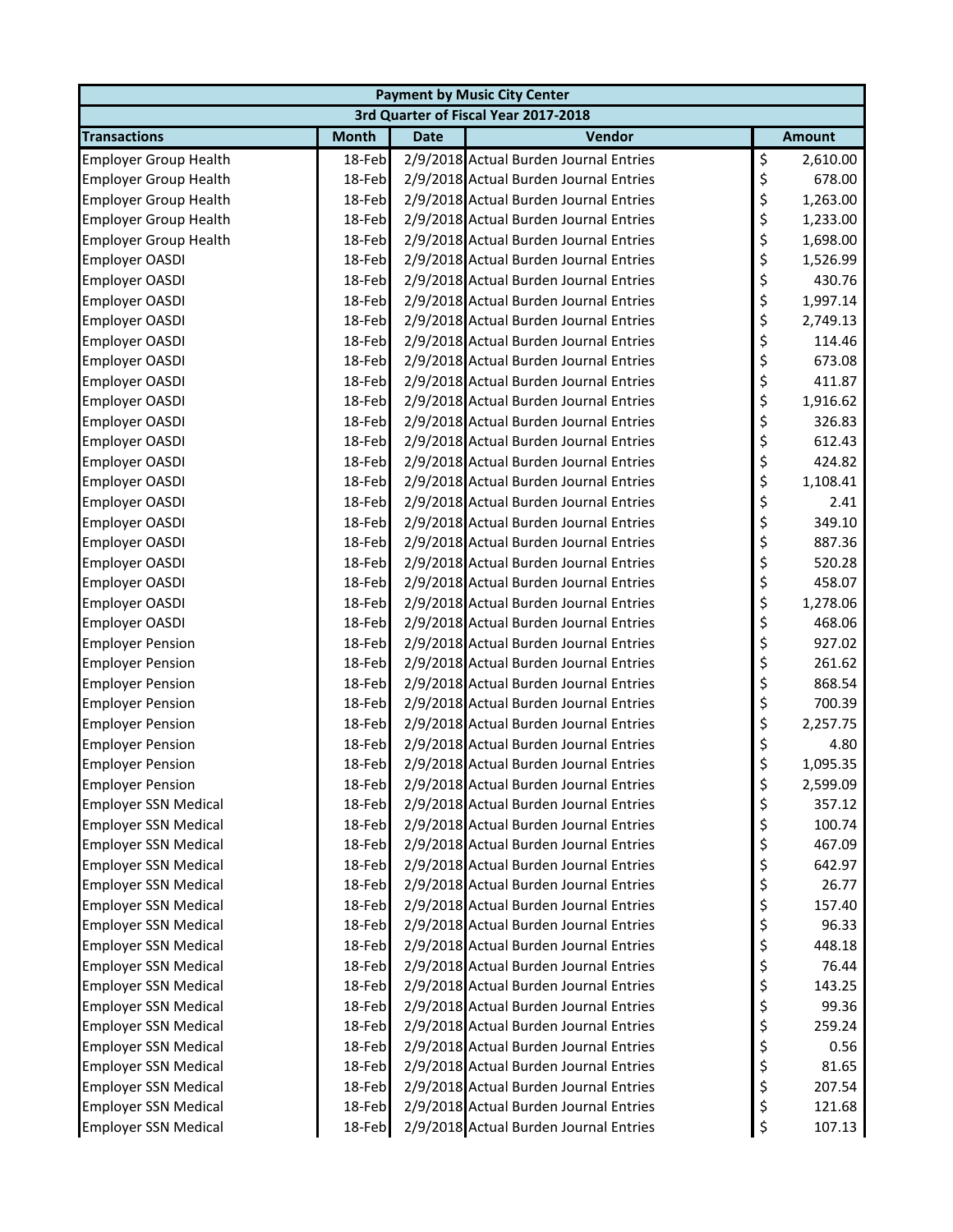| Payment by Music City Center | | | | |
|---|---|---|---|---|
| 3rd Quarter of Fiscal Year 2017-2018 | | | | |
| **Transactions** | **Month** | **Date** | **Vendor** | **Amount** |
| Employer Group Health | 18-Feb | 2/9/2018 | Actual Burden Journal Entries | $ 2,610.00 |
| Employer Group Health | 18-Feb | 2/9/2018 | Actual Burden Journal Entries | $ 678.00 |
| Employer Group Health | 18-Feb | 2/9/2018 | Actual Burden Journal Entries | $ 1,263.00 |
| Employer Group Health | 18-Feb | 2/9/2018 | Actual Burden Journal Entries | $ 1,233.00 |
| Employer Group Health | 18-Feb | 2/9/2018 | Actual Burden Journal Entries | $ 1,698.00 |
| Employer OASDI | 18-Feb | 2/9/2018 | Actual Burden Journal Entries | $ 1,526.99 |
| Employer OASDI | 18-Feb | 2/9/2018 | Actual Burden Journal Entries | $ 430.76 |
| Employer OASDI | 18-Feb | 2/9/2018 | Actual Burden Journal Entries | $ 1,997.14 |
| Employer OASDI | 18-Feb | 2/9/2018 | Actual Burden Journal Entries | $ 2,749.13 |
| Employer OASDI | 18-Feb | 2/9/2018 | Actual Burden Journal Entries | $ 114.46 |
| Employer OASDI | 18-Feb | 2/9/2018 | Actual Burden Journal Entries | $ 673.08 |
| Employer OASDI | 18-Feb | 2/9/2018 | Actual Burden Journal Entries | $ 411.87 |
| Employer OASDI | 18-Feb | 2/9/2018 | Actual Burden Journal Entries | $ 1,916.62 |
| Employer OASDI | 18-Feb | 2/9/2018 | Actual Burden Journal Entries | $ 326.83 |
| Employer OASDI | 18-Feb | 2/9/2018 | Actual Burden Journal Entries | $ 612.43 |
| Employer OASDI | 18-Feb | 2/9/2018 | Actual Burden Journal Entries | $ 424.82 |
| Employer OASDI | 18-Feb | 2/9/2018 | Actual Burden Journal Entries | $ 1,108.41 |
| Employer OASDI | 18-Feb | 2/9/2018 | Actual Burden Journal Entries | $ 2.41 |
| Employer OASDI | 18-Feb | 2/9/2018 | Actual Burden Journal Entries | $ 349.10 |
| Employer OASDI | 18-Feb | 2/9/2018 | Actual Burden Journal Entries | $ 887.36 |
| Employer OASDI | 18-Feb | 2/9/2018 | Actual Burden Journal Entries | $ 520.28 |
| Employer OASDI | 18-Feb | 2/9/2018 | Actual Burden Journal Entries | $ 458.07 |
| Employer OASDI | 18-Feb | 2/9/2018 | Actual Burden Journal Entries | $ 1,278.06 |
| Employer OASDI | 18-Feb | 2/9/2018 | Actual Burden Journal Entries | $ 468.06 |
| Employer Pension | 18-Feb | 2/9/2018 | Actual Burden Journal Entries | $ 927.02 |
| Employer Pension | 18-Feb | 2/9/2018 | Actual Burden Journal Entries | $ 261.62 |
| Employer Pension | 18-Feb | 2/9/2018 | Actual Burden Journal Entries | $ 868.54 |
| Employer Pension | 18-Feb | 2/9/2018 | Actual Burden Journal Entries | $ 700.39 |
| Employer Pension | 18-Feb | 2/9/2018 | Actual Burden Journal Entries | $ 2,257.75 |
| Employer Pension | 18-Feb | 2/9/2018 | Actual Burden Journal Entries | $ 4.80 |
| Employer Pension | 18-Feb | 2/9/2018 | Actual Burden Journal Entries | $ 1,095.35 |
| Employer Pension | 18-Feb | 2/9/2018 | Actual Burden Journal Entries | $ 2,599.09 |
| Employer SSN Medical | 18-Feb | 2/9/2018 | Actual Burden Journal Entries | $ 357.12 |
| Employer SSN Medical | 18-Feb | 2/9/2018 | Actual Burden Journal Entries | $ 100.74 |
| Employer SSN Medical | 18-Feb | 2/9/2018 | Actual Burden Journal Entries | $ 467.09 |
| Employer SSN Medical | 18-Feb | 2/9/2018 | Actual Burden Journal Entries | $ 642.97 |
| Employer SSN Medical | 18-Feb | 2/9/2018 | Actual Burden Journal Entries | $ 26.77 |
| Employer SSN Medical | 18-Feb | 2/9/2018 | Actual Burden Journal Entries | $ 157.40 |
| Employer SSN Medical | 18-Feb | 2/9/2018 | Actual Burden Journal Entries | $ 96.33 |
| Employer SSN Medical | 18-Feb | 2/9/2018 | Actual Burden Journal Entries | $ 448.18 |
| Employer SSN Medical | 18-Feb | 2/9/2018 | Actual Burden Journal Entries | $ 76.44 |
| Employer SSN Medical | 18-Feb | 2/9/2018 | Actual Burden Journal Entries | $ 143.25 |
| Employer SSN Medical | 18-Feb | 2/9/2018 | Actual Burden Journal Entries | $ 99.36 |
| Employer SSN Medical | 18-Feb | 2/9/2018 | Actual Burden Journal Entries | $ 259.24 |
| Employer SSN Medical | 18-Feb | 2/9/2018 | Actual Burden Journal Entries | $ 0.56 |
| Employer SSN Medical | 18-Feb | 2/9/2018 | Actual Burden Journal Entries | $ 81.65 |
| Employer SSN Medical | 18-Feb | 2/9/2018 | Actual Burden Journal Entries | $ 207.54 |
| Employer SSN Medical | 18-Feb | 2/9/2018 | Actual Burden Journal Entries | $ 121.68 |
| Employer SSN Medical | 18-Feb | 2/9/2018 | Actual Burden Journal Entries | $ 107.13 |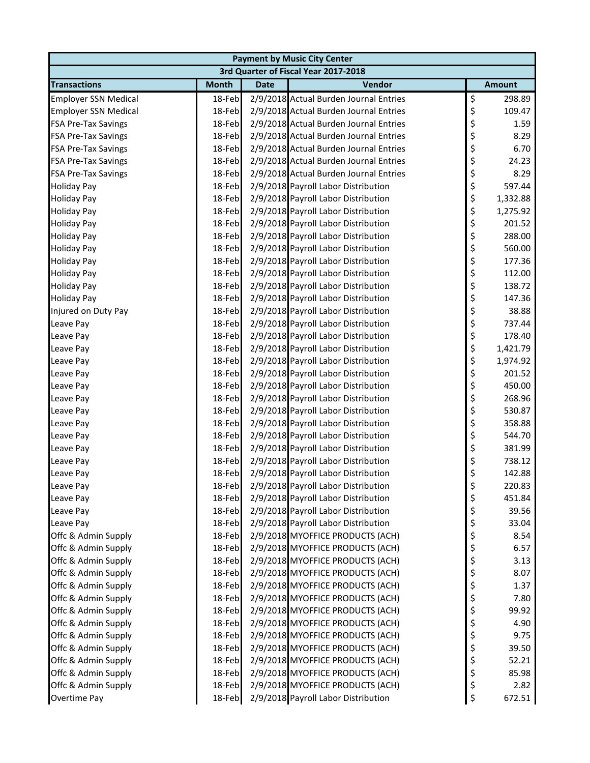| Payment by Music City Center | | | | |
|---|---|---|---|---|
| 3rd Quarter of Fiscal Year 2017-2018 | | | | |
| **Transactions** | **Month** | **Date** | **Vendor** | **Amount** |
| Employer SSN Medical | 18-Feb | 2/9/2018 | Actual Burden Journal Entries | $ 298.89 |
| Employer SSN Medical | 18-Feb | 2/9/2018 | Actual Burden Journal Entries | $ 109.47 |
| FSA Pre-Tax Savings | 18-Feb | 2/9/2018 | Actual Burden Journal Entries | $ 1.59 |
| FSA Pre-Tax Savings | 18-Feb | 2/9/2018 | Actual Burden Journal Entries | $ 8.29 |
| FSA Pre-Tax Savings | 18-Feb | 2/9/2018 | Actual Burden Journal Entries | $ 6.70 |
| FSA Pre-Tax Savings | 18-Feb | 2/9/2018 | Actual Burden Journal Entries | $ 24.23 |
| FSA Pre-Tax Savings | 18-Feb | 2/9/2018 | Actual Burden Journal Entries | $ 8.29 |
| Holiday Pay | 18-Feb | 2/9/2018 | Payroll Labor Distribution | $ 597.44 |
| Holiday Pay | 18-Feb | 2/9/2018 | Payroll Labor Distribution | $ 1,332.88 |
| Holiday Pay | 18-Feb | 2/9/2018 | Payroll Labor Distribution | $ 1,275.92 |
| Holiday Pay | 18-Feb | 2/9/2018 | Payroll Labor Distribution | $ 201.52 |
| Holiday Pay | 18-Feb | 2/9/2018 | Payroll Labor Distribution | $ 288.00 |
| Holiday Pay | 18-Feb | 2/9/2018 | Payroll Labor Distribution | $ 560.00 |
| Holiday Pay | 18-Feb | 2/9/2018 | Payroll Labor Distribution | $ 177.36 |
| Holiday Pay | 18-Feb | 2/9/2018 | Payroll Labor Distribution | $ 112.00 |
| Holiday Pay | 18-Feb | 2/9/2018 | Payroll Labor Distribution | $ 138.72 |
| Holiday Pay | 18-Feb | 2/9/2018 | Payroll Labor Distribution | $ 147.36 |
| Injured on Duty Pay | 18-Feb | 2/9/2018 | Payroll Labor Distribution | $ 38.88 |
| Leave Pay | 18-Feb | 2/9/2018 | Payroll Labor Distribution | $ 737.44 |
| Leave Pay | 18-Feb | 2/9/2018 | Payroll Labor Distribution | $ 178.40 |
| Leave Pay | 18-Feb | 2/9/2018 | Payroll Labor Distribution | $ 1,421.79 |
| Leave Pay | 18-Feb | 2/9/2018 | Payroll Labor Distribution | $ 1,974.92 |
| Leave Pay | 18-Feb | 2/9/2018 | Payroll Labor Distribution | $ 201.52 |
| Leave Pay | 18-Feb | 2/9/2018 | Payroll Labor Distribution | $ 450.00 |
| Leave Pay | 18-Feb | 2/9/2018 | Payroll Labor Distribution | $ 268.96 |
| Leave Pay | 18-Feb | 2/9/2018 | Payroll Labor Distribution | $ 530.87 |
| Leave Pay | 18-Feb | 2/9/2018 | Payroll Labor Distribution | $ 358.88 |
| Leave Pay | 18-Feb | 2/9/2018 | Payroll Labor Distribution | $ 544.70 |
| Leave Pay | 18-Feb | 2/9/2018 | Payroll Labor Distribution | $ 381.99 |
| Leave Pay | 18-Feb | 2/9/2018 | Payroll Labor Distribution | $ 738.12 |
| Leave Pay | 18-Feb | 2/9/2018 | Payroll Labor Distribution | $ 142.88 |
| Leave Pay | 18-Feb | 2/9/2018 | Payroll Labor Distribution | $ 220.83 |
| Leave Pay | 18-Feb | 2/9/2018 | Payroll Labor Distribution | $ 451.84 |
| Leave Pay | 18-Feb | 2/9/2018 | Payroll Labor Distribution | $ 39.56 |
| Leave Pay | 18-Feb | 2/9/2018 | Payroll Labor Distribution | $ 33.04 |
| Offc & Admin Supply | 18-Feb | 2/9/2018 | MYOFFICE PRODUCTS (ACH) | $ 8.54 |
| Offc & Admin Supply | 18-Feb | 2/9/2018 | MYOFFICE PRODUCTS (ACH) | $ 6.57 |
| Offc & Admin Supply | 18-Feb | 2/9/2018 | MYOFFICE PRODUCTS (ACH) | $ 3.13 |
| Offc & Admin Supply | 18-Feb | 2/9/2018 | MYOFFICE PRODUCTS (ACH) | $ 8.07 |
| Offc & Admin Supply | 18-Feb | 2/9/2018 | MYOFFICE PRODUCTS (ACH) | $ 1.37 |
| Offc & Admin Supply | 18-Feb | 2/9/2018 | MYOFFICE PRODUCTS (ACH) | $ 7.80 |
| Offc & Admin Supply | 18-Feb | 2/9/2018 | MYOFFICE PRODUCTS (ACH) | $ 99.92 |
| Offc & Admin Supply | 18-Feb | 2/9/2018 | MYOFFICE PRODUCTS (ACH) | $ 4.90 |
| Offc & Admin Supply | 18-Feb | 2/9/2018 | MYOFFICE PRODUCTS (ACH) | $ 9.75 |
| Offc & Admin Supply | 18-Feb | 2/9/2018 | MYOFFICE PRODUCTS (ACH) | $ 39.50 |
| Offc & Admin Supply | 18-Feb | 2/9/2018 | MYOFFICE PRODUCTS (ACH) | $ 52.21 |
| Offc & Admin Supply | 18-Feb | 2/9/2018 | MYOFFICE PRODUCTS (ACH) | $ 85.98 |
| Offc & Admin Supply | 18-Feb | 2/9/2018 | MYOFFICE PRODUCTS (ACH) | $ 2.82 |
| Overtime Pay | 18-Feb | 2/9/2018 | Payroll Labor Distribution | $ 672.51 |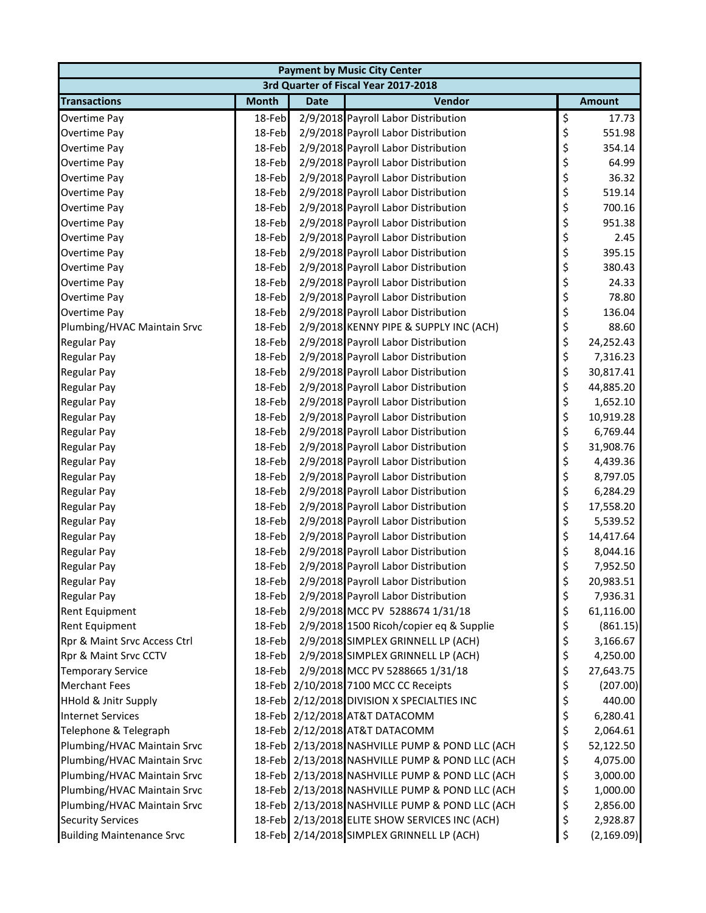| Payment by Music City Center | | | | |
|---|---|---|---|---|
| 3rd Quarter of Fiscal Year 2017-2018 | | | | |
| **Transactions** | **Month** | **Date** | **Vendor** | **Amount** |
| Overtime Pay | 18-Feb | 2/9/2018 | Payroll Labor Distribution | $ 17.73 |
| Overtime Pay | 18-Feb | 2/9/2018 | Payroll Labor Distribution | $ 551.98 |
| Overtime Pay | 18-Feb | 2/9/2018 | Payroll Labor Distribution | $ 354.14 |
| Overtime Pay | 18-Feb | 2/9/2018 | Payroll Labor Distribution | $ 64.99 |
| Overtime Pay | 18-Feb | 2/9/2018 | Payroll Labor Distribution | $ 36.32 |
| Overtime Pay | 18-Feb | 2/9/2018 | Payroll Labor Distribution | $ 519.14 |
| Overtime Pay | 18-Feb | 2/9/2018 | Payroll Labor Distribution | $ 700.16 |
| Overtime Pay | 18-Feb | 2/9/2018 | Payroll Labor Distribution | $ 951.38 |
| Overtime Pay | 18-Feb | 2/9/2018 | Payroll Labor Distribution | $ 2.45 |
| Overtime Pay | 18-Feb | 2/9/2018 | Payroll Labor Distribution | $ 395.15 |
| Overtime Pay | 18-Feb | 2/9/2018 | Payroll Labor Distribution | $ 380.43 |
| Overtime Pay | 18-Feb | 2/9/2018 | Payroll Labor Distribution | $ 24.33 |
| Overtime Pay | 18-Feb | 2/9/2018 | Payroll Labor Distribution | $ 78.80 |
| Overtime Pay | 18-Feb | 2/9/2018 | Payroll Labor Distribution | $ 136.04 |
| Plumbing/HVAC Maintain Srvc | 18-Feb | 2/9/2018 | KENNY PIPE & SUPPLY INC (ACH) | $ 88.60 |
| Regular Pay | 18-Feb | 2/9/2018 | Payroll Labor Distribution | $ 24,252.43 |
| Regular Pay | 18-Feb | 2/9/2018 | Payroll Labor Distribution | $ 7,316.23 |
| Regular Pay | 18-Feb | 2/9/2018 | Payroll Labor Distribution | $ 30,817.41 |
| Regular Pay | 18-Feb | 2/9/2018 | Payroll Labor Distribution | $ 44,885.20 |
| Regular Pay | 18-Feb | 2/9/2018 | Payroll Labor Distribution | $ 1,652.10 |
| Regular Pay | 18-Feb | 2/9/2018 | Payroll Labor Distribution | $ 10,919.28 |
| Regular Pay | 18-Feb | 2/9/2018 | Payroll Labor Distribution | $ 6,769.44 |
| Regular Pay | 18-Feb | 2/9/2018 | Payroll Labor Distribution | $ 31,908.76 |
| Regular Pay | 18-Feb | 2/9/2018 | Payroll Labor Distribution | $ 4,439.36 |
| Regular Pay | 18-Feb | 2/9/2018 | Payroll Labor Distribution | $ 8,797.05 |
| Regular Pay | 18-Feb | 2/9/2018 | Payroll Labor Distribution | $ 6,284.29 |
| Regular Pay | 18-Feb | 2/9/2018 | Payroll Labor Distribution | $ 17,558.20 |
| Regular Pay | 18-Feb | 2/9/2018 | Payroll Labor Distribution | $ 5,539.52 |
| Regular Pay | 18-Feb | 2/9/2018 | Payroll Labor Distribution | $ 14,417.64 |
| Regular Pay | 18-Feb | 2/9/2018 | Payroll Labor Distribution | $ 8,044.16 |
| Regular Pay | 18-Feb | 2/9/2018 | Payroll Labor Distribution | $ 7,952.50 |
| Regular Pay | 18-Feb | 2/9/2018 | Payroll Labor Distribution | $ 20,983.51 |
| Regular Pay | 18-Feb | 2/9/2018 | Payroll Labor Distribution | $ 7,936.31 |
| Rent Equipment | 18-Feb | 2/9/2018 | MCC PV 5288674 1/31/18 | $ 61,116.00 |
| Rent Equipment | 18-Feb | 2/9/2018 | 1500 Ricoh/copier eq & Supplie | $ (861.15) |
| Rpr & Maint Srvc Access Ctrl | 18-Feb | 2/9/2018 | SIMPLEX GRINNELL LP (ACH) | $ 3,166.67 |
| Rpr & Maint Srvc CCTV | 18-Feb | 2/9/2018 | SIMPLEX GRINNELL LP (ACH) | $ 4,250.00 |
| Temporary Service | 18-Feb | 2/9/2018 | MCC PV 5288665 1/31/18 | $ 27,643.75 |
| Merchant Fees | 18-Feb | 2/10/2018 | 7100 MCC CC Receipts | $ (207.00) |
| HHold & Jnitr Supply | 18-Feb | 2/12/2018 | DIVISION X SPECIALTIES INC | $ 440.00 |
| Internet Services | 18-Feb | 2/12/2018 | AT&T DATACOMM | $ 6,280.41 |
| Telephone & Telegraph | 18-Feb | 2/12/2018 | AT&T DATACOMM | $ 2,064.61 |
| Plumbing/HVAC Maintain Srvc | 18-Feb | 2/13/2018 | NASHVILLE PUMP & POND LLC (ACH | $ 52,122.50 |
| Plumbing/HVAC Maintain Srvc | 18-Feb | 2/13/2018 | NASHVILLE PUMP & POND LLC (ACH | $ 4,075.00 |
| Plumbing/HVAC Maintain Srvc | 18-Feb | 2/13/2018 | NASHVILLE PUMP & POND LLC (ACH | $ 3,000.00 |
| Plumbing/HVAC Maintain Srvc | 18-Feb | 2/13/2018 | NASHVILLE PUMP & POND LLC (ACH | $ 1,000.00 |
| Plumbing/HVAC Maintain Srvc | 18-Feb | 2/13/2018 | NASHVILLE PUMP & POND LLC (ACH | $ 2,856.00 |
| Security Services | 18-Feb | 2/13/2018 | ELITE SHOW SERVICES INC (ACH) | $ 2,928.87 |
| Building Maintenance Srvc | 18-Feb | 2/14/2018 | SIMPLEX GRINNELL LP (ACH) | $ (2,169.09) |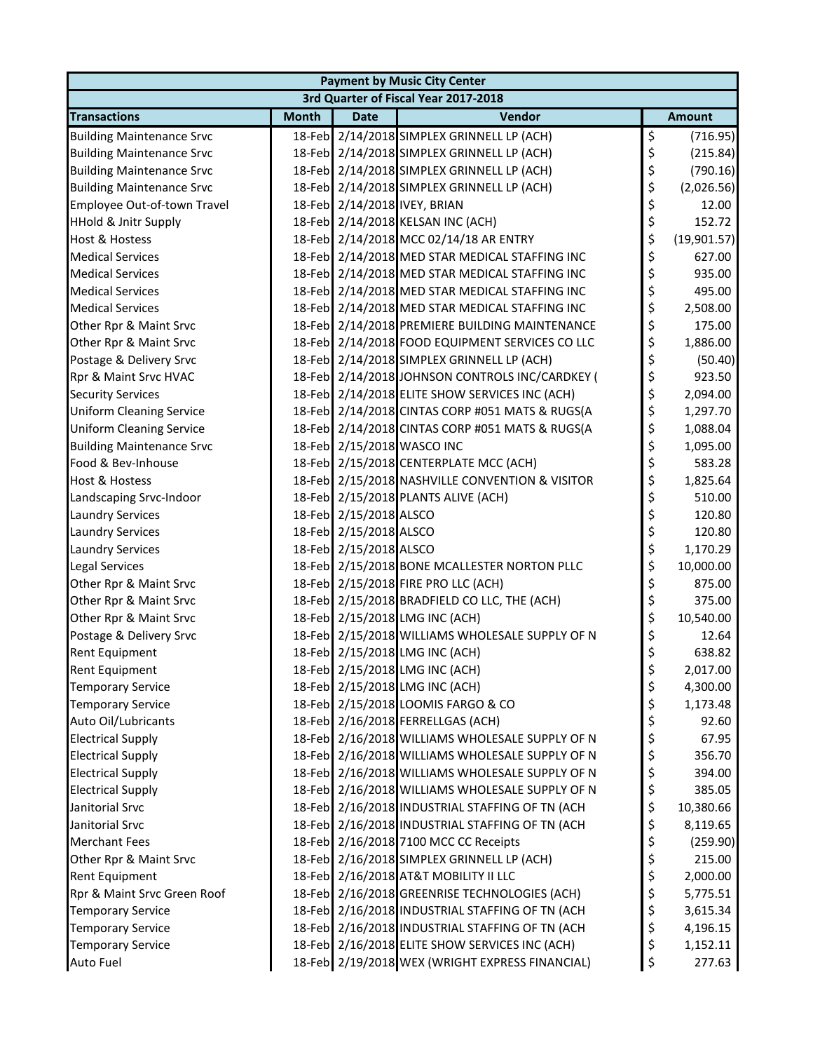| Payment by Music City Center | | | | |
|---|---|---|---|---|
| 3rd Quarter of Fiscal Year 2017-2018 | | | | |
| **Transactions** | **Month** | **Date** | **Vendor** | **Amount** |
| Building Maintenance Srvc | 18-Feb | 2/14/2018 | SIMPLEX GRINNELL LP (ACH) | $ (716.95) |
| Building Maintenance Srvc | 18-Feb | 2/14/2018 | SIMPLEX GRINNELL LP (ACH) | $ (215.84) |
| Building Maintenance Srvc | 18-Feb | 2/14/2018 | SIMPLEX GRINNELL LP (ACH) | $ (790.16) |
| Building Maintenance Srvc | 18-Feb | 2/14/2018 | SIMPLEX GRINNELL LP (ACH) | $ (2,026.56) |
| Employee Out-of-town Travel | 18-Feb | 2/14/2018 | IVEY, BRIAN | $ 12.00 |
| HHold & Jnitr Supply | 18-Feb | 2/14/2018 | KELSAN INC (ACH) | $ 152.72 |
| Host & Hostess | 18-Feb | 2/14/2018 | MCC 02/14/18 AR ENTRY | $ (19,901.57) |
| Medical Services | 18-Feb | 2/14/2018 | MED STAR MEDICAL STAFFING INC | $ 627.00 |
| Medical Services | 18-Feb | 2/14/2018 | MED STAR MEDICAL STAFFING INC | $ 935.00 |
| Medical Services | 18-Feb | 2/14/2018 | MED STAR MEDICAL STAFFING INC | $ 495.00 |
| Medical Services | 18-Feb | 2/14/2018 | MED STAR MEDICAL STAFFING INC | $ 2,508.00 |
| Other Rpr & Maint Srvc | 18-Feb | 2/14/2018 | PREMIERE BUILDING MAINTENANCE | $ 175.00 |
| Other Rpr & Maint Srvc | 18-Feb | 2/14/2018 | FOOD EQUIPMENT SERVICES CO LLC | $ 1,886.00 |
| Postage & Delivery Srvc | 18-Feb | 2/14/2018 | SIMPLEX GRINNELL LP (ACH) | $ (50.40) |
| Rpr & Maint Srvc HVAC | 18-Feb | 2/14/2018 | JOHNSON CONTROLS INC/CARDKEY ( | $ 923.50 |
| Security Services | 18-Feb | 2/14/2018 | ELITE SHOW SERVICES INC (ACH) | $ 2,094.00 |
| Uniform Cleaning Service | 18-Feb | 2/14/2018 | CINTAS CORP #051 MATS & RUGS(A | $ 1,297.70 |
| Uniform Cleaning Service | 18-Feb | 2/14/2018 | CINTAS CORP #051 MATS & RUGS(A | $ 1,088.04 |
| Building Maintenance Srvc | 18-Feb | 2/15/2018 | WASCO INC | $ 1,095.00 |
| Food & Bev-Inhouse | 18-Feb | 2/15/2018 | CENTERPLATE MCC (ACH) | $ 583.28 |
| Host & Hostess | 18-Feb | 2/15/2018 | NASHVILLE CONVENTION & VISITOR | $ 1,825.64 |
| Landscaping Srvc-Indoor | 18-Feb | 2/15/2018 | PLANTS ALIVE (ACH) | $ 510.00 |
| Laundry Services | 18-Feb | 2/15/2018 | ALSCO | $ 120.80 |
| Laundry Services | 18-Feb | 2/15/2018 | ALSCO | $ 120.80 |
| Laundry Services | 18-Feb | 2/15/2018 | ALSCO | $ 1,170.29 |
| Legal Services | 18-Feb | 2/15/2018 | BONE MCALLESTER NORTON PLLC | $ 10,000.00 |
| Other Rpr & Maint Srvc | 18-Feb | 2/15/2018 | FIRE PRO LLC (ACH) | $ 875.00 |
| Other Rpr & Maint Srvc | 18-Feb | 2/15/2018 | BRADFIELD CO LLC, THE (ACH) | $ 375.00 |
| Other Rpr & Maint Srvc | 18-Feb | 2/15/2018 | LMG INC (ACH) | $ 10,540.00 |
| Postage & Delivery Srvc | 18-Feb | 2/15/2018 | WILLIAMS WHOLESALE SUPPLY OF N | $ 12.64 |
| Rent Equipment | 18-Feb | 2/15/2018 | LMG INC (ACH) | $ 638.82 |
| Rent Equipment | 18-Feb | 2/15/2018 | LMG INC (ACH) | $ 2,017.00 |
| Temporary Service | 18-Feb | 2/15/2018 | LMG INC (ACH) | $ 4,300.00 |
| Temporary Service | 18-Feb | 2/15/2018 | LOOMIS FARGO & CO | $ 1,173.48 |
| Auto Oil/Lubricants | 18-Feb | 2/16/2018 | FERRELLGAS (ACH) | $ 92.60 |
| Electrical Supply | 18-Feb | 2/16/2018 | WILLIAMS WHOLESALE SUPPLY OF N | $ 67.95 |
| Electrical Supply | 18-Feb | 2/16/2018 | WILLIAMS WHOLESALE SUPPLY OF N | $ 356.70 |
| Electrical Supply | 18-Feb | 2/16/2018 | WILLIAMS WHOLESALE SUPPLY OF N | $ 394.00 |
| Electrical Supply | 18-Feb | 2/16/2018 | WILLIAMS WHOLESALE SUPPLY OF N | $ 385.05 |
| Janitorial Srvc | 18-Feb | 2/16/2018 | INDUSTRIAL STAFFING OF TN (ACH | $ 10,380.66 |
| Janitorial Srvc | 18-Feb | 2/16/2018 | INDUSTRIAL STAFFING OF TN (ACH | $ 8,119.65 |
| Merchant Fees | 18-Feb | 2/16/2018 | 7100 MCC CC Receipts | $ (259.90) |
| Other Rpr & Maint Srvc | 18-Feb | 2/16/2018 | SIMPLEX GRINNELL LP (ACH) | $ 215.00 |
| Rent Equipment | 18-Feb | 2/16/2018 | AT&T MOBILITY II LLC | $ 2,000.00 |
| Rpr & Maint Srvc Green Roof | 18-Feb | 2/16/2018 | GREENRISE TECHNOLOGIES (ACH) | $ 5,775.51 |
| Temporary Service | 18-Feb | 2/16/2018 | INDUSTRIAL STAFFING OF TN (ACH | $ 3,615.34 |
| Temporary Service | 18-Feb | 2/16/2018 | INDUSTRIAL STAFFING OF TN (ACH | $ 4,196.15 |
| Temporary Service | 18-Feb | 2/16/2018 | ELITE SHOW SERVICES INC (ACH) | $ 1,152.11 |
| Auto Fuel | 18-Feb | 2/19/2018 | WEX (WRIGHT EXPRESS FINANCIAL) | $ 277.63 |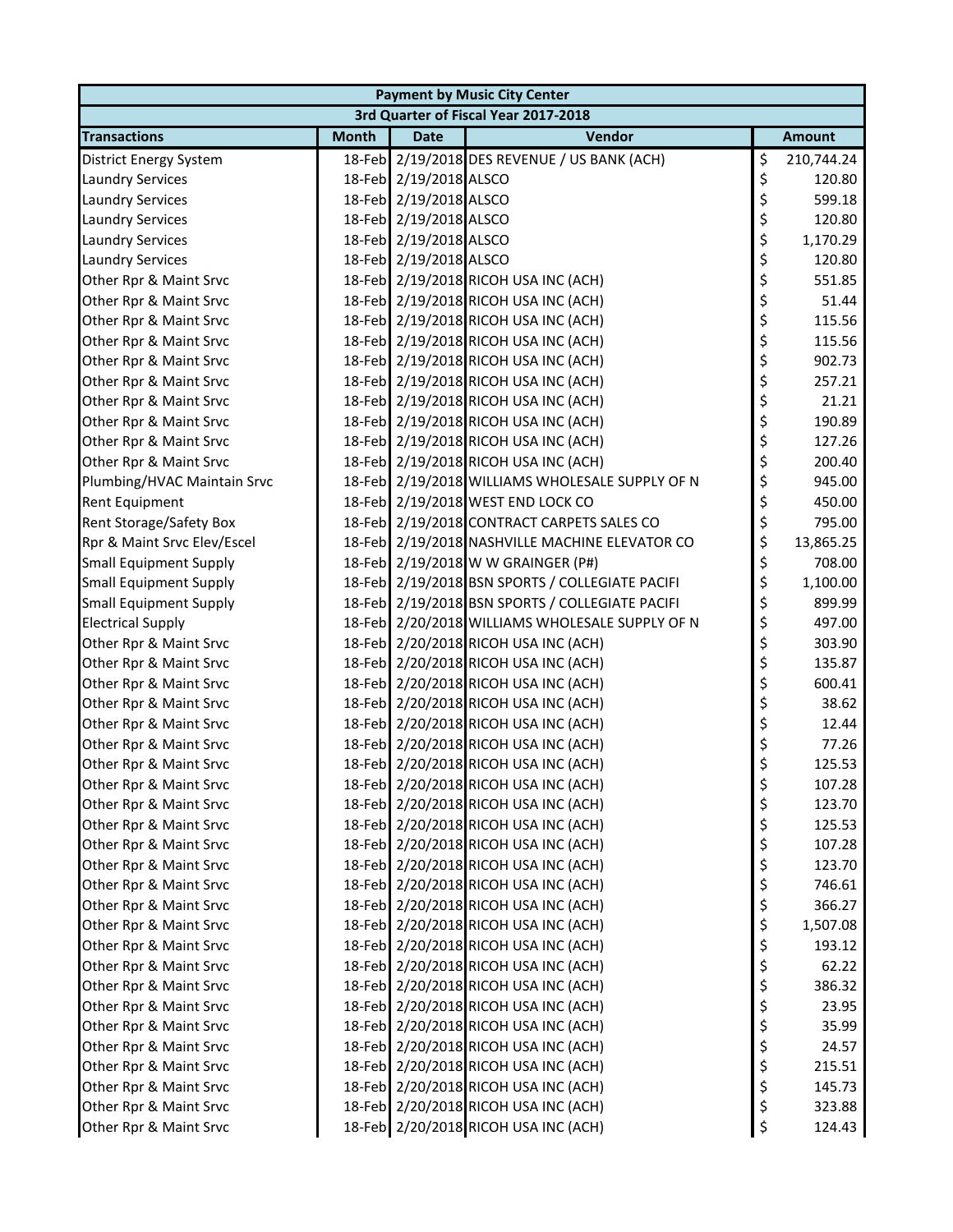| Payment by Music City Center | | | | |
|---|---|---|---|---|
| 3rd Quarter of Fiscal Year 2017-2018 | | | | |
| **Transactions** | **Month** | **Date** | **Vendor** | **Amount** |
| District Energy System | 18-Feb | 2/19/2018 | DES REVENUE / US BANK (ACH) | $ 210,744.24 |
| Laundry Services | 18-Feb | 2/19/2018 | ALSCO | $ 120.80 |
| Laundry Services | 18-Feb | 2/19/2018 | ALSCO | $ 599.18 |
| Laundry Services | 18-Feb | 2/19/2018 | ALSCO | $ 120.80 |
| Laundry Services | 18-Feb | 2/19/2018 | ALSCO | $ 1,170.29 |
| Laundry Services | 18-Feb | 2/19/2018 | ALSCO | $ 120.80 |
| Other Rpr & Maint Srvc | 18-Feb | 2/19/2018 | RICOH USA INC (ACH) | $ 551.85 |
| Other Rpr & Maint Srvc | 18-Feb | 2/19/2018 | RICOH USA INC (ACH) | $ 51.44 |
| Other Rpr & Maint Srvc | 18-Feb | 2/19/2018 | RICOH USA INC (ACH) | $ 115.56 |
| Other Rpr & Maint Srvc | 18-Feb | 2/19/2018 | RICOH USA INC (ACH) | $ 115.56 |
| Other Rpr & Maint Srvc | 18-Feb | 2/19/2018 | RICOH USA INC (ACH) | $ 902.73 |
| Other Rpr & Maint Srvc | 18-Feb | 2/19/2018 | RICOH USA INC (ACH) | $ 257.21 |
| Other Rpr & Maint Srvc | 18-Feb | 2/19/2018 | RICOH USA INC (ACH) | $ 21.21 |
| Other Rpr & Maint Srvc | 18-Feb | 2/19/2018 | RICOH USA INC (ACH) | $ 190.89 |
| Other Rpr & Maint Srvc | 18-Feb | 2/19/2018 | RICOH USA INC (ACH) | $ 127.26 |
| Other Rpr & Maint Srvc | 18-Feb | 2/19/2018 | RICOH USA INC (ACH) | $ 200.40 |
| Plumbing/HVAC Maintain Srvc | 18-Feb | 2/19/2018 | WILLIAMS WHOLESALE SUPPLY OF N | $ 945.00 |
| Rent Equipment | 18-Feb | 2/19/2018 | WEST END LOCK CO | $ 450.00 |
| Rent Storage/Safety Box | 18-Feb | 2/19/2018 | CONTRACT CARPETS SALES CO | $ 795.00 |
| Rpr & Maint Srvc Elev/Escel | 18-Feb | 2/19/2018 | NASHVILLE MACHINE ELEVATOR CO | $ 13,865.25 |
| Small Equipment Supply | 18-Feb | 2/19/2018 | W W GRAINGER (P#) | $ 708.00 |
| Small Equipment Supply | 18-Feb | 2/19/2018 | BSN SPORTS / COLLEGIATE PACIFI | $ 1,100.00 |
| Small Equipment Supply | 18-Feb | 2/19/2018 | BSN SPORTS / COLLEGIATE PACIFI | $ 899.99 |
| Electrical Supply | 18-Feb | 2/20/2018 | WILLIAMS WHOLESALE SUPPLY OF N | $ 497.00 |
| Other Rpr & Maint Srvc | 18-Feb | 2/20/2018 | RICOH USA INC (ACH) | $ 303.90 |
| Other Rpr & Maint Srvc | 18-Feb | 2/20/2018 | RICOH USA INC (ACH) | $ 135.87 |
| Other Rpr & Maint Srvc | 18-Feb | 2/20/2018 | RICOH USA INC (ACH) | $ 600.41 |
| Other Rpr & Maint Srvc | 18-Feb | 2/20/2018 | RICOH USA INC (ACH) | $ 38.62 |
| Other Rpr & Maint Srvc | 18-Feb | 2/20/2018 | RICOH USA INC (ACH) | $ 12.44 |
| Other Rpr & Maint Srvc | 18-Feb | 2/20/2018 | RICOH USA INC (ACH) | $ 77.26 |
| Other Rpr & Maint Srvc | 18-Feb | 2/20/2018 | RICOH USA INC (ACH) | $ 125.53 |
| Other Rpr & Maint Srvc | 18-Feb | 2/20/2018 | RICOH USA INC (ACH) | $ 107.28 |
| Other Rpr & Maint Srvc | 18-Feb | 2/20/2018 | RICOH USA INC (ACH) | $ 123.70 |
| Other Rpr & Maint Srvc | 18-Feb | 2/20/2018 | RICOH USA INC (ACH) | $ 125.53 |
| Other Rpr & Maint Srvc | 18-Feb | 2/20/2018 | RICOH USA INC (ACH) | $ 107.28 |
| Other Rpr & Maint Srvc | 18-Feb | 2/20/2018 | RICOH USA INC (ACH) | $ 123.70 |
| Other Rpr & Maint Srvc | 18-Feb | 2/20/2018 | RICOH USA INC (ACH) | $ 746.61 |
| Other Rpr & Maint Srvc | 18-Feb | 2/20/2018 | RICOH USA INC (ACH) | $ 366.27 |
| Other Rpr & Maint Srvc | 18-Feb | 2/20/2018 | RICOH USA INC (ACH) | $ 1,507.08 |
| Other Rpr & Maint Srvc | 18-Feb | 2/20/2018 | RICOH USA INC (ACH) | $ 193.12 |
| Other Rpr & Maint Srvc | 18-Feb | 2/20/2018 | RICOH USA INC (ACH) | $ 62.22 |
| Other Rpr & Maint Srvc | 18-Feb | 2/20/2018 | RICOH USA INC (ACH) | $ 386.32 |
| Other Rpr & Maint Srvc | 18-Feb | 2/20/2018 | RICOH USA INC (ACH) | $ 23.95 |
| Other Rpr & Maint Srvc | 18-Feb | 2/20/2018 | RICOH USA INC (ACH) | $ 35.99 |
| Other Rpr & Maint Srvc | 18-Feb | 2/20/2018 | RICOH USA INC (ACH) | $ 24.57 |
| Other Rpr & Maint Srvc | 18-Feb | 2/20/2018 | RICOH USA INC (ACH) | $ 215.51 |
| Other Rpr & Maint Srvc | 18-Feb | 2/20/2018 | RICOH USA INC (ACH) | $ 145.73 |
| Other Rpr & Maint Srvc | 18-Feb | 2/20/2018 | RICOH USA INC (ACH) | $ 323.88 |
| Other Rpr & Maint Srvc | 18-Feb | 2/20/2018 | RICOH USA INC (ACH) | $ 124.43 |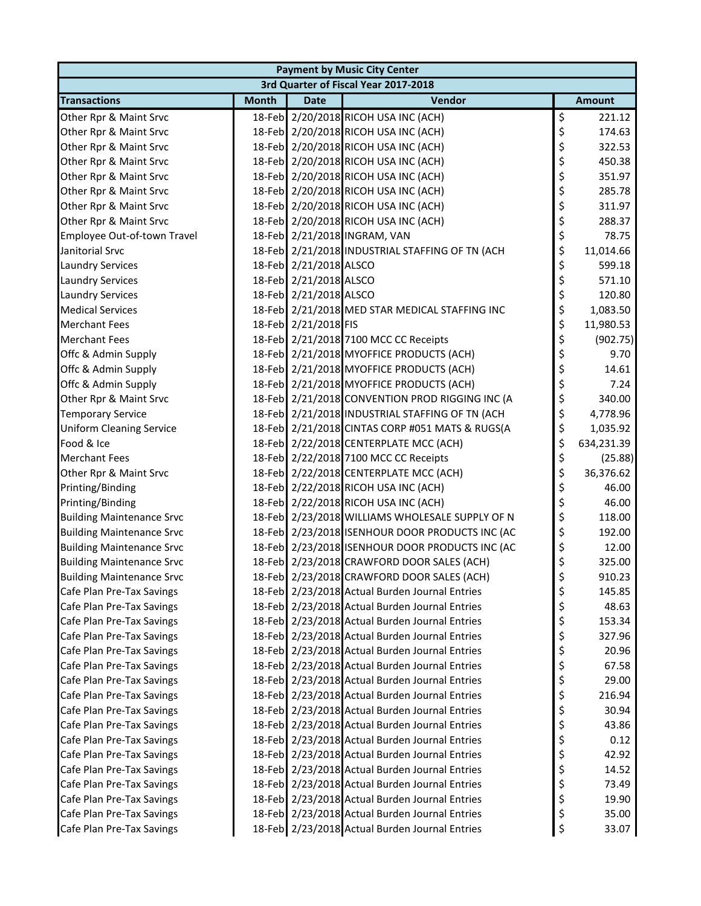| Payment by Music City Center | | | | |
|---|---|---|---|---|
| 3rd Quarter of Fiscal Year 2017-2018 | | | | |
| **Transactions** | **Month** | **Date** | **Vendor** | **Amount** |
| Other Rpr & Maint Srvc | 18-Feb | 2/20/2018 | RICOH USA INC (ACH) | $ 221.12 |
| Other Rpr & Maint Srvc | 18-Feb | 2/20/2018 | RICOH USA INC (ACH) | $ 174.63 |
| Other Rpr & Maint Srvc | 18-Feb | 2/20/2018 | RICOH USA INC (ACH) | $ 322.53 |
| Other Rpr & Maint Srvc | 18-Feb | 2/20/2018 | RICOH USA INC (ACH) | $ 450.38 |
| Other Rpr & Maint Srvc | 18-Feb | 2/20/2018 | RICOH USA INC (ACH) | $ 351.97 |
| Other Rpr & Maint Srvc | 18-Feb | 2/20/2018 | RICOH USA INC (ACH) | $ 285.78 |
| Other Rpr & Maint Srvc | 18-Feb | 2/20/2018 | RICOH USA INC (ACH) | $ 311.97 |
| Other Rpr & Maint Srvc | 18-Feb | 2/20/2018 | RICOH USA INC (ACH) | $ 288.37 |
| Employee Out-of-town Travel | 18-Feb | 2/21/2018 | INGRAM, VAN | $ 78.75 |
| Janitorial Srvc | 18-Feb | 2/21/2018 | INDUSTRIAL STAFFING OF TN (ACH | $ 11,014.66 |
| Laundry Services | 18-Feb | 2/21/2018 | ALSCO | $ 599.18 |
| Laundry Services | 18-Feb | 2/21/2018 | ALSCO | $ 571.10 |
| Laundry Services | 18-Feb | 2/21/2018 | ALSCO | $ 120.80 |
| Medical Services | 18-Feb | 2/21/2018 | MED STAR MEDICAL STAFFING INC | $ 1,083.50 |
| Merchant Fees | 18-Feb | 2/21/2018 | FIS | $ 11,980.53 |
| Merchant Fees | 18-Feb | 2/21/2018 | 7100 MCC CC Receipts | $ (902.75) |
| Offc & Admin Supply | 18-Feb | 2/21/2018 | MYOFFICE PRODUCTS (ACH) | $ 9.70 |
| Offc & Admin Supply | 18-Feb | 2/21/2018 | MYOFFICE PRODUCTS (ACH) | $ 14.61 |
| Offc & Admin Supply | 18-Feb | 2/21/2018 | MYOFFICE PRODUCTS (ACH) | $ 7.24 |
| Other Rpr & Maint Srvc | 18-Feb | 2/21/2018 | CONVENTION PROD RIGGING INC (A | $ 340.00 |
| Temporary Service | 18-Feb | 2/21/2018 | INDUSTRIAL STAFFING OF TN (ACH | $ 4,778.96 |
| Uniform Cleaning Service | 18-Feb | 2/21/2018 | CINTAS CORP #051 MATS & RUGS(A | $ 1,035.92 |
| Food & Ice | 18-Feb | 2/22/2018 | CENTERPLATE MCC (ACH) | $ 634,231.39 |
| Merchant Fees | 18-Feb | 2/22/2018 | 7100 MCC CC Receipts | $ (25.88) |
| Other Rpr & Maint Srvc | 18-Feb | 2/22/2018 | CENTERPLATE MCC (ACH) | $ 36,376.62 |
| Printing/Binding | 18-Feb | 2/22/2018 | RICOH USA INC (ACH) | $ 46.00 |
| Printing/Binding | 18-Feb | 2/22/2018 | RICOH USA INC (ACH) | $ 46.00 |
| Building Maintenance Srvc | 18-Feb | 2/23/2018 | WILLIAMS WHOLESALE SUPPLY OF N | $ 118.00 |
| Building Maintenance Srvc | 18-Feb | 2/23/2018 | ISENHOUR DOOR PRODUCTS INC (AC | $ 192.00 |
| Building Maintenance Srvc | 18-Feb | 2/23/2018 | ISENHOUR DOOR PRODUCTS INC (AC | $ 12.00 |
| Building Maintenance Srvc | 18-Feb | 2/23/2018 | CRAWFORD DOOR SALES (ACH) | $ 325.00 |
| Building Maintenance Srvc | 18-Feb | 2/23/2018 | CRAWFORD DOOR SALES (ACH) | $ 910.23 |
| Cafe Plan Pre-Tax Savings | 18-Feb | 2/23/2018 | Actual Burden Journal Entries | $ 145.85 |
| Cafe Plan Pre-Tax Savings | 18-Feb | 2/23/2018 | Actual Burden Journal Entries | $ 48.63 |
| Cafe Plan Pre-Tax Savings | 18-Feb | 2/23/2018 | Actual Burden Journal Entries | $ 153.34 |
| Cafe Plan Pre-Tax Savings | 18-Feb | 2/23/2018 | Actual Burden Journal Entries | $ 327.96 |
| Cafe Plan Pre-Tax Savings | 18-Feb | 2/23/2018 | Actual Burden Journal Entries | $ 20.96 |
| Cafe Plan Pre-Tax Savings | 18-Feb | 2/23/2018 | Actual Burden Journal Entries | $ 67.58 |
| Cafe Plan Pre-Tax Savings | 18-Feb | 2/23/2018 | Actual Burden Journal Entries | $ 29.00 |
| Cafe Plan Pre-Tax Savings | 18-Feb | 2/23/2018 | Actual Burden Journal Entries | $ 216.94 |
| Cafe Plan Pre-Tax Savings | 18-Feb | 2/23/2018 | Actual Burden Journal Entries | $ 30.94 |
| Cafe Plan Pre-Tax Savings | 18-Feb | 2/23/2018 | Actual Burden Journal Entries | $ 43.86 |
| Cafe Plan Pre-Tax Savings | 18-Feb | 2/23/2018 | Actual Burden Journal Entries | $ 0.12 |
| Cafe Plan Pre-Tax Savings | 18-Feb | 2/23/2018 | Actual Burden Journal Entries | $ 42.92 |
| Cafe Plan Pre-Tax Savings | 18-Feb | 2/23/2018 | Actual Burden Journal Entries | $ 14.52 |
| Cafe Plan Pre-Tax Savings | 18-Feb | 2/23/2018 | Actual Burden Journal Entries | $ 73.49 |
| Cafe Plan Pre-Tax Savings | 18-Feb | 2/23/2018 | Actual Burden Journal Entries | $ 19.90 |
| Cafe Plan Pre-Tax Savings | 18-Feb | 2/23/2018 | Actual Burden Journal Entries | $ 35.00 |
| Cafe Plan Pre-Tax Savings | 18-Feb | 2/23/2018 | Actual Burden Journal Entries | $ 33.07 |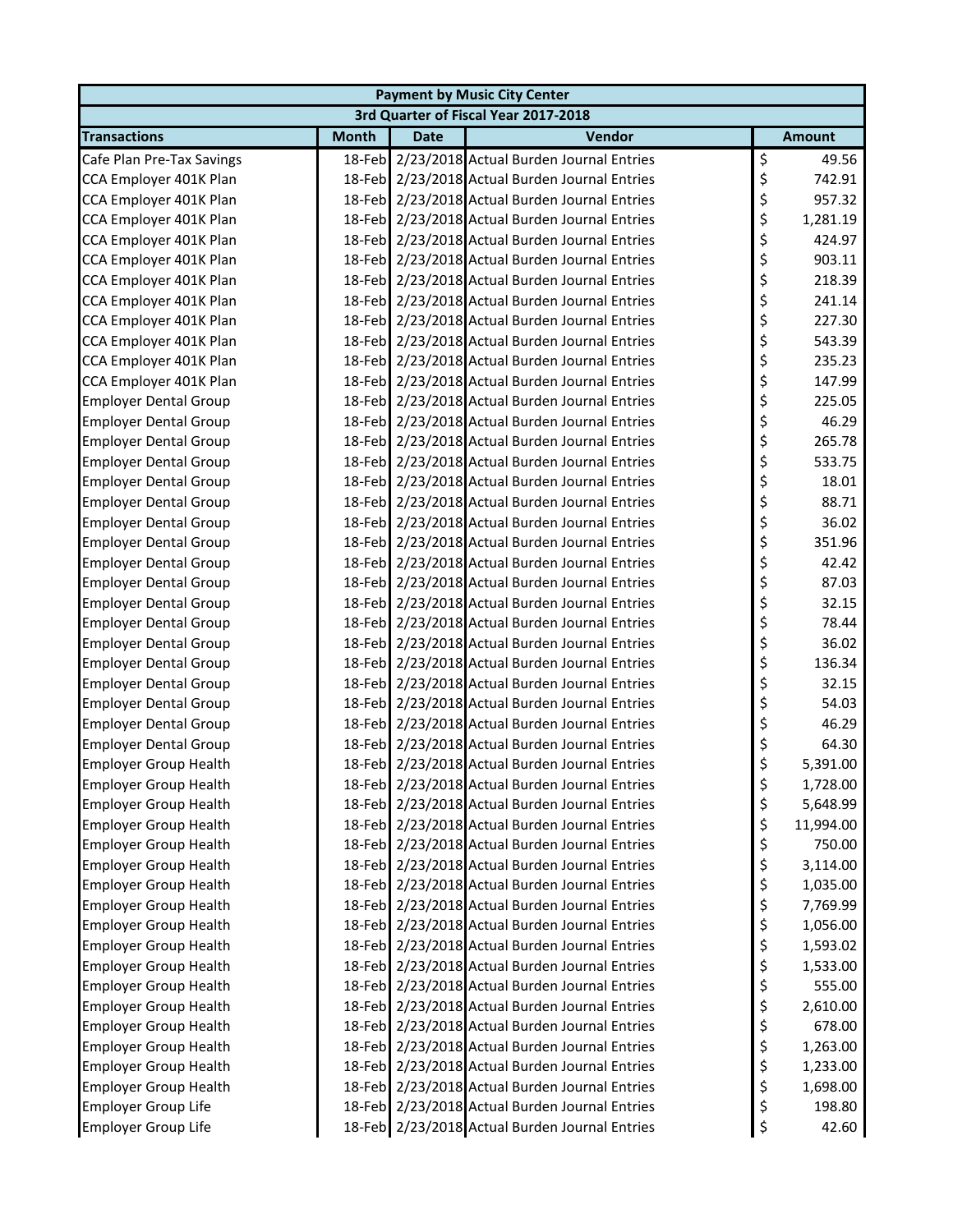| Payment by Music City Center | | | | |
|---|---|---|---|---|
| 3rd Quarter of Fiscal Year 2017-2018 | | | | |
| **Transactions** | **Month** | **Date** | **Vendor** | **Amount** |
| Cafe Plan Pre-Tax Savings | 18-Feb | 2/23/2018 | Actual Burden Journal Entries | $ 49.56 |
| CCA Employer 401K Plan | 18-Feb | 2/23/2018 | Actual Burden Journal Entries | $ 742.91 |
| CCA Employer 401K Plan | 18-Feb | 2/23/2018 | Actual Burden Journal Entries | $ 957.32 |
| CCA Employer 401K Plan | 18-Feb | 2/23/2018 | Actual Burden Journal Entries | $ 1,281.19 |
| CCA Employer 401K Plan | 18-Feb | 2/23/2018 | Actual Burden Journal Entries | $ 424.97 |
| CCA Employer 401K Plan | 18-Feb | 2/23/2018 | Actual Burden Journal Entries | $ 903.11 |
| CCA Employer 401K Plan | 18-Feb | 2/23/2018 | Actual Burden Journal Entries | $ 218.39 |
| CCA Employer 401K Plan | 18-Feb | 2/23/2018 | Actual Burden Journal Entries | $ 241.14 |
| CCA Employer 401K Plan | 18-Feb | 2/23/2018 | Actual Burden Journal Entries | $ 227.30 |
| CCA Employer 401K Plan | 18-Feb | 2/23/2018 | Actual Burden Journal Entries | $ 543.39 |
| CCA Employer 401K Plan | 18-Feb | 2/23/2018 | Actual Burden Journal Entries | $ 235.23 |
| CCA Employer 401K Plan | 18-Feb | 2/23/2018 | Actual Burden Journal Entries | $ 147.99 |
| Employer Dental Group | 18-Feb | 2/23/2018 | Actual Burden Journal Entries | $ 225.05 |
| Employer Dental Group | 18-Feb | 2/23/2018 | Actual Burden Journal Entries | $ 46.29 |
| Employer Dental Group | 18-Feb | 2/23/2018 | Actual Burden Journal Entries | $ 265.78 |
| Employer Dental Group | 18-Feb | 2/23/2018 | Actual Burden Journal Entries | $ 533.75 |
| Employer Dental Group | 18-Feb | 2/23/2018 | Actual Burden Journal Entries | $ 18.01 |
| Employer Dental Group | 18-Feb | 2/23/2018 | Actual Burden Journal Entries | $ 88.71 |
| Employer Dental Group | 18-Feb | 2/23/2018 | Actual Burden Journal Entries | $ 36.02 |
| Employer Dental Group | 18-Feb | 2/23/2018 | Actual Burden Journal Entries | $ 351.96 |
| Employer Dental Group | 18-Feb | 2/23/2018 | Actual Burden Journal Entries | $ 42.42 |
| Employer Dental Group | 18-Feb | 2/23/2018 | Actual Burden Journal Entries | $ 87.03 |
| Employer Dental Group | 18-Feb | 2/23/2018 | Actual Burden Journal Entries | $ 32.15 |
| Employer Dental Group | 18-Feb | 2/23/2018 | Actual Burden Journal Entries | $ 78.44 |
| Employer Dental Group | 18-Feb | 2/23/2018 | Actual Burden Journal Entries | $ 36.02 |
| Employer Dental Group | 18-Feb | 2/23/2018 | Actual Burden Journal Entries | $ 136.34 |
| Employer Dental Group | 18-Feb | 2/23/2018 | Actual Burden Journal Entries | $ 32.15 |
| Employer Dental Group | 18-Feb | 2/23/2018 | Actual Burden Journal Entries | $ 54.03 |
| Employer Dental Group | 18-Feb | 2/23/2018 | Actual Burden Journal Entries | $ 46.29 |
| Employer Dental Group | 18-Feb | 2/23/2018 | Actual Burden Journal Entries | $ 64.30 |
| Employer Group Health | 18-Feb | 2/23/2018 | Actual Burden Journal Entries | $ 5,391.00 |
| Employer Group Health | 18-Feb | 2/23/2018 | Actual Burden Journal Entries | $ 1,728.00 |
| Employer Group Health | 18-Feb | 2/23/2018 | Actual Burden Journal Entries | $ 5,648.99 |
| Employer Group Health | 18-Feb | 2/23/2018 | Actual Burden Journal Entries | $ 11,994.00 |
| Employer Group Health | 18-Feb | 2/23/2018 | Actual Burden Journal Entries | $ 750.00 |
| Employer Group Health | 18-Feb | 2/23/2018 | Actual Burden Journal Entries | $ 3,114.00 |
| Employer Group Health | 18-Feb | 2/23/2018 | Actual Burden Journal Entries | $ 1,035.00 |
| Employer Group Health | 18-Feb | 2/23/2018 | Actual Burden Journal Entries | $ 7,769.99 |
| Employer Group Health | 18-Feb | 2/23/2018 | Actual Burden Journal Entries | $ 1,056.00 |
| Employer Group Health | 18-Feb | 2/23/2018 | Actual Burden Journal Entries | $ 1,593.02 |
| Employer Group Health | 18-Feb | 2/23/2018 | Actual Burden Journal Entries | $ 1,533.00 |
| Employer Group Health | 18-Feb | 2/23/2018 | Actual Burden Journal Entries | $ 555.00 |
| Employer Group Health | 18-Feb | 2/23/2018 | Actual Burden Journal Entries | $ 2,610.00 |
| Employer Group Health | 18-Feb | 2/23/2018 | Actual Burden Journal Entries | $ 678.00 |
| Employer Group Health | 18-Feb | 2/23/2018 | Actual Burden Journal Entries | $ 1,263.00 |
| Employer Group Health | 18-Feb | 2/23/2018 | Actual Burden Journal Entries | $ 1,233.00 |
| Employer Group Health | 18-Feb | 2/23/2018 | Actual Burden Journal Entries | $ 1,698.00 |
| Employer Group Life | 18-Feb | 2/23/2018 | Actual Burden Journal Entries | $ 198.80 |
| Employer Group Life | 18-Feb | 2/23/2018 | Actual Burden Journal Entries | $ 42.60 |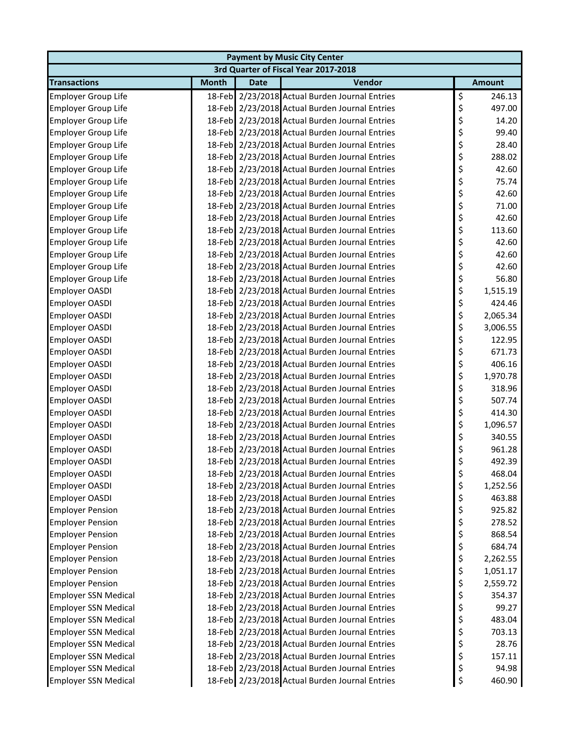| Payment by Music City Center | | | | |
|---|---|---|---|---|
| 3rd Quarter of Fiscal Year 2017-2018 | | | | |
| **Transactions** | **Month** | **Date** | **Vendor** | **Amount** |
| Employer Group Life | 18-Feb | 2/23/2018 | Actual Burden Journal Entries | $ 246.13 |
| Employer Group Life | 18-Feb | 2/23/2018 | Actual Burden Journal Entries | $ 497.00 |
| Employer Group Life | 18-Feb | 2/23/2018 | Actual Burden Journal Entries | $ 14.20 |
| Employer Group Life | 18-Feb | 2/23/2018 | Actual Burden Journal Entries | $ 99.40 |
| Employer Group Life | 18-Feb | 2/23/2018 | Actual Burden Journal Entries | $ 28.40 |
| Employer Group Life | 18-Feb | 2/23/2018 | Actual Burden Journal Entries | $ 288.02 |
| Employer Group Life | 18-Feb | 2/23/2018 | Actual Burden Journal Entries | $ 42.60 |
| Employer Group Life | 18-Feb | 2/23/2018 | Actual Burden Journal Entries | $ 75.74 |
| Employer Group Life | 18-Feb | 2/23/2018 | Actual Burden Journal Entries | $ 42.60 |
| Employer Group Life | 18-Feb | 2/23/2018 | Actual Burden Journal Entries | $ 71.00 |
| Employer Group Life | 18-Feb | 2/23/2018 | Actual Burden Journal Entries | $ 42.60 |
| Employer Group Life | 18-Feb | 2/23/2018 | Actual Burden Journal Entries | $ 113.60 |
| Employer Group Life | 18-Feb | 2/23/2018 | Actual Burden Journal Entries | $ 42.60 |
| Employer Group Life | 18-Feb | 2/23/2018 | Actual Burden Journal Entries | $ 42.60 |
| Employer Group Life | 18-Feb | 2/23/2018 | Actual Burden Journal Entries | $ 42.60 |
| Employer Group Life | 18-Feb | 2/23/2018 | Actual Burden Journal Entries | $ 56.80 |
| Employer OASDI | 18-Feb | 2/23/2018 | Actual Burden Journal Entries | $ 1,515.19 |
| Employer OASDI | 18-Feb | 2/23/2018 | Actual Burden Journal Entries | $ 424.46 |
| Employer OASDI | 18-Feb | 2/23/2018 | Actual Burden Journal Entries | $ 2,065.34 |
| Employer OASDI | 18-Feb | 2/23/2018 | Actual Burden Journal Entries | $ 3,006.55 |
| Employer OASDI | 18-Feb | 2/23/2018 | Actual Burden Journal Entries | $ 122.95 |
| Employer OASDI | 18-Feb | 2/23/2018 | Actual Burden Journal Entries | $ 671.73 |
| Employer OASDI | 18-Feb | 2/23/2018 | Actual Burden Journal Entries | $ 406.16 |
| Employer OASDI | 18-Feb | 2/23/2018 | Actual Burden Journal Entries | $ 1,970.78 |
| Employer OASDI | 18-Feb | 2/23/2018 | Actual Burden Journal Entries | $ 318.96 |
| Employer OASDI | 18-Feb | 2/23/2018 | Actual Burden Journal Entries | $ 507.74 |
| Employer OASDI | 18-Feb | 2/23/2018 | Actual Burden Journal Entries | $ 414.30 |
| Employer OASDI | 18-Feb | 2/23/2018 | Actual Burden Journal Entries | $ 1,096.57 |
| Employer OASDI | 18-Feb | 2/23/2018 | Actual Burden Journal Entries | $ 340.55 |
| Employer OASDI | 18-Feb | 2/23/2018 | Actual Burden Journal Entries | $ 961.28 |
| Employer OASDI | 18-Feb | 2/23/2018 | Actual Burden Journal Entries | $ 492.39 |
| Employer OASDI | 18-Feb | 2/23/2018 | Actual Burden Journal Entries | $ 468.04 |
| Employer OASDI | 18-Feb | 2/23/2018 | Actual Burden Journal Entries | $ 1,252.56 |
| Employer OASDI | 18-Feb | 2/23/2018 | Actual Burden Journal Entries | $ 463.88 |
| Employer Pension | 18-Feb | 2/23/2018 | Actual Burden Journal Entries | $ 925.82 |
| Employer Pension | 18-Feb | 2/23/2018 | Actual Burden Journal Entries | $ 278.52 |
| Employer Pension | 18-Feb | 2/23/2018 | Actual Burden Journal Entries | $ 868.54 |
| Employer Pension | 18-Feb | 2/23/2018 | Actual Burden Journal Entries | $ 684.74 |
| Employer Pension | 18-Feb | 2/23/2018 | Actual Burden Journal Entries | $ 2,262.55 |
| Employer Pension | 18-Feb | 2/23/2018 | Actual Burden Journal Entries | $ 1,051.17 |
| Employer Pension | 18-Feb | 2/23/2018 | Actual Burden Journal Entries | $ 2,559.72 |
| Employer SSN Medical | 18-Feb | 2/23/2018 | Actual Burden Journal Entries | $ 354.37 |
| Employer SSN Medical | 18-Feb | 2/23/2018 | Actual Burden Journal Entries | $ 99.27 |
| Employer SSN Medical | 18-Feb | 2/23/2018 | Actual Burden Journal Entries | $ 483.04 |
| Employer SSN Medical | 18-Feb | 2/23/2018 | Actual Burden Journal Entries | $ 703.13 |
| Employer SSN Medical | 18-Feb | 2/23/2018 | Actual Burden Journal Entries | $ 28.76 |
| Employer SSN Medical | 18-Feb | 2/23/2018 | Actual Burden Journal Entries | $ 157.11 |
| Employer SSN Medical | 18-Feb | 2/23/2018 | Actual Burden Journal Entries | $ 94.98 |
| Employer SSN Medical | 18-Feb | 2/23/2018 | Actual Burden Journal Entries | $ 460.90 |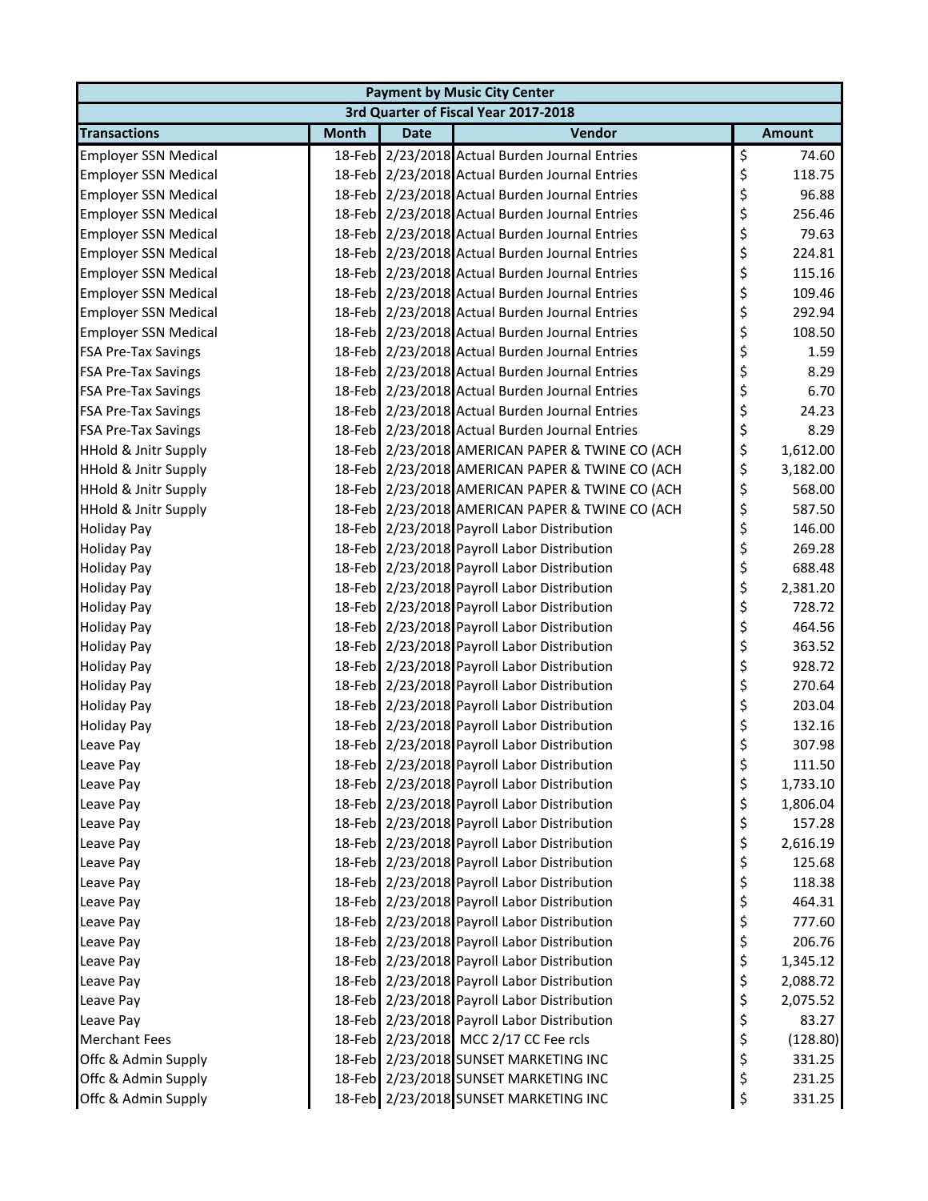| Payment by Music City Center | | | | |
|---|---|---|---|---|
| 3rd Quarter of Fiscal Year 2017-2018 | | | | |
| **Transactions** | **Month** | **Date** | **Vendor** | **Amount** |
| Employer SSN Medical | 18-Feb | 2/23/2018 | Actual Burden Journal Entries | $ 74.60 |
| Employer SSN Medical | 18-Feb | 2/23/2018 | Actual Burden Journal Entries | $ 118.75 |
| Employer SSN Medical | 18-Feb | 2/23/2018 | Actual Burden Journal Entries | $ 96.88 |
| Employer SSN Medical | 18-Feb | 2/23/2018 | Actual Burden Journal Entries | $ 256.46 |
| Employer SSN Medical | 18-Feb | 2/23/2018 | Actual Burden Journal Entries | $ 79.63 |
| Employer SSN Medical | 18-Feb | 2/23/2018 | Actual Burden Journal Entries | $ 224.81 |
| Employer SSN Medical | 18-Feb | 2/23/2018 | Actual Burden Journal Entries | $ 115.16 |
| Employer SSN Medical | 18-Feb | 2/23/2018 | Actual Burden Journal Entries | $ 109.46 |
| Employer SSN Medical | 18-Feb | 2/23/2018 | Actual Burden Journal Entries | $ 292.94 |
| Employer SSN Medical | 18-Feb | 2/23/2018 | Actual Burden Journal Entries | $ 108.50 |
| FSA Pre-Tax Savings | 18-Feb | 2/23/2018 | Actual Burden Journal Entries | $ 1.59 |
| FSA Pre-Tax Savings | 18-Feb | 2/23/2018 | Actual Burden Journal Entries | $ 8.29 |
| FSA Pre-Tax Savings | 18-Feb | 2/23/2018 | Actual Burden Journal Entries | $ 6.70 |
| FSA Pre-Tax Savings | 18-Feb | 2/23/2018 | Actual Burden Journal Entries | $ 24.23 |
| FSA Pre-Tax Savings | 18-Feb | 2/23/2018 | Actual Burden Journal Entries | $ 8.29 |
| HHold & Jnitr Supply | 18-Feb | 2/23/2018 | AMERICAN PAPER & TWINE CO (ACH | $ 1,612.00 |
| HHold & Jnitr Supply | 18-Feb | 2/23/2018 | AMERICAN PAPER & TWINE CO (ACH | $ 3,182.00 |
| HHold & Jnitr Supply | 18-Feb | 2/23/2018 | AMERICAN PAPER & TWINE CO (ACH | $ 568.00 |
| HHold & Jnitr Supply | 18-Feb | 2/23/2018 | AMERICAN PAPER & TWINE CO (ACH | $ 587.50 |
| Holiday Pay | 18-Feb | 2/23/2018 | Payroll Labor Distribution | $ 146.00 |
| Holiday Pay | 18-Feb | 2/23/2018 | Payroll Labor Distribution | $ 269.28 |
| Holiday Pay | 18-Feb | 2/23/2018 | Payroll Labor Distribution | $ 688.48 |
| Holiday Pay | 18-Feb | 2/23/2018 | Payroll Labor Distribution | $ 2,381.20 |
| Holiday Pay | 18-Feb | 2/23/2018 | Payroll Labor Distribution | $ 728.72 |
| Holiday Pay | 18-Feb | 2/23/2018 | Payroll Labor Distribution | $ 464.56 |
| Holiday Pay | 18-Feb | 2/23/2018 | Payroll Labor Distribution | $ 363.52 |
| Holiday Pay | 18-Feb | 2/23/2018 | Payroll Labor Distribution | $ 928.72 |
| Holiday Pay | 18-Feb | 2/23/2018 | Payroll Labor Distribution | $ 270.64 |
| Holiday Pay | 18-Feb | 2/23/2018 | Payroll Labor Distribution | $ 203.04 |
| Holiday Pay | 18-Feb | 2/23/2018 | Payroll Labor Distribution | $ 132.16 |
| Leave Pay | 18-Feb | 2/23/2018 | Payroll Labor Distribution | $ 307.98 |
| Leave Pay | 18-Feb | 2/23/2018 | Payroll Labor Distribution | $ 111.50 |
| Leave Pay | 18-Feb | 2/23/2018 | Payroll Labor Distribution | $ 1,733.10 |
| Leave Pay | 18-Feb | 2/23/2018 | Payroll Labor Distribution | $ 1,806.04 |
| Leave Pay | 18-Feb | 2/23/2018 | Payroll Labor Distribution | $ 157.28 |
| Leave Pay | 18-Feb | 2/23/2018 | Payroll Labor Distribution | $ 2,616.19 |
| Leave Pay | 18-Feb | 2/23/2018 | Payroll Labor Distribution | $ 125.68 |
| Leave Pay | 18-Feb | 2/23/2018 | Payroll Labor Distribution | $ 118.38 |
| Leave Pay | 18-Feb | 2/23/2018 | Payroll Labor Distribution | $ 464.31 |
| Leave Pay | 18-Feb | 2/23/2018 | Payroll Labor Distribution | $ 777.60 |
| Leave Pay | 18-Feb | 2/23/2018 | Payroll Labor Distribution | $ 206.76 |
| Leave Pay | 18-Feb | 2/23/2018 | Payroll Labor Distribution | $ 1,345.12 |
| Leave Pay | 18-Feb | 2/23/2018 | Payroll Labor Distribution | $ 2,088.72 |
| Leave Pay | 18-Feb | 2/23/2018 | Payroll Labor Distribution | $ 2,075.52 |
| Leave Pay | 18-Feb | 2/23/2018 | Payroll Labor Distribution | $ 83.27 |
| Merchant Fees | 18-Feb | 2/23/2018 | MCC 2/17 CC Fee rcls | $ (128.80) |
| Offc & Admin Supply | 18-Feb | 2/23/2018 | SUNSET MARKETING INC | $ 331.25 |
| Offc & Admin Supply | 18-Feb | 2/23/2018 | SUNSET MARKETING INC | $ 231.25 |
| Offc & Admin Supply | 18-Feb | 2/23/2018 | SUNSET MARKETING INC | $ 331.25 |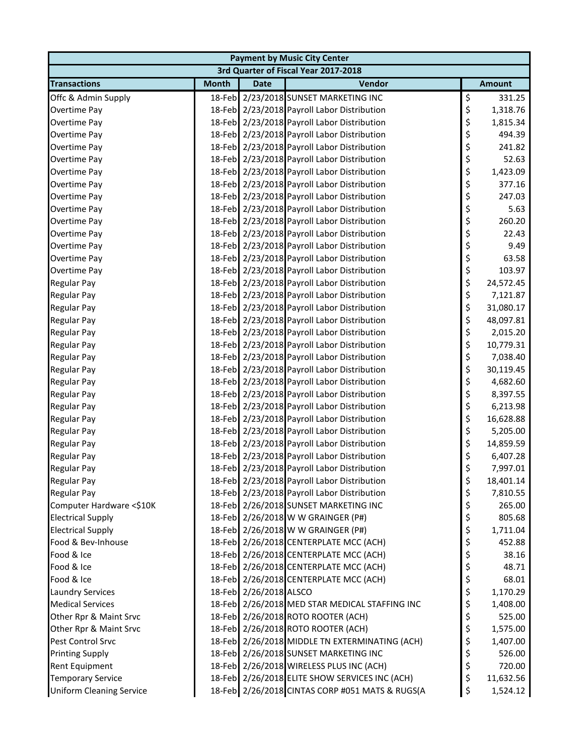| Payment by Music City Center | | | | |
|---|---|---|---|---|
| 3rd Quarter of Fiscal Year 2017-2018 | | | | |
| **Transactions** | **Month** | **Date** | **Vendor** | **Amount** |
| Offc & Admin Supply | 18-Feb | 2/23/2018 | SUNSET MARKETING INC | $ 331.25 |
| Overtime Pay | 18-Feb | 2/23/2018 | Payroll Labor Distribution | $ 1,318.76 |
| Overtime Pay | 18-Feb | 2/23/2018 | Payroll Labor Distribution | $ 1,815.34 |
| Overtime Pay | 18-Feb | 2/23/2018 | Payroll Labor Distribution | $ 494.39 |
| Overtime Pay | 18-Feb | 2/23/2018 | Payroll Labor Distribution | $ 241.82 |
| Overtime Pay | 18-Feb | 2/23/2018 | Payroll Labor Distribution | $ 52.63 |
| Overtime Pay | 18-Feb | 2/23/2018 | Payroll Labor Distribution | $ 1,423.09 |
| Overtime Pay | 18-Feb | 2/23/2018 | Payroll Labor Distribution | $ 377.16 |
| Overtime Pay | 18-Feb | 2/23/2018 | Payroll Labor Distribution | $ 247.03 |
| Overtime Pay | 18-Feb | 2/23/2018 | Payroll Labor Distribution | $ 5.63 |
| Overtime Pay | 18-Feb | 2/23/2018 | Payroll Labor Distribution | $ 260.20 |
| Overtime Pay | 18-Feb | 2/23/2018 | Payroll Labor Distribution | $ 22.43 |
| Overtime Pay | 18-Feb | 2/23/2018 | Payroll Labor Distribution | $ 9.49 |
| Overtime Pay | 18-Feb | 2/23/2018 | Payroll Labor Distribution | $ 63.58 |
| Overtime Pay | 18-Feb | 2/23/2018 | Payroll Labor Distribution | $ 103.97 |
| Regular Pay | 18-Feb | 2/23/2018 | Payroll Labor Distribution | $ 24,572.45 |
| Regular Pay | 18-Feb | 2/23/2018 | Payroll Labor Distribution | $ 7,121.87 |
| Regular Pay | 18-Feb | 2/23/2018 | Payroll Labor Distribution | $ 31,080.17 |
| Regular Pay | 18-Feb | 2/23/2018 | Payroll Labor Distribution | $ 48,097.81 |
| Regular Pay | 18-Feb | 2/23/2018 | Payroll Labor Distribution | $ 2,015.20 |
| Regular Pay | 18-Feb | 2/23/2018 | Payroll Labor Distribution | $ 10,779.31 |
| Regular Pay | 18-Feb | 2/23/2018 | Payroll Labor Distribution | $ 7,038.40 |
| Regular Pay | 18-Feb | 2/23/2018 | Payroll Labor Distribution | $ 30,119.45 |
| Regular Pay | 18-Feb | 2/23/2018 | Payroll Labor Distribution | $ 4,682.60 |
| Regular Pay | 18-Feb | 2/23/2018 | Payroll Labor Distribution | $ 8,397.55 |
| Regular Pay | 18-Feb | 2/23/2018 | Payroll Labor Distribution | $ 6,213.98 |
| Regular Pay | 18-Feb | 2/23/2018 | Payroll Labor Distribution | $ 16,628.88 |
| Regular Pay | 18-Feb | 2/23/2018 | Payroll Labor Distribution | $ 5,205.00 |
| Regular Pay | 18-Feb | 2/23/2018 | Payroll Labor Distribution | $ 14,859.59 |
| Regular Pay | 18-Feb | 2/23/2018 | Payroll Labor Distribution | $ 6,407.28 |
| Regular Pay | 18-Feb | 2/23/2018 | Payroll Labor Distribution | $ 7,997.01 |
| Regular Pay | 18-Feb | 2/23/2018 | Payroll Labor Distribution | $ 18,401.14 |
| Regular Pay | 18-Feb | 2/23/2018 | Payroll Labor Distribution | $ 7,810.55 |
| Computer Hardware <$10K | 18-Feb | 2/26/2018 | SUNSET MARKETING INC | $ 265.00 |
| Electrical Supply | 18-Feb | 2/26/2018 | W W GRAINGER (P#) | $ 805.68 |
| Electrical Supply | 18-Feb | 2/26/2018 | W W GRAINGER (P#) | $ 1,711.04 |
| Food & Bev-Inhouse | 18-Feb | 2/26/2018 | CENTERPLATE MCC (ACH) | $ 452.88 |
| Food & Ice | 18-Feb | 2/26/2018 | CENTERPLATE MCC (ACH) | $ 38.16 |
| Food & Ice | 18-Feb | 2/26/2018 | CENTERPLATE MCC (ACH) | $ 48.71 |
| Food & Ice | 18-Feb | 2/26/2018 | CENTERPLATE MCC (ACH) | $ 68.01 |
| Laundry Services | 18-Feb | 2/26/2018 | ALSCO | $ 1,170.29 |
| Medical Services | 18-Feb | 2/26/2018 | MED STAR MEDICAL STAFFING INC | $ 1,408.00 |
| Other Rpr & Maint Srvc | 18-Feb | 2/26/2018 | ROTO ROOTER (ACH) | $ 525.00 |
| Other Rpr & Maint Srvc | 18-Feb | 2/26/2018 | ROTO ROOTER (ACH) | $ 1,575.00 |
| Pest Control Srvc | 18-Feb | 2/26/2018 | MIDDLE TN EXTERMINATING (ACH) | $ 1,407.00 |
| Printing Supply | 18-Feb | 2/26/2018 | SUNSET MARKETING INC | $ 526.00 |
| Rent Equipment | 18-Feb | 2/26/2018 | WIRELESS PLUS INC (ACH) | $ 720.00 |
| Temporary Service | 18-Feb | 2/26/2018 | ELITE SHOW SERVICES INC (ACH) | $ 11,632.56 |
| Uniform Cleaning Service | 18-Feb | 2/26/2018 | CINTAS CORP #051 MATS & RUGS(A | $ 1,524.12 |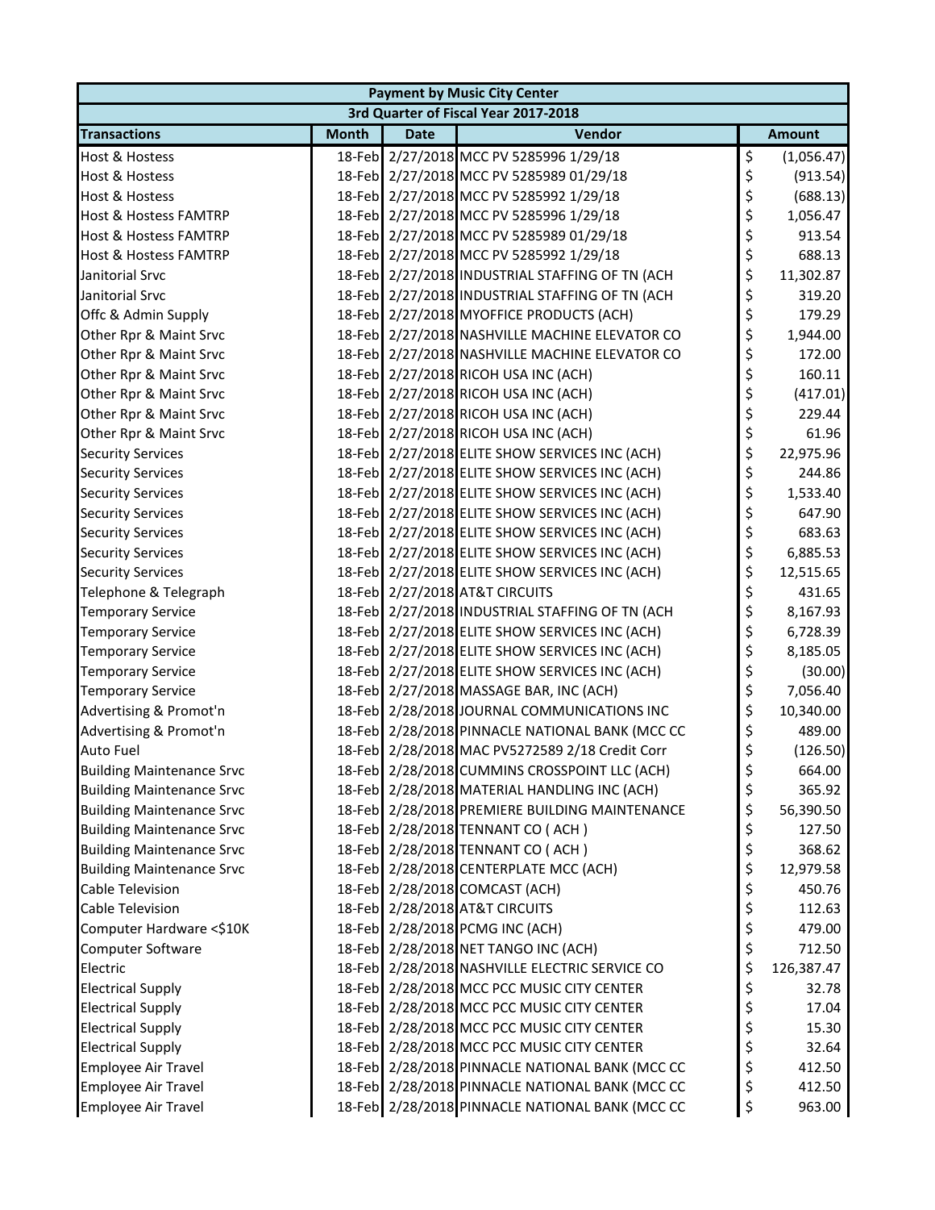| Payment by Music City Center | | | | |
|---|---|---|---|---|
| 3rd Quarter of Fiscal Year 2017-2018 | | | | |
| **Transactions** | **Month** | **Date** | **Vendor** | **Amount** |
| Host & Hostess | 18-Feb | 2/27/2018 | MCC PV 5285996 1/29/18 | $ (1,056.47) |
| Host & Hostess | 18-Feb | 2/27/2018 | MCC PV 5285989 01/29/18 | $ (913.54) |
| Host & Hostess | 18-Feb | 2/27/2018 | MCC PV 5285992 1/29/18 | $ (688.13) |
| Host & Hostess FAMTRP | 18-Feb | 2/27/2018 | MCC PV 5285996 1/29/18 | $ 1,056.47 |
| Host & Hostess FAMTRP | 18-Feb | 2/27/2018 | MCC PV 5285989 01/29/18 | $ 913.54 |
| Host & Hostess FAMTRP | 18-Feb | 2/27/2018 | MCC PV 5285992 1/29/18 | $ 688.13 |
| Janitorial Srvc | 18-Feb | 2/27/2018 | INDUSTRIAL STAFFING OF TN (ACH | $ 11,302.87 |
| Janitorial Srvc | 18-Feb | 2/27/2018 | INDUSTRIAL STAFFING OF TN (ACH | $ 319.20 |
| Offc & Admin Supply | 18-Feb | 2/27/2018 | MYOFFICE PRODUCTS (ACH) | $ 179.29 |
| Other Rpr & Maint Srvc | 18-Feb | 2/27/2018 | NASHVILLE MACHINE ELEVATOR CO | $ 1,944.00 |
| Other Rpr & Maint Srvc | 18-Feb | 2/27/2018 | NASHVILLE MACHINE ELEVATOR CO | $ 172.00 |
| Other Rpr & Maint Srvc | 18-Feb | 2/27/2018 | RICOH USA INC (ACH) | $ 160.11 |
| Other Rpr & Maint Srvc | 18-Feb | 2/27/2018 | RICOH USA INC (ACH) | $ (417.01) |
| Other Rpr & Maint Srvc | 18-Feb | 2/27/2018 | RICOH USA INC (ACH) | $ 229.44 |
| Other Rpr & Maint Srvc | 18-Feb | 2/27/2018 | RICOH USA INC (ACH) | $ 61.96 |
| Security Services | 18-Feb | 2/27/2018 | ELITE SHOW SERVICES INC (ACH) | $ 22,975.96 |
| Security Services | 18-Feb | 2/27/2018 | ELITE SHOW SERVICES INC (ACH) | $ 244.86 |
| Security Services | 18-Feb | 2/27/2018 | ELITE SHOW SERVICES INC (ACH) | $ 1,533.40 |
| Security Services | 18-Feb | 2/27/2018 | ELITE SHOW SERVICES INC (ACH) | $ 647.90 |
| Security Services | 18-Feb | 2/27/2018 | ELITE SHOW SERVICES INC (ACH) | $ 683.63 |
| Security Services | 18-Feb | 2/27/2018 | ELITE SHOW SERVICES INC (ACH) | $ 6,885.53 |
| Security Services | 18-Feb | 2/27/2018 | ELITE SHOW SERVICES INC (ACH) | $ 12,515.65 |
| Telephone & Telegraph | 18-Feb | 2/27/2018 | AT&T CIRCUITS | $ 431.65 |
| Temporary Service | 18-Feb | 2/27/2018 | INDUSTRIAL STAFFING OF TN (ACH | $ 8,167.93 |
| Temporary Service | 18-Feb | 2/27/2018 | ELITE SHOW SERVICES INC (ACH) | $ 6,728.39 |
| Temporary Service | 18-Feb | 2/27/2018 | ELITE SHOW SERVICES INC (ACH) | $ 8,185.05 |
| Temporary Service | 18-Feb | 2/27/2018 | ELITE SHOW SERVICES INC (ACH) | $ (30.00) |
| Temporary Service | 18-Feb | 2/27/2018 | MASSAGE BAR, INC (ACH) | $ 7,056.40 |
| Advertising & Promot'n | 18-Feb | 2/28/2018 | JOURNAL COMMUNICATIONS INC | $ 10,340.00 |
| Advertising & Promot'n | 18-Feb | 2/28/2018 | PINNACLE NATIONAL BANK (MCC CC | $ 489.00 |
| Auto Fuel | 18-Feb | 2/28/2018 | MAC PV5272589 2/18 Credit Corr | $ (126.50) |
| Building Maintenance Srvc | 18-Feb | 2/28/2018 | CUMMINS CROSSPOINT LLC (ACH) | $ 664.00 |
| Building Maintenance Srvc | 18-Feb | 2/28/2018 | MATERIAL HANDLING INC (ACH) | $ 365.92 |
| Building Maintenance Srvc | 18-Feb | 2/28/2018 | PREMIERE BUILDING MAINTENANCE | $ 56,390.50 |
| Building Maintenance Srvc | 18-Feb | 2/28/2018 | TENNANT CO ( ACH ) | $ 127.50 |
| Building Maintenance Srvc | 18-Feb | 2/28/2018 | TENNANT CO ( ACH ) | $ 368.62 |
| Building Maintenance Srvc | 18-Feb | 2/28/2018 | CENTERPLATE MCC (ACH) | $ 12,979.58 |
| Cable Television | 18-Feb | 2/28/2018 | COMCAST (ACH) | $ 450.76 |
| Cable Television | 18-Feb | 2/28/2018 | AT&T CIRCUITS | $ 112.63 |
| Computer Hardware <$10K | 18-Feb | 2/28/2018 | PCMG INC (ACH) | $ 479.00 |
| Computer Software | 18-Feb | 2/28/2018 | NET TANGO INC (ACH) | $ 712.50 |
| Electric | 18-Feb | 2/28/2018 | NASHVILLE ELECTRIC SERVICE CO | $ 126,387.47 |
| Electrical Supply | 18-Feb | 2/28/2018 | MCC PCC MUSIC CITY CENTER | $ 32.78 |
| Electrical Supply | 18-Feb | 2/28/2018 | MCC PCC MUSIC CITY CENTER | $ 17.04 |
| Electrical Supply | 18-Feb | 2/28/2018 | MCC PCC MUSIC CITY CENTER | $ 15.30 |
| Electrical Supply | 18-Feb | 2/28/2018 | MCC PCC MUSIC CITY CENTER | $ 32.64 |
| Employee Air Travel | 18-Feb | 2/28/2018 | PINNACLE NATIONAL BANK (MCC CC | $ 412.50 |
| Employee Air Travel | 18-Feb | 2/28/2018 | PINNACLE NATIONAL BANK (MCC CC | $ 412.50 |
| Employee Air Travel | 18-Feb | 2/28/2018 | PINNACLE NATIONAL BANK (MCC CC | $ 963.00 |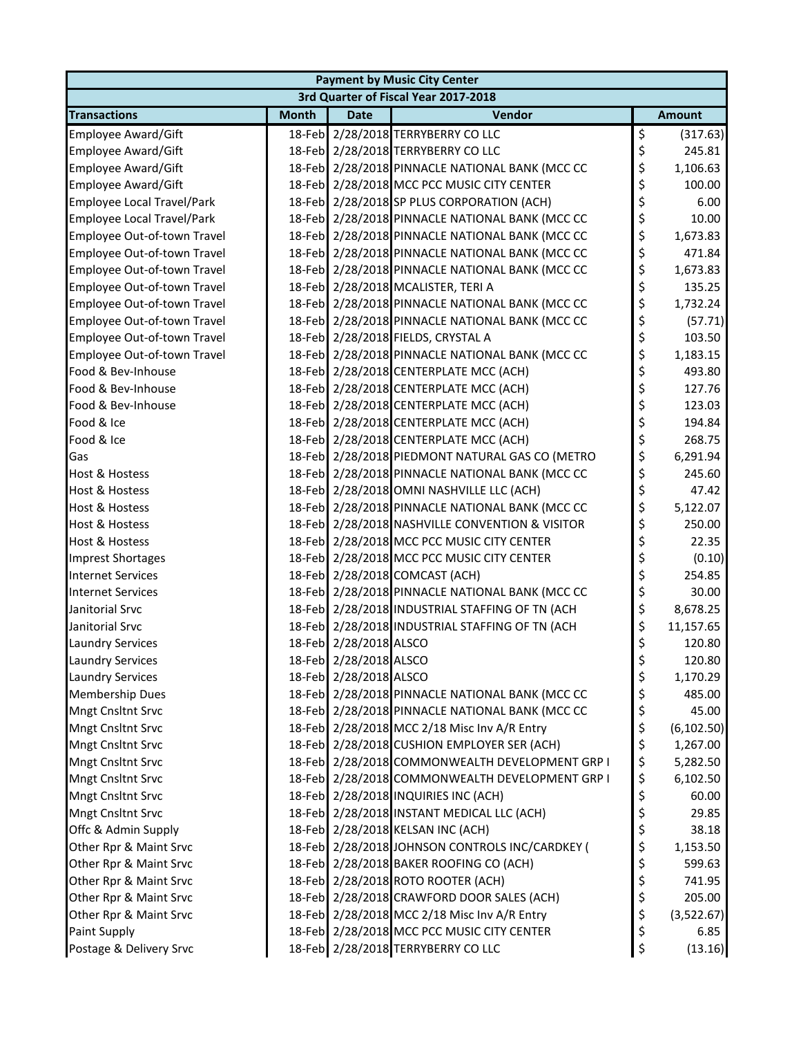| Payment by Music City Center | | | | |
|---|---|---|---|---|
| 3rd Quarter of Fiscal Year 2017-2018 | | | | |
| **Transactions** | **Month** | **Date** | **Vendor** | **Amount** |
| Employee Award/Gift | 18-Feb | 2/28/2018 | TERRYBERRY CO LLC | $ (317.63) |
| Employee Award/Gift | 18-Feb | 2/28/2018 | TERRYBERRY CO LLC | $ 245.81 |
| Employee Award/Gift | 18-Feb | 2/28/2018 | PINNACLE NATIONAL BANK (MCC CC | $ 1,106.63 |
| Employee Award/Gift | 18-Feb | 2/28/2018 | MCC PCC MUSIC CITY CENTER | $ 100.00 |
| Employee Local Travel/Park | 18-Feb | 2/28/2018 | SP PLUS CORPORATION (ACH) | $ 6.00 |
| Employee Local Travel/Park | 18-Feb | 2/28/2018 | PINNACLE NATIONAL BANK (MCC CC | $ 10.00 |
| Employee Out-of-town Travel | 18-Feb | 2/28/2018 | PINNACLE NATIONAL BANK (MCC CC | $ 1,673.83 |
| Employee Out-of-town Travel | 18-Feb | 2/28/2018 | PINNACLE NATIONAL BANK (MCC CC | $ 471.84 |
| Employee Out-of-town Travel | 18-Feb | 2/28/2018 | PINNACLE NATIONAL BANK (MCC CC | $ 1,673.83 |
| Employee Out-of-town Travel | 18-Feb | 2/28/2018 | MCALISTER, TERI A | $ 135.25 |
| Employee Out-of-town Travel | 18-Feb | 2/28/2018 | PINNACLE NATIONAL BANK (MCC CC | $ 1,732.24 |
| Employee Out-of-town Travel | 18-Feb | 2/28/2018 | PINNACLE NATIONAL BANK (MCC CC | $ (57.71) |
| Employee Out-of-town Travel | 18-Feb | 2/28/2018 | FIELDS, CRYSTAL A | $ 103.50 |
| Employee Out-of-town Travel | 18-Feb | 2/28/2018 | PINNACLE NATIONAL BANK (MCC CC | $ 1,183.15 |
| Food & Bev-Inhouse | 18-Feb | 2/28/2018 | CENTERPLATE MCC (ACH) | $ 493.80 |
| Food & Bev-Inhouse | 18-Feb | 2/28/2018 | CENTERPLATE MCC (ACH) | $ 127.76 |
| Food & Bev-Inhouse | 18-Feb | 2/28/2018 | CENTERPLATE MCC (ACH) | $ 123.03 |
| Food & Ice | 18-Feb | 2/28/2018 | CENTERPLATE MCC (ACH) | $ 194.84 |
| Food & Ice | 18-Feb | 2/28/2018 | CENTERPLATE MCC (ACH) | $ 268.75 |
| Gas | 18-Feb | 2/28/2018 | PIEDMONT NATURAL GAS CO (METRO | $ 6,291.94 |
| Host & Hostess | 18-Feb | 2/28/2018 | PINNACLE NATIONAL BANK (MCC CC | $ 245.60 |
| Host & Hostess | 18-Feb | 2/28/2018 | OMNI NASHVILLE LLC (ACH) | $ 47.42 |
| Host & Hostess | 18-Feb | 2/28/2018 | PINNACLE NATIONAL BANK (MCC CC | $ 5,122.07 |
| Host & Hostess | 18-Feb | 2/28/2018 | NASHVILLE CONVENTION & VISITOR | $ 250.00 |
| Host & Hostess | 18-Feb | 2/28/2018 | MCC PCC MUSIC CITY CENTER | $ 22.35 |
| Imprest Shortages | 18-Feb | 2/28/2018 | MCC PCC MUSIC CITY CENTER | $ (0.10) |
| Internet Services | 18-Feb | 2/28/2018 | COMCAST (ACH) | $ 254.85 |
| Internet Services | 18-Feb | 2/28/2018 | PINNACLE NATIONAL BANK (MCC CC | $ 30.00 |
| Janitorial Srvc | 18-Feb | 2/28/2018 | INDUSTRIAL STAFFING OF TN (ACH | $ 8,678.25 |
| Janitorial Srvc | 18-Feb | 2/28/2018 | INDUSTRIAL STAFFING OF TN (ACH | $ 11,157.65 |
| Laundry Services | 18-Feb | 2/28/2018 | ALSCO | $ 120.80 |
| Laundry Services | 18-Feb | 2/28/2018 | ALSCO | $ 120.80 |
| Laundry Services | 18-Feb | 2/28/2018 | ALSCO | $ 1,170.29 |
| Membership Dues | 18-Feb | 2/28/2018 | PINNACLE NATIONAL BANK (MCC CC | $ 485.00 |
| Mngt Cnsltnt Srvc | 18-Feb | 2/28/2018 | PINNACLE NATIONAL BANK (MCC CC | $ 45.00 |
| Mngt Cnsltnt Srvc | 18-Feb | 2/28/2018 | MCC 2/18 Misc Inv A/R Entry | $ (6,102.50) |
| Mngt Cnsltnt Srvc | 18-Feb | 2/28/2018 | CUSHION EMPLOYER SER (ACH) | $ 1,267.00 |
| Mngt Cnsltnt Srvc | 18-Feb | 2/28/2018 | COMMONWEALTH DEVELOPMENT GRP I | $ 5,282.50 |
| Mngt Cnsltnt Srvc | 18-Feb | 2/28/2018 | COMMONWEALTH DEVELOPMENT GRP I | $ 6,102.50 |
| Mngt Cnsltnt Srvc | 18-Feb | 2/28/2018 | INQUIRIES INC (ACH) | $ 60.00 |
| Mngt Cnsltnt Srvc | 18-Feb | 2/28/2018 | INSTANT MEDICAL LLC (ACH) | $ 29.85 |
| Offc & Admin Supply | 18-Feb | 2/28/2018 | KELSAN INC (ACH) | $ 38.18 |
| Other Rpr & Maint Srvc | 18-Feb | 2/28/2018 | JOHNSON CONTROLS INC/CARDKEY ( | $ 1,153.50 |
| Other Rpr & Maint Srvc | 18-Feb | 2/28/2018 | BAKER ROOFING CO (ACH) | $ 599.63 |
| Other Rpr & Maint Srvc | 18-Feb | 2/28/2018 | ROTO ROOTER (ACH) | $ 741.95 |
| Other Rpr & Maint Srvc | 18-Feb | 2/28/2018 | CRAWFORD DOOR SALES (ACH) | $ 205.00 |
| Other Rpr & Maint Srvc | 18-Feb | 2/28/2018 | MCC 2/18 Misc Inv A/R Entry | $ (3,522.67) |
| Paint Supply | 18-Feb | 2/28/2018 | MCC PCC MUSIC CITY CENTER | $ 6.85 |
| Postage & Delivery Srvc | 18-Feb | 2/28/2018 | TERRYBERRY CO LLC | $ (13.16) |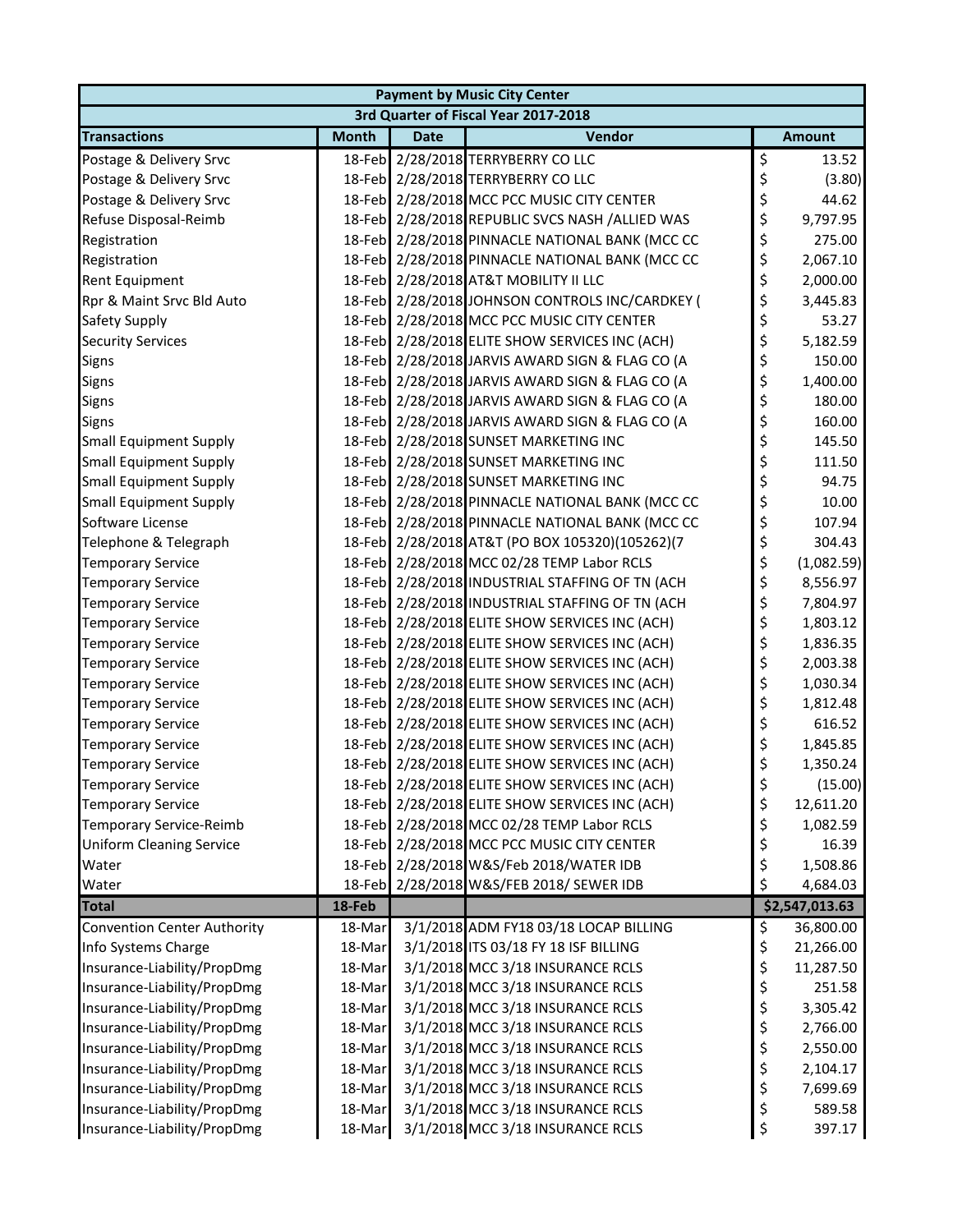| Payment by Music City Center | | | | |
|---|---|---|---|---|
| 3rd Quarter of Fiscal Year 2017-2018 | | | | |
| **Transactions** | **Month** | **Date** | **Vendor** | **Amount** |
| Postage & Delivery Srvc | 18-Feb | 2/28/2018 | TERRYBERRY CO LLC | $ 13.52 |
| Postage & Delivery Srvc | 18-Feb | 2/28/2018 | TERRYBERRY CO LLC | $ (3.80) |
| Postage & Delivery Srvc | 18-Feb | 2/28/2018 | MCC PCC MUSIC CITY CENTER | $ 44.62 |
| Refuse Disposal-Reimb | 18-Feb | 2/28/2018 | REPUBLIC SVCS NASH /ALLIED WAS | $ 9,797.95 |
| Registration | 18-Feb | 2/28/2018 | PINNACLE NATIONAL BANK (MCC CC | $ 275.00 |
| Registration | 18-Feb | 2/28/2018 | PINNACLE NATIONAL BANK (MCC CC | $ 2,067.10 |
| Rent Equipment | 18-Feb | 2/28/2018 | AT&T MOBILITY II LLC | $ 2,000.00 |
| Rpr & Maint Srvc Bld Auto | 18-Feb | 2/28/2018 | JOHNSON CONTROLS INC/CARDKEY ( | $ 3,445.83 |
| Safety Supply | 18-Feb | 2/28/2018 | MCC PCC MUSIC CITY CENTER | $ 53.27 |
| Security Services | 18-Feb | 2/28/2018 | ELITE SHOW SERVICES INC (ACH) | $ 5,182.59 |
| Signs | 18-Feb | 2/28/2018 | JARVIS AWARD SIGN & FLAG CO (A | $ 150.00 |
| Signs | 18-Feb | 2/28/2018 | JARVIS AWARD SIGN & FLAG CO (A | $ 1,400.00 |
| Signs | 18-Feb | 2/28/2018 | JARVIS AWARD SIGN & FLAG CO (A | $ 180.00 |
| Signs | 18-Feb | 2/28/2018 | JARVIS AWARD SIGN & FLAG CO (A | $ 160.00 |
| Small Equipment Supply | 18-Feb | 2/28/2018 | SUNSET MARKETING INC | $ 145.50 |
| Small Equipment Supply | 18-Feb | 2/28/2018 | SUNSET MARKETING INC | $ 111.50 |
| Small Equipment Supply | 18-Feb | 2/28/2018 | SUNSET MARKETING INC | $ 94.75 |
| Small Equipment Supply | 18-Feb | 2/28/2018 | PINNACLE NATIONAL BANK (MCC CC | $ 10.00 |
| Software License | 18-Feb | 2/28/2018 | PINNACLE NATIONAL BANK (MCC CC | $ 107.94 |
| Telephone & Telegraph | 18-Feb | 2/28/2018 | AT&T (PO BOX 105320)(105262)(7 | $ 304.43 |
| Temporary Service | 18-Feb | 2/28/2018 | MCC 02/28 TEMP Labor RCLS | $ (1,082.59) |
| Temporary Service | 18-Feb | 2/28/2018 | INDUSTRIAL STAFFING OF TN (ACH | $ 8,556.97 |
| Temporary Service | 18-Feb | 2/28/2018 | INDUSTRIAL STAFFING OF TN (ACH | $ 7,804.97 |
| Temporary Service | 18-Feb | 2/28/2018 | ELITE SHOW SERVICES INC (ACH) | $ 1,803.12 |
| Temporary Service | 18-Feb | 2/28/2018 | ELITE SHOW SERVICES INC (ACH) | $ 1,836.35 |
| Temporary Service | 18-Feb | 2/28/2018 | ELITE SHOW SERVICES INC (ACH) | $ 2,003.38 |
| Temporary Service | 18-Feb | 2/28/2018 | ELITE SHOW SERVICES INC (ACH) | $ 1,030.34 |
| Temporary Service | 18-Feb | 2/28/2018 | ELITE SHOW SERVICES INC (ACH) | $ 1,812.48 |
| Temporary Service | 18-Feb | 2/28/2018 | ELITE SHOW SERVICES INC (ACH) | $ 616.52 |
| Temporary Service | 18-Feb | 2/28/2018 | ELITE SHOW SERVICES INC (ACH) | $ 1,845.85 |
| Temporary Service | 18-Feb | 2/28/2018 | ELITE SHOW SERVICES INC (ACH) | $ 1,350.24 |
| Temporary Service | 18-Feb | 2/28/2018 | ELITE SHOW SERVICES INC (ACH) | $ (15.00) |
| Temporary Service | 18-Feb | 2/28/2018 | ELITE SHOW SERVICES INC (ACH) | $ 12,611.20 |
| Temporary Service-Reimb | 18-Feb | 2/28/2018 | MCC 02/28 TEMP Labor RCLS | $ 1,082.59 |
| Uniform Cleaning Service | 18-Feb | 2/28/2018 | MCC PCC MUSIC CITY CENTER | $ 16.39 |
| Water | 18-Feb | 2/28/2018 | W&S/Feb 2018/WATER IDB | $ 1,508.86 |
| Water | 18-Feb | 2/28/2018 | W&S/FEB 2018/ SEWER IDB | $ 4,684.03 |
| **Total** | **18-Feb** | | | **$2,547,013.63** |
| Convention Center Authority | 18-Mar | 3/1/2018 | ADM FY18 03/18 LOCAP BILLING | $ 36,800.00 |
| Info Systems Charge | 18-Mar | 3/1/2018 | ITS 03/18 FY 18 ISF BILLING | $ 21,266.00 |
| Insurance-Liability/PropDmg | 18-Mar | 3/1/2018 | MCC 3/18 INSURANCE RCLS | $ 11,287.50 |
| Insurance-Liability/PropDmg | 18-Mar | 3/1/2018 | MCC 3/18 INSURANCE RCLS | $ 251.58 |
| Insurance-Liability/PropDmg | 18-Mar | 3/1/2018 | MCC 3/18 INSURANCE RCLS | $ 3,305.42 |
| Insurance-Liability/PropDmg | 18-Mar | 3/1/2018 | MCC 3/18 INSURANCE RCLS | $ 2,766.00 |
| Insurance-Liability/PropDmg | 18-Mar | 3/1/2018 | MCC 3/18 INSURANCE RCLS | $ 2,550.00 |
| Insurance-Liability/PropDmg | 18-Mar | 3/1/2018 | MCC 3/18 INSURANCE RCLS | $ 2,104.17 |
| Insurance-Liability/PropDmg | 18-Mar | 3/1/2018 | MCC 3/18 INSURANCE RCLS | $ 7,699.69 |
| Insurance-Liability/PropDmg | 18-Mar | 3/1/2018 | MCC 3/18 INSURANCE RCLS | $ 589.58 |
| Insurance-Liability/PropDmg | 18-Mar | 3/1/2018 | MCC 3/18 INSURANCE RCLS | $ 397.17 |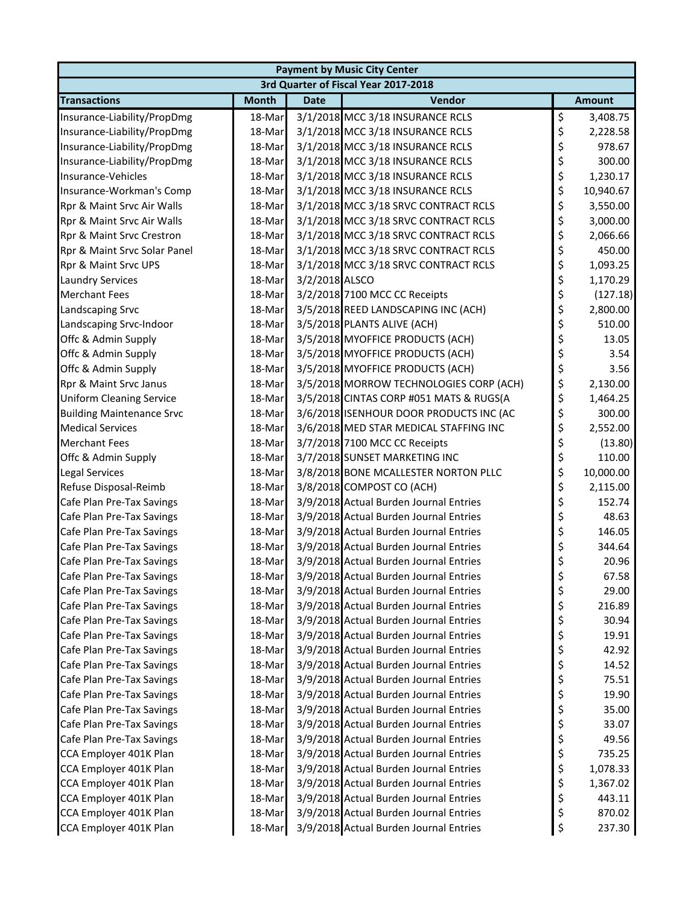| Payment by Music City Center | | | | |
|---|---|---|---|---|
| 3rd Quarter of Fiscal Year 2017-2018 | | | | |
| **Transactions** | **Month** | **Date** | **Vendor** | **Amount** |
| Insurance-Liability/PropDmg | 18-Mar | 3/1/2018 | MCC 3/18 INSURANCE RCLS | $ 3,408.75 |
| Insurance-Liability/PropDmg | 18-Mar | 3/1/2018 | MCC 3/18 INSURANCE RCLS | $ 2,228.58 |
| Insurance-Liability/PropDmg | 18-Mar | 3/1/2018 | MCC 3/18 INSURANCE RCLS | $ 978.67 |
| Insurance-Liability/PropDmg | 18-Mar | 3/1/2018 | MCC 3/18 INSURANCE RCLS | $ 300.00 |
| Insurance-Vehicles | 18-Mar | 3/1/2018 | MCC 3/18 INSURANCE RCLS | $ 1,230.17 |
| Insurance-Workman's Comp | 18-Mar | 3/1/2018 | MCC 3/18 INSURANCE RCLS | $ 10,940.67 |
| Rpr & Maint Srvc Air Walls | 18-Mar | 3/1/2018 | MCC 3/18 SRVC CONTRACT RCLS | $ 3,550.00 |
| Rpr & Maint Srvc Air Walls | 18-Mar | 3/1/2018 | MCC 3/18 SRVC CONTRACT RCLS | $ 3,000.00 |
| Rpr & Maint Srvc Crestron | 18-Mar | 3/1/2018 | MCC 3/18 SRVC CONTRACT RCLS | $ 2,066.66 |
| Rpr & Maint Srvc Solar Panel | 18-Mar | 3/1/2018 | MCC 3/18 SRVC CONTRACT RCLS | $ 450.00 |
| Rpr & Maint Srvc UPS | 18-Mar | 3/1/2018 | MCC 3/18 SRVC CONTRACT RCLS | $ 1,093.25 |
| Laundry Services | 18-Mar | 3/2/2018 | ALSCO | $ 1,170.29 |
| Merchant Fees | 18-Mar | 3/2/2018 | 7100 MCC CC Receipts | $ (127.18) |
| Landscaping Srvc | 18-Mar | 3/5/2018 | REED LANDSCAPING INC (ACH) | $ 2,800.00 |
| Landscaping Srvc-Indoor | 18-Mar | 3/5/2018 | PLANTS ALIVE (ACH) | $ 510.00 |
| Offc & Admin Supply | 18-Mar | 3/5/2018 | MYOFFICE PRODUCTS (ACH) | $ 13.05 |
| Offc & Admin Supply | 18-Mar | 3/5/2018 | MYOFFICE PRODUCTS (ACH) | $ 3.54 |
| Offc & Admin Supply | 18-Mar | 3/5/2018 | MYOFFICE PRODUCTS (ACH) | $ 3.56 |
| Rpr & Maint Srvc Janus | 18-Mar | 3/5/2018 | MORROW TECHNOLOGIES CORP (ACH) | $ 2,130.00 |
| Uniform Cleaning Service | 18-Mar | 3/5/2018 | CINTAS CORP #051 MATS & RUGS(A | $ 1,464.25 |
| Building Maintenance Srvc | 18-Mar | 3/6/2018 | ISENHOUR DOOR PRODUCTS INC (AC | $ 300.00 |
| Medical Services | 18-Mar | 3/6/2018 | MED STAR MEDICAL STAFFING INC | $ 2,552.00 |
| Merchant Fees | 18-Mar | 3/7/2018 | 7100 MCC CC Receipts | $ (13.80) |
| Offc & Admin Supply | 18-Mar | 3/7/2018 | SUNSET MARKETING INC | $ 110.00 |
| Legal Services | 18-Mar | 3/8/2018 | BONE MCALLESTER NORTON PLLC | $ 10,000.00 |
| Refuse Disposal-Reimb | 18-Mar | 3/8/2018 | COMPOST CO (ACH) | $ 2,115.00 |
| Cafe Plan Pre-Tax Savings | 18-Mar | 3/9/2018 | Actual Burden Journal Entries | $ 152.74 |
| Cafe Plan Pre-Tax Savings | 18-Mar | 3/9/2018 | Actual Burden Journal Entries | $ 48.63 |
| Cafe Plan Pre-Tax Savings | 18-Mar | 3/9/2018 | Actual Burden Journal Entries | $ 146.05 |
| Cafe Plan Pre-Tax Savings | 18-Mar | 3/9/2018 | Actual Burden Journal Entries | $ 344.64 |
| Cafe Plan Pre-Tax Savings | 18-Mar | 3/9/2018 | Actual Burden Journal Entries | $ 20.96 |
| Cafe Plan Pre-Tax Savings | 18-Mar | 3/9/2018 | Actual Burden Journal Entries | $ 67.58 |
| Cafe Plan Pre-Tax Savings | 18-Mar | 3/9/2018 | Actual Burden Journal Entries | $ 29.00 |
| Cafe Plan Pre-Tax Savings | 18-Mar | 3/9/2018 | Actual Burden Journal Entries | $ 216.89 |
| Cafe Plan Pre-Tax Savings | 18-Mar | 3/9/2018 | Actual Burden Journal Entries | $ 30.94 |
| Cafe Plan Pre-Tax Savings | 18-Mar | 3/9/2018 | Actual Burden Journal Entries | $ 19.91 |
| Cafe Plan Pre-Tax Savings | 18-Mar | 3/9/2018 | Actual Burden Journal Entries | $ 42.92 |
| Cafe Plan Pre-Tax Savings | 18-Mar | 3/9/2018 | Actual Burden Journal Entries | $ 14.52 |
| Cafe Plan Pre-Tax Savings | 18-Mar | 3/9/2018 | Actual Burden Journal Entries | $ 75.51 |
| Cafe Plan Pre-Tax Savings | 18-Mar | 3/9/2018 | Actual Burden Journal Entries | $ 19.90 |
| Cafe Plan Pre-Tax Savings | 18-Mar | 3/9/2018 | Actual Burden Journal Entries | $ 35.00 |
| Cafe Plan Pre-Tax Savings | 18-Mar | 3/9/2018 | Actual Burden Journal Entries | $ 33.07 |
| Cafe Plan Pre-Tax Savings | 18-Mar | 3/9/2018 | Actual Burden Journal Entries | $ 49.56 |
| CCA Employer 401K Plan | 18-Mar | 3/9/2018 | Actual Burden Journal Entries | $ 735.25 |
| CCA Employer 401K Plan | 18-Mar | 3/9/2018 | Actual Burden Journal Entries | $ 1,078.33 |
| CCA Employer 401K Plan | 18-Mar | 3/9/2018 | Actual Burden Journal Entries | $ 1,367.02 |
| CCA Employer 401K Plan | 18-Mar | 3/9/2018 | Actual Burden Journal Entries | $ 443.11 |
| CCA Employer 401K Plan | 18-Mar | 3/9/2018 | Actual Burden Journal Entries | $ 870.02 |
| CCA Employer 401K Plan | 18-Mar | 3/9/2018 | Actual Burden Journal Entries | $ 237.30 |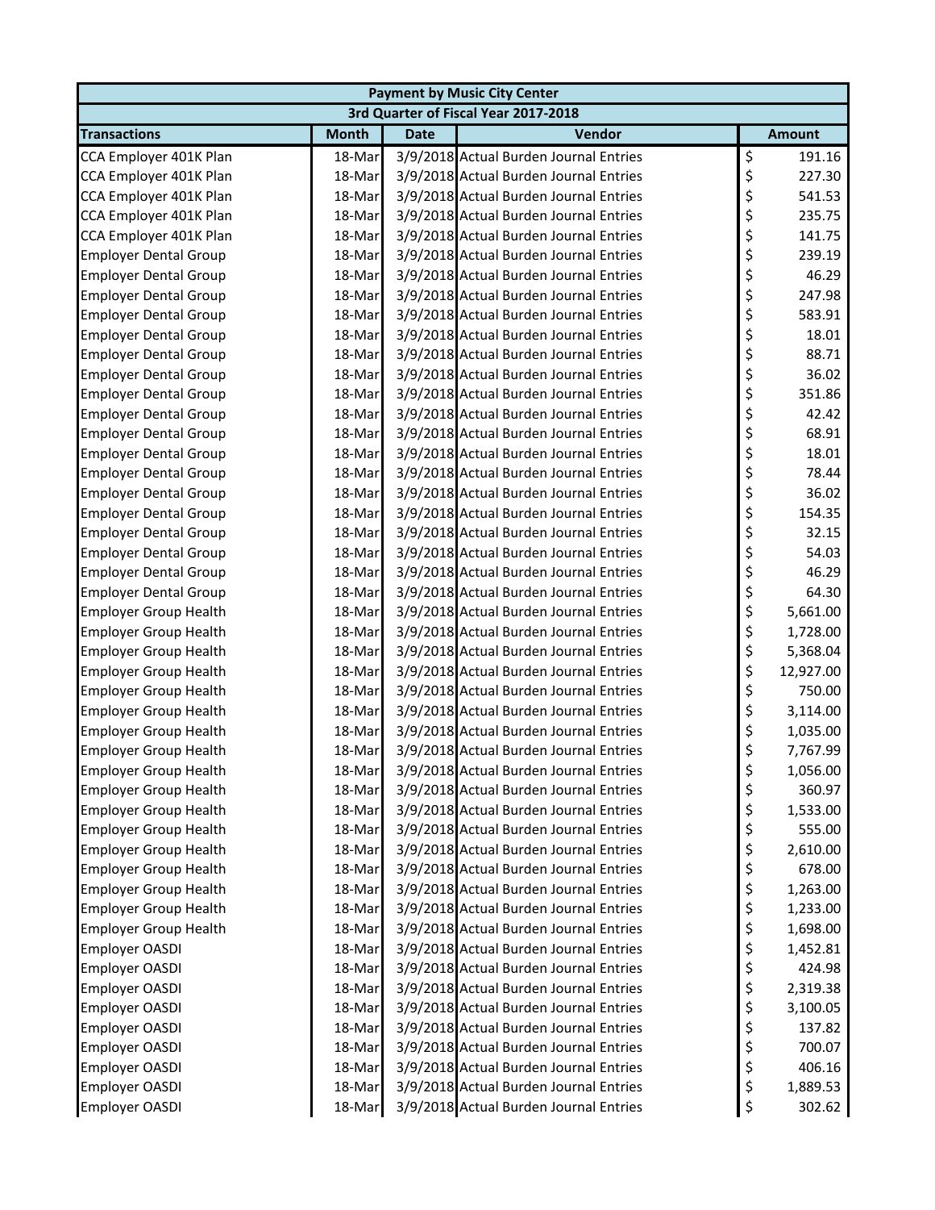| Payment by Music City Center | | | | |
|---|---|---|---|---|
| 3rd Quarter of Fiscal Year 2017-2018 | | | | |
| **Transactions** | **Month** | **Date** | **Vendor** | **Amount** |
| CCA Employer 401K Plan | 18-Mar | 3/9/2018 | Actual Burden Journal Entries | $ 191.16 |
| CCA Employer 401K Plan | 18-Mar | 3/9/2018 | Actual Burden Journal Entries | $ 227.30 |
| CCA Employer 401K Plan | 18-Mar | 3/9/2018 | Actual Burden Journal Entries | $ 541.53 |
| CCA Employer 401K Plan | 18-Mar | 3/9/2018 | Actual Burden Journal Entries | $ 235.75 |
| CCA Employer 401K Plan | 18-Mar | 3/9/2018 | Actual Burden Journal Entries | $ 141.75 |
| Employer Dental Group | 18-Mar | 3/9/2018 | Actual Burden Journal Entries | $ 239.19 |
| Employer Dental Group | 18-Mar | 3/9/2018 | Actual Burden Journal Entries | $ 46.29 |
| Employer Dental Group | 18-Mar | 3/9/2018 | Actual Burden Journal Entries | $ 247.98 |
| Employer Dental Group | 18-Mar | 3/9/2018 | Actual Burden Journal Entries | $ 583.91 |
| Employer Dental Group | 18-Mar | 3/9/2018 | Actual Burden Journal Entries | $ 18.01 |
| Employer Dental Group | 18-Mar | 3/9/2018 | Actual Burden Journal Entries | $ 88.71 |
| Employer Dental Group | 18-Mar | 3/9/2018 | Actual Burden Journal Entries | $ 36.02 |
| Employer Dental Group | 18-Mar | 3/9/2018 | Actual Burden Journal Entries | $ 351.86 |
| Employer Dental Group | 18-Mar | 3/9/2018 | Actual Burden Journal Entries | $ 42.42 |
| Employer Dental Group | 18-Mar | 3/9/2018 | Actual Burden Journal Entries | $ 68.91 |
| Employer Dental Group | 18-Mar | 3/9/2018 | Actual Burden Journal Entries | $ 18.01 |
| Employer Dental Group | 18-Mar | 3/9/2018 | Actual Burden Journal Entries | $ 78.44 |
| Employer Dental Group | 18-Mar | 3/9/2018 | Actual Burden Journal Entries | $ 36.02 |
| Employer Dental Group | 18-Mar | 3/9/2018 | Actual Burden Journal Entries | $ 154.35 |
| Employer Dental Group | 18-Mar | 3/9/2018 | Actual Burden Journal Entries | $ 32.15 |
| Employer Dental Group | 18-Mar | 3/9/2018 | Actual Burden Journal Entries | $ 54.03 |
| Employer Dental Group | 18-Mar | 3/9/2018 | Actual Burden Journal Entries | $ 46.29 |
| Employer Dental Group | 18-Mar | 3/9/2018 | Actual Burden Journal Entries | $ 64.30 |
| Employer Group Health | 18-Mar | 3/9/2018 | Actual Burden Journal Entries | $ 5,661.00 |
| Employer Group Health | 18-Mar | 3/9/2018 | Actual Burden Journal Entries | $ 1,728.00 |
| Employer Group Health | 18-Mar | 3/9/2018 | Actual Burden Journal Entries | $ 5,368.04 |
| Employer Group Health | 18-Mar | 3/9/2018 | Actual Burden Journal Entries | $ 12,927.00 |
| Employer Group Health | 18-Mar | 3/9/2018 | Actual Burden Journal Entries | $ 750.00 |
| Employer Group Health | 18-Mar | 3/9/2018 | Actual Burden Journal Entries | $ 3,114.00 |
| Employer Group Health | 18-Mar | 3/9/2018 | Actual Burden Journal Entries | $ 1,035.00 |
| Employer Group Health | 18-Mar | 3/9/2018 | Actual Burden Journal Entries | $ 7,767.99 |
| Employer Group Health | 18-Mar | 3/9/2018 | Actual Burden Journal Entries | $ 1,056.00 |
| Employer Group Health | 18-Mar | 3/9/2018 | Actual Burden Journal Entries | $ 360.97 |
| Employer Group Health | 18-Mar | 3/9/2018 | Actual Burden Journal Entries | $ 1,533.00 |
| Employer Group Health | 18-Mar | 3/9/2018 | Actual Burden Journal Entries | $ 555.00 |
| Employer Group Health | 18-Mar | 3/9/2018 | Actual Burden Journal Entries | $ 2,610.00 |
| Employer Group Health | 18-Mar | 3/9/2018 | Actual Burden Journal Entries | $ 678.00 |
| Employer Group Health | 18-Mar | 3/9/2018 | Actual Burden Journal Entries | $ 1,263.00 |
| Employer Group Health | 18-Mar | 3/9/2018 | Actual Burden Journal Entries | $ 1,233.00 |
| Employer Group Health | 18-Mar | 3/9/2018 | Actual Burden Journal Entries | $ 1,698.00 |
| Employer OASDI | 18-Mar | 3/9/2018 | Actual Burden Journal Entries | $ 1,452.81 |
| Employer OASDI | 18-Mar | 3/9/2018 | Actual Burden Journal Entries | $ 424.98 |
| Employer OASDI | 18-Mar | 3/9/2018 | Actual Burden Journal Entries | $ 2,319.38 |
| Employer OASDI | 18-Mar | 3/9/2018 | Actual Burden Journal Entries | $ 3,100.05 |
| Employer OASDI | 18-Mar | 3/9/2018 | Actual Burden Journal Entries | $ 137.82 |
| Employer OASDI | 18-Mar | 3/9/2018 | Actual Burden Journal Entries | $ 700.07 |
| Employer OASDI | 18-Mar | 3/9/2018 | Actual Burden Journal Entries | $ 406.16 |
| Employer OASDI | 18-Mar | 3/9/2018 | Actual Burden Journal Entries | $ 1,889.53 |
| Employer OASDI | 18-Mar | 3/9/2018 | Actual Burden Journal Entries | $ 302.62 |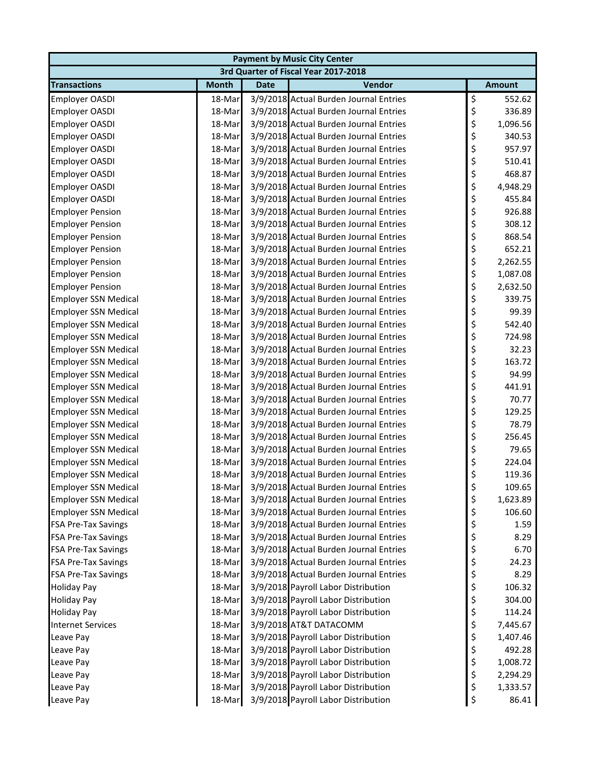| Payment by Music City Center | | | | |
|---|---|---|---|---|
| 3rd Quarter of Fiscal Year 2017-2018 | | | | |
| Transactions | Month | Date | Vendor | Amount |
| Employer OASDI | 18-Mar | 3/9/2018 | Actual Burden Journal Entries | $ 552.62 |
| Employer OASDI | 18-Mar | 3/9/2018 | Actual Burden Journal Entries | $ 336.89 |
| Employer OASDI | 18-Mar | 3/9/2018 | Actual Burden Journal Entries | $ 1,096.56 |
| Employer OASDI | 18-Mar | 3/9/2018 | Actual Burden Journal Entries | $ 340.53 |
| Employer OASDI | 18-Mar | 3/9/2018 | Actual Burden Journal Entries | $ 957.97 |
| Employer OASDI | 18-Mar | 3/9/2018 | Actual Burden Journal Entries | $ 510.41 |
| Employer OASDI | 18-Mar | 3/9/2018 | Actual Burden Journal Entries | $ 468.87 |
| Employer OASDI | 18-Mar | 3/9/2018 | Actual Burden Journal Entries | $ 4,948.29 |
| Employer OASDI | 18-Mar | 3/9/2018 | Actual Burden Journal Entries | $ 455.84 |
| Employer Pension | 18-Mar | 3/9/2018 | Actual Burden Journal Entries | $ 926.88 |
| Employer Pension | 18-Mar | 3/9/2018 | Actual Burden Journal Entries | $ 308.12 |
| Employer Pension | 18-Mar | 3/9/2018 | Actual Burden Journal Entries | $ 868.54 |
| Employer Pension | 18-Mar | 3/9/2018 | Actual Burden Journal Entries | $ 652.21 |
| Employer Pension | 18-Mar | 3/9/2018 | Actual Burden Journal Entries | $ 2,262.55 |
| Employer Pension | 18-Mar | 3/9/2018 | Actual Burden Journal Entries | $ 1,087.08 |
| Employer Pension | 18-Mar | 3/9/2018 | Actual Burden Journal Entries | $ 2,632.50 |
| Employer SSN Medical | 18-Mar | 3/9/2018 | Actual Burden Journal Entries | $ 339.75 |
| Employer SSN Medical | 18-Mar | 3/9/2018 | Actual Burden Journal Entries | $ 99.39 |
| Employer SSN Medical | 18-Mar | 3/9/2018 | Actual Burden Journal Entries | $ 542.40 |
| Employer SSN Medical | 18-Mar | 3/9/2018 | Actual Burden Journal Entries | $ 724.98 |
| Employer SSN Medical | 18-Mar | 3/9/2018 | Actual Burden Journal Entries | $ 32.23 |
| Employer SSN Medical | 18-Mar | 3/9/2018 | Actual Burden Journal Entries | $ 163.72 |
| Employer SSN Medical | 18-Mar | 3/9/2018 | Actual Burden Journal Entries | $ 94.99 |
| Employer SSN Medical | 18-Mar | 3/9/2018 | Actual Burden Journal Entries | $ 441.91 |
| Employer SSN Medical | 18-Mar | 3/9/2018 | Actual Burden Journal Entries | $ 70.77 |
| Employer SSN Medical | 18-Mar | 3/9/2018 | Actual Burden Journal Entries | $ 129.25 |
| Employer SSN Medical | 18-Mar | 3/9/2018 | Actual Burden Journal Entries | $ 78.79 |
| Employer SSN Medical | 18-Mar | 3/9/2018 | Actual Burden Journal Entries | $ 256.45 |
| Employer SSN Medical | 18-Mar | 3/9/2018 | Actual Burden Journal Entries | $ 79.65 |
| Employer SSN Medical | 18-Mar | 3/9/2018 | Actual Burden Journal Entries | $ 224.04 |
| Employer SSN Medical | 18-Mar | 3/9/2018 | Actual Burden Journal Entries | $ 119.36 |
| Employer SSN Medical | 18-Mar | 3/9/2018 | Actual Burden Journal Entries | $ 109.65 |
| Employer SSN Medical | 18-Mar | 3/9/2018 | Actual Burden Journal Entries | $ 1,623.89 |
| Employer SSN Medical | 18-Mar | 3/9/2018 | Actual Burden Journal Entries | $ 106.60 |
| FSA Pre-Tax Savings | 18-Mar | 3/9/2018 | Actual Burden Journal Entries | $ 1.59 |
| FSA Pre-Tax Savings | 18-Mar | 3/9/2018 | Actual Burden Journal Entries | $ 8.29 |
| FSA Pre-Tax Savings | 18-Mar | 3/9/2018 | Actual Burden Journal Entries | $ 6.70 |
| FSA Pre-Tax Savings | 18-Mar | 3/9/2018 | Actual Burden Journal Entries | $ 24.23 |
| FSA Pre-Tax Savings | 18-Mar | 3/9/2018 | Actual Burden Journal Entries | $ 8.29 |
| Holiday Pay | 18-Mar | 3/9/2018 | Payroll Labor Distribution | $ 106.32 |
| Holiday Pay | 18-Mar | 3/9/2018 | Payroll Labor Distribution | $ 304.00 |
| Holiday Pay | 18-Mar | 3/9/2018 | Payroll Labor Distribution | $ 114.24 |
| Internet Services | 18-Mar | 3/9/2018 | AT&T DATACOMM | $ 7,445.67 |
| Leave Pay | 18-Mar | 3/9/2018 | Payroll Labor Distribution | $ 1,407.46 |
| Leave Pay | 18-Mar | 3/9/2018 | Payroll Labor Distribution | $ 492.28 |
| Leave Pay | 18-Mar | 3/9/2018 | Payroll Labor Distribution | $ 1,008.72 |
| Leave Pay | 18-Mar | 3/9/2018 | Payroll Labor Distribution | $ 2,294.29 |
| Leave Pay | 18-Mar | 3/9/2018 | Payroll Labor Distribution | $ 1,333.57 |
| Leave Pay | 18-Mar | 3/9/2018 | Payroll Labor Distribution | $ 86.41 |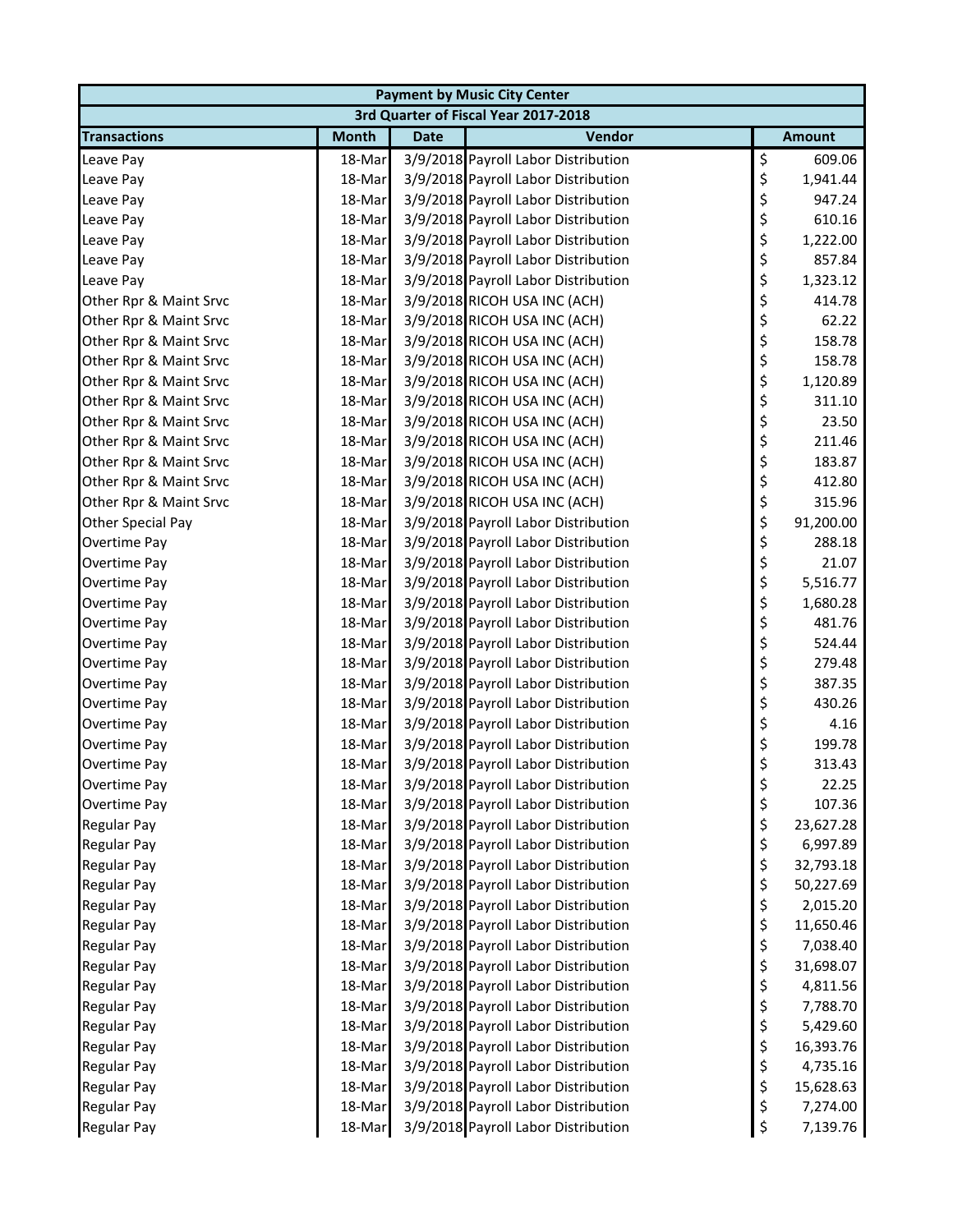| Payment by Music City Center | | | | |
|---|---|---|---|---|
| 3rd Quarter of Fiscal Year 2017-2018 | | | | |
| **Transactions** | **Month** | **Date** | **Vendor** | **Amount** |
| Leave Pay | 18-Mar | 3/9/2018 | Payroll Labor Distribution | $ 609.06 |
| Leave Pay | 18-Mar | 3/9/2018 | Payroll Labor Distribution | $ 1,941.44 |
| Leave Pay | 18-Mar | 3/9/2018 | Payroll Labor Distribution | $ 947.24 |
| Leave Pay | 18-Mar | 3/9/2018 | Payroll Labor Distribution | $ 610.16 |
| Leave Pay | 18-Mar | 3/9/2018 | Payroll Labor Distribution | $ 1,222.00 |
| Leave Pay | 18-Mar | 3/9/2018 | Payroll Labor Distribution | $ 857.84 |
| Leave Pay | 18-Mar | 3/9/2018 | Payroll Labor Distribution | $ 1,323.12 |
| Other Rpr & Maint Srvc | 18-Mar | 3/9/2018 | RICOH USA INC (ACH) | $ 414.78 |
| Other Rpr & Maint Srvc | 18-Mar | 3/9/2018 | RICOH USA INC (ACH) | $ 62.22 |
| Other Rpr & Maint Srvc | 18-Mar | 3/9/2018 | RICOH USA INC (ACH) | $ 158.78 |
| Other Rpr & Maint Srvc | 18-Mar | 3/9/2018 | RICOH USA INC (ACH) | $ 158.78 |
| Other Rpr & Maint Srvc | 18-Mar | 3/9/2018 | RICOH USA INC (ACH) | $ 1,120.89 |
| Other Rpr & Maint Srvc | 18-Mar | 3/9/2018 | RICOH USA INC (ACH) | $ 311.10 |
| Other Rpr & Maint Srvc | 18-Mar | 3/9/2018 | RICOH USA INC (ACH) | $ 23.50 |
| Other Rpr & Maint Srvc | 18-Mar | 3/9/2018 | RICOH USA INC (ACH) | $ 211.46 |
| Other Rpr & Maint Srvc | 18-Mar | 3/9/2018 | RICOH USA INC (ACH) | $ 183.87 |
| Other Rpr & Maint Srvc | 18-Mar | 3/9/2018 | RICOH USA INC (ACH) | $ 412.80 |
| Other Rpr & Maint Srvc | 18-Mar | 3/9/2018 | RICOH USA INC (ACH) | $ 315.96 |
| Other Special Pay | 18-Mar | 3/9/2018 | Payroll Labor Distribution | $ 91,200.00 |
| Overtime Pay | 18-Mar | 3/9/2018 | Payroll Labor Distribution | $ 288.18 |
| Overtime Pay | 18-Mar | 3/9/2018 | Payroll Labor Distribution | $ 21.07 |
| Overtime Pay | 18-Mar | 3/9/2018 | Payroll Labor Distribution | $ 5,516.77 |
| Overtime Pay | 18-Mar | 3/9/2018 | Payroll Labor Distribution | $ 1,680.28 |
| Overtime Pay | 18-Mar | 3/9/2018 | Payroll Labor Distribution | $ 481.76 |
| Overtime Pay | 18-Mar | 3/9/2018 | Payroll Labor Distribution | $ 524.44 |
| Overtime Pay | 18-Mar | 3/9/2018 | Payroll Labor Distribution | $ 279.48 |
| Overtime Pay | 18-Mar | 3/9/2018 | Payroll Labor Distribution | $ 387.35 |
| Overtime Pay | 18-Mar | 3/9/2018 | Payroll Labor Distribution | $ 430.26 |
| Overtime Pay | 18-Mar | 3/9/2018 | Payroll Labor Distribution | $ 4.16 |
| Overtime Pay | 18-Mar | 3/9/2018 | Payroll Labor Distribution | $ 199.78 |
| Overtime Pay | 18-Mar | 3/9/2018 | Payroll Labor Distribution | $ 313.43 |
| Overtime Pay | 18-Mar | 3/9/2018 | Payroll Labor Distribution | $ 22.25 |
| Overtime Pay | 18-Mar | 3/9/2018 | Payroll Labor Distribution | $ 107.36 |
| Regular Pay | 18-Mar | 3/9/2018 | Payroll Labor Distribution | $ 23,627.28 |
| Regular Pay | 18-Mar | 3/9/2018 | Payroll Labor Distribution | $ 6,997.89 |
| Regular Pay | 18-Mar | 3/9/2018 | Payroll Labor Distribution | $ 32,793.18 |
| Regular Pay | 18-Mar | 3/9/2018 | Payroll Labor Distribution | $ 50,227.69 |
| Regular Pay | 18-Mar | 3/9/2018 | Payroll Labor Distribution | $ 2,015.20 |
| Regular Pay | 18-Mar | 3/9/2018 | Payroll Labor Distribution | $ 11,650.46 |
| Regular Pay | 18-Mar | 3/9/2018 | Payroll Labor Distribution | $ 7,038.40 |
| Regular Pay | 18-Mar | 3/9/2018 | Payroll Labor Distribution | $ 31,698.07 |
| Regular Pay | 18-Mar | 3/9/2018 | Payroll Labor Distribution | $ 4,811.56 |
| Regular Pay | 18-Mar | 3/9/2018 | Payroll Labor Distribution | $ 7,788.70 |
| Regular Pay | 18-Mar | 3/9/2018 | Payroll Labor Distribution | $ 5,429.60 |
| Regular Pay | 18-Mar | 3/9/2018 | Payroll Labor Distribution | $ 16,393.76 |
| Regular Pay | 18-Mar | 3/9/2018 | Payroll Labor Distribution | $ 4,735.16 |
| Regular Pay | 18-Mar | 3/9/2018 | Payroll Labor Distribution | $ 15,628.63 |
| Regular Pay | 18-Mar | 3/9/2018 | Payroll Labor Distribution | $ 7,274.00 |
| Regular Pay | 18-Mar | 3/9/2018 | Payroll Labor Distribution | $ 7,139.76 |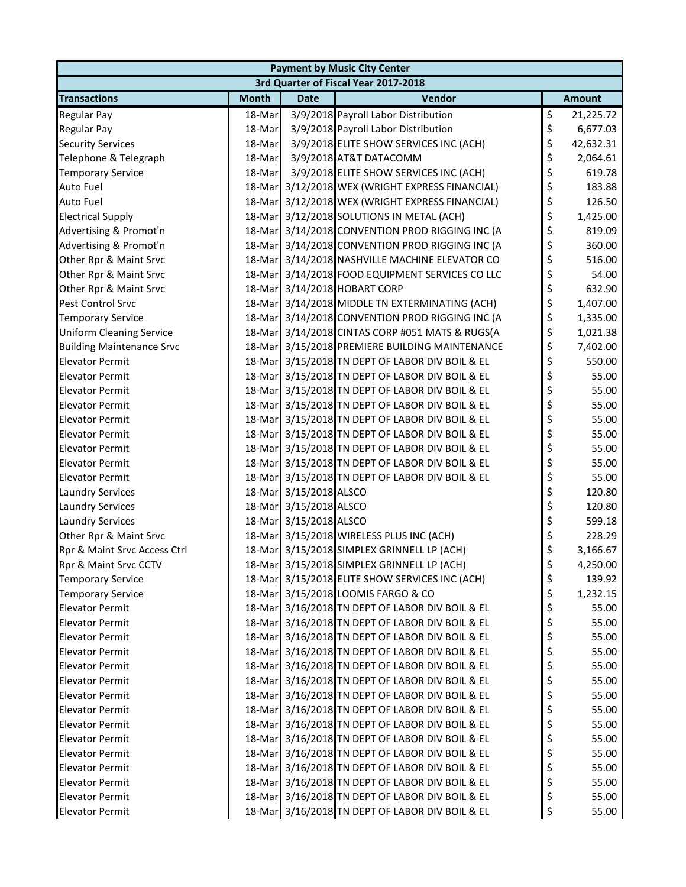| Payment by Music City Center | | | | |
|---|---|---|---|---|
| 3rd Quarter of Fiscal Year 2017-2018 | | | | |
| **Transactions** | **Month** | **Date** | **Vendor** | **Amount** |
| Regular Pay | 18-Mar | 3/9/2018 | Payroll Labor Distribution | $ 21,225.72 |
| Regular Pay | 18-Mar | 3/9/2018 | Payroll Labor Distribution | $ 6,677.03 |
| Security Services | 18-Mar | 3/9/2018 | ELITE SHOW SERVICES INC (ACH) | $ 42,632.31 |
| Telephone & Telegraph | 18-Mar | 3/9/2018 | AT&T DATACOMM | $ 2,064.61 |
| Temporary Service | 18-Mar | 3/9/2018 | ELITE SHOW SERVICES INC (ACH) | $ 619.78 |
| Auto Fuel | 18-Mar | 3/12/2018 | WEX (WRIGHT EXPRESS FINANCIAL) | $ 183.88 |
| Auto Fuel | 18-Mar | 3/12/2018 | WEX (WRIGHT EXPRESS FINANCIAL) | $ 126.50 |
| Electrical Supply | 18-Mar | 3/12/2018 | SOLUTIONS IN METAL (ACH) | $ 1,425.00 |
| Advertising & Promot'n | 18-Mar | 3/14/2018 | CONVENTION PROD RIGGING INC (A | $ 819.09 |
| Advertising & Promot'n | 18-Mar | 3/14/2018 | CONVENTION PROD RIGGING INC (A | $ 360.00 |
| Other Rpr & Maint Srvc | 18-Mar | 3/14/2018 | NASHVILLE MACHINE ELEVATOR CO | $ 516.00 |
| Other Rpr & Maint Srvc | 18-Mar | 3/14/2018 | FOOD EQUIPMENT SERVICES CO LLC | $ 54.00 |
| Other Rpr & Maint Srvc | 18-Mar | 3/14/2018 | HOBART CORP | $ 632.90 |
| Pest Control Srvc | 18-Mar | 3/14/2018 | MIDDLE TN EXTERMINATING (ACH) | $ 1,407.00 |
| Temporary Service | 18-Mar | 3/14/2018 | CONVENTION PROD RIGGING INC (A | $ 1,335.00 |
| Uniform Cleaning Service | 18-Mar | 3/14/2018 | CINTAS CORP #051 MATS & RUGS(A | $ 1,021.38 |
| Building Maintenance Srvc | 18-Mar | 3/15/2018 | PREMIERE BUILDING MAINTENANCE | $ 7,402.00 |
| Elevator Permit | 18-Mar | 3/15/2018 | TN DEPT OF LABOR DIV BOIL & EL | $ 550.00 |
| Elevator Permit | 18-Mar | 3/15/2018 | TN DEPT OF LABOR DIV BOIL & EL | $ 55.00 |
| Elevator Permit | 18-Mar | 3/15/2018 | TN DEPT OF LABOR DIV BOIL & EL | $ 55.00 |
| Elevator Permit | 18-Mar | 3/15/2018 | TN DEPT OF LABOR DIV BOIL & EL | $ 55.00 |
| Elevator Permit | 18-Mar | 3/15/2018 | TN DEPT OF LABOR DIV BOIL & EL | $ 55.00 |
| Elevator Permit | 18-Mar | 3/15/2018 | TN DEPT OF LABOR DIV BOIL & EL | $ 55.00 |
| Elevator Permit | 18-Mar | 3/15/2018 | TN DEPT OF LABOR DIV BOIL & EL | $ 55.00 |
| Elevator Permit | 18-Mar | 3/15/2018 | TN DEPT OF LABOR DIV BOIL & EL | $ 55.00 |
| Elevator Permit | 18-Mar | 3/15/2018 | TN DEPT OF LABOR DIV BOIL & EL | $ 55.00 |
| Laundry Services | 18-Mar | 3/15/2018 | ALSCO | $ 120.80 |
| Laundry Services | 18-Mar | 3/15/2018 | ALSCO | $ 120.80 |
| Laundry Services | 18-Mar | 3/15/2018 | ALSCO | $ 599.18 |
| Other Rpr & Maint Srvc | 18-Mar | 3/15/2018 | WIRELESS PLUS INC (ACH) | $ 228.29 |
| Rpr & Maint Srvc Access Ctrl | 18-Mar | 3/15/2018 | SIMPLEX GRINNELL LP (ACH) | $ 3,166.67 |
| Rpr & Maint Srvc CCTV | 18-Mar | 3/15/2018 | SIMPLEX GRINNELL LP (ACH) | $ 4,250.00 |
| Temporary Service | 18-Mar | 3/15/2018 | ELITE SHOW SERVICES INC (ACH) | $ 139.92 |
| Temporary Service | 18-Mar | 3/15/2018 | LOOMIS FARGO & CO | $ 1,232.15 |
| Elevator Permit | 18-Mar | 3/16/2018 | TN DEPT OF LABOR DIV BOIL & EL | $ 55.00 |
| Elevator Permit | 18-Mar | 3/16/2018 | TN DEPT OF LABOR DIV BOIL & EL | $ 55.00 |
| Elevator Permit | 18-Mar | 3/16/2018 | TN DEPT OF LABOR DIV BOIL & EL | $ 55.00 |
| Elevator Permit | 18-Mar | 3/16/2018 | TN DEPT OF LABOR DIV BOIL & EL | $ 55.00 |
| Elevator Permit | 18-Mar | 3/16/2018 | TN DEPT OF LABOR DIV BOIL & EL | $ 55.00 |
| Elevator Permit | 18-Mar | 3/16/2018 | TN DEPT OF LABOR DIV BOIL & EL | $ 55.00 |
| Elevator Permit | 18-Mar | 3/16/2018 | TN DEPT OF LABOR DIV BOIL & EL | $ 55.00 |
| Elevator Permit | 18-Mar | 3/16/2018 | TN DEPT OF LABOR DIV BOIL & EL | $ 55.00 |
| Elevator Permit | 18-Mar | 3/16/2018 | TN DEPT OF LABOR DIV BOIL & EL | $ 55.00 |
| Elevator Permit | 18-Mar | 3/16/2018 | TN DEPT OF LABOR DIV BOIL & EL | $ 55.00 |
| Elevator Permit | 18-Mar | 3/16/2018 | TN DEPT OF LABOR DIV BOIL & EL | $ 55.00 |
| Elevator Permit | 18-Mar | 3/16/2018 | TN DEPT OF LABOR DIV BOIL & EL | $ 55.00 |
| Elevator Permit | 18-Mar | 3/16/2018 | TN DEPT OF LABOR DIV BOIL & EL | $ 55.00 |
| Elevator Permit | 18-Mar | 3/16/2018 | TN DEPT OF LABOR DIV BOIL & EL | $ 55.00 |
| Elevator Permit | 18-Mar | 3/16/2018 | TN DEPT OF LABOR DIV BOIL & EL | $ 55.00 |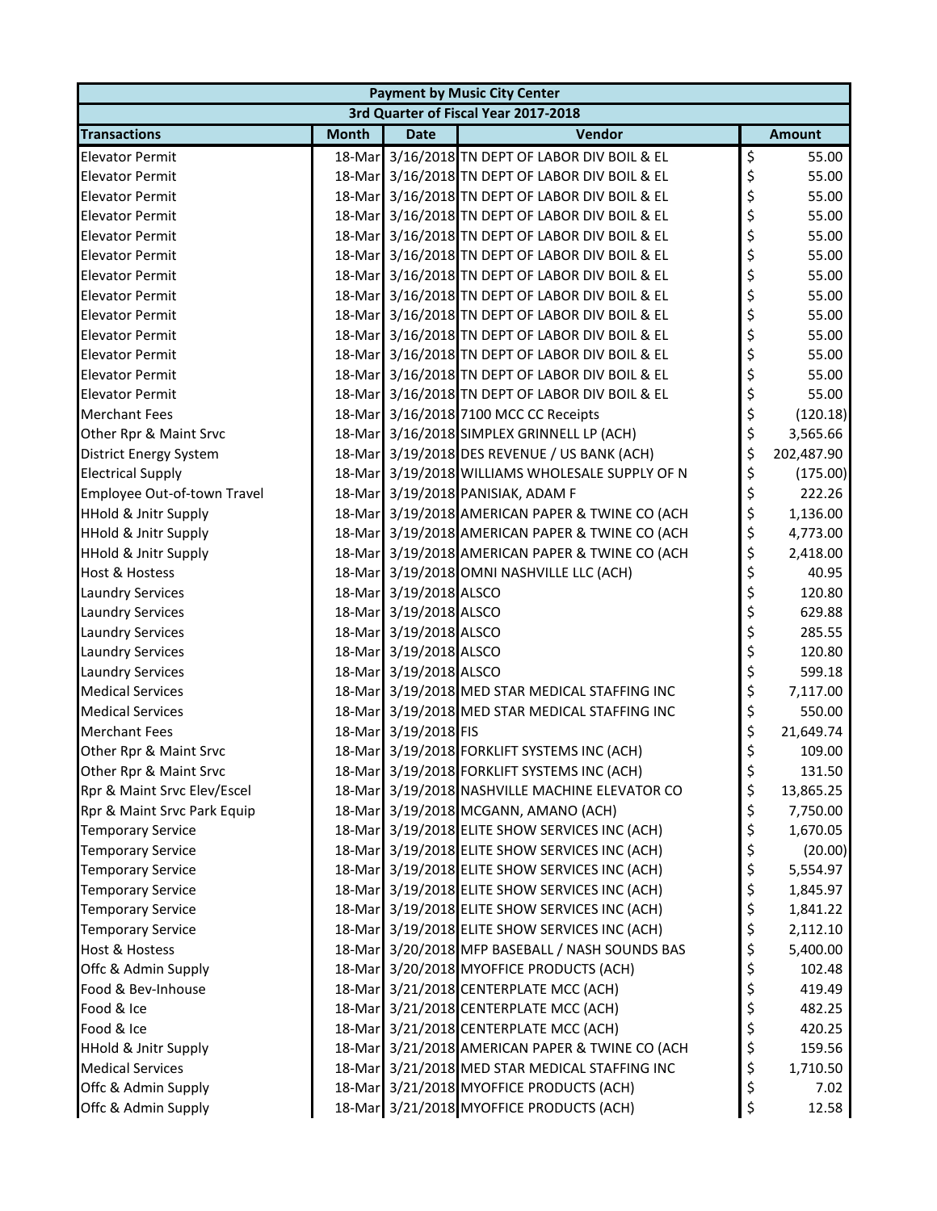| Payment by Music City Center | | | | |
|---|---|---|---|---|
| 3rd Quarter of Fiscal Year 2017-2018 | | | | |
| **Transactions** | **Month** | **Date** | **Vendor** | **Amount** |
| Elevator Permit | 18-Mar | 3/16/2018 | TN DEPT OF LABOR DIV BOIL & EL | $ 55.00 |
| Elevator Permit | 18-Mar | 3/16/2018 | TN DEPT OF LABOR DIV BOIL & EL | $ 55.00 |
| Elevator Permit | 18-Mar | 3/16/2018 | TN DEPT OF LABOR DIV BOIL & EL | $ 55.00 |
| Elevator Permit | 18-Mar | 3/16/2018 | TN DEPT OF LABOR DIV BOIL & EL | $ 55.00 |
| Elevator Permit | 18-Mar | 3/16/2018 | TN DEPT OF LABOR DIV BOIL & EL | $ 55.00 |
| Elevator Permit | 18-Mar | 3/16/2018 | TN DEPT OF LABOR DIV BOIL & EL | $ 55.00 |
| Elevator Permit | 18-Mar | 3/16/2018 | TN DEPT OF LABOR DIV BOIL & EL | $ 55.00 |
| Elevator Permit | 18-Mar | 3/16/2018 | TN DEPT OF LABOR DIV BOIL & EL | $ 55.00 |
| Elevator Permit | 18-Mar | 3/16/2018 | TN DEPT OF LABOR DIV BOIL & EL | $ 55.00 |
| Elevator Permit | 18-Mar | 3/16/2018 | TN DEPT OF LABOR DIV BOIL & EL | $ 55.00 |
| Elevator Permit | 18-Mar | 3/16/2018 | TN DEPT OF LABOR DIV BOIL & EL | $ 55.00 |
| Elevator Permit | 18-Mar | 3/16/2018 | TN DEPT OF LABOR DIV BOIL & EL | $ 55.00 |
| Elevator Permit | 18-Mar | 3/16/2018 | TN DEPT OF LABOR DIV BOIL & EL | $ 55.00 |
| Merchant Fees | 18-Mar | 3/16/2018 | 7100 MCC CC Receipts | $ (120.18) |
| Other Rpr & Maint Srvc | 18-Mar | 3/16/2018 | SIMPLEX GRINNELL LP (ACH) | $ 3,565.66 |
| District Energy System | 18-Mar | 3/19/2018 | DES REVENUE / US BANK (ACH) | $ 202,487.90 |
| Electrical Supply | 18-Mar | 3/19/2018 | WILLIAMS WHOLESALE SUPPLY OF N | $ (175.00) |
| Employee Out-of-town Travel | 18-Mar | 3/19/2018 | PANISIAK, ADAM F | $ 222.26 |
| HHold & Jnitr Supply | 18-Mar | 3/19/2018 | AMERICAN PAPER & TWINE CO (ACH | $ 1,136.00 |
| HHold & Jnitr Supply | 18-Mar | 3/19/2018 | AMERICAN PAPER & TWINE CO (ACH | $ 4,773.00 |
| HHold & Jnitr Supply | 18-Mar | 3/19/2018 | AMERICAN PAPER & TWINE CO (ACH | $ 2,418.00 |
| Host & Hostess | 18-Mar | 3/19/2018 | OMNI NASHVILLE LLC (ACH) | $ 40.95 |
| Laundry Services | 18-Mar | 3/19/2018 | ALSCO | $ 120.80 |
| Laundry Services | 18-Mar | 3/19/2018 | ALSCO | $ 629.88 |
| Laundry Services | 18-Mar | 3/19/2018 | ALSCO | $ 285.55 |
| Laundry Services | 18-Mar | 3/19/2018 | ALSCO | $ 120.80 |
| Laundry Services | 18-Mar | 3/19/2018 | ALSCO | $ 599.18 |
| Medical Services | 18-Mar | 3/19/2018 | MED STAR MEDICAL STAFFING INC | $ 7,117.00 |
| Medical Services | 18-Mar | 3/19/2018 | MED STAR MEDICAL STAFFING INC | $ 550.00 |
| Merchant Fees | 18-Mar | 3/19/2018 | FIS | $ 21,649.74 |
| Other Rpr & Maint Srvc | 18-Mar | 3/19/2018 | FORKLIFT SYSTEMS INC (ACH) | $ 109.00 |
| Other Rpr & Maint Srvc | 18-Mar | 3/19/2018 | FORKLIFT SYSTEMS INC (ACH) | $ 131.50 |
| Rpr & Maint Srvc Elev/Escel | 18-Mar | 3/19/2018 | NASHVILLE MACHINE ELEVATOR CO | $ 13,865.25 |
| Rpr & Maint Srvc Park Equip | 18-Mar | 3/19/2018 | MCGANN, AMANO (ACH) | $ 7,750.00 |
| Temporary Service | 18-Mar | 3/19/2018 | ELITE SHOW SERVICES INC (ACH) | $ 1,670.05 |
| Temporary Service | 18-Mar | 3/19/2018 | ELITE SHOW SERVICES INC (ACH) | $ (20.00) |
| Temporary Service | 18-Mar | 3/19/2018 | ELITE SHOW SERVICES INC (ACH) | $ 5,554.97 |
| Temporary Service | 18-Mar | 3/19/2018 | ELITE SHOW SERVICES INC (ACH) | $ 1,845.97 |
| Temporary Service | 18-Mar | 3/19/2018 | ELITE SHOW SERVICES INC (ACH) | $ 1,841.22 |
| Temporary Service | 18-Mar | 3/19/2018 | ELITE SHOW SERVICES INC (ACH) | $ 2,112.10 |
| Host & Hostess | 18-Mar | 3/20/2018 | MFP BASEBALL / NASH SOUNDS BAS | $ 5,400.00 |
| Offc & Admin Supply | 18-Mar | 3/20/2018 | MYOFFICE PRODUCTS (ACH) | $ 102.48 |
| Food & Bev-Inhouse | 18-Mar | 3/21/2018 | CENTERPLATE MCC (ACH) | $ 419.49 |
| Food & Ice | 18-Mar | 3/21/2018 | CENTERPLATE MCC (ACH) | $ 482.25 |
| Food & Ice | 18-Mar | 3/21/2018 | CENTERPLATE MCC (ACH) | $ 420.25 |
| HHold & Jnitr Supply | 18-Mar | 3/21/2018 | AMERICAN PAPER & TWINE CO (ACH | $ 159.56 |
| Medical Services | 18-Mar | 3/21/2018 | MED STAR MEDICAL STAFFING INC | $ 1,710.50 |
| Offc & Admin Supply | 18-Mar | 3/21/2018 | MYOFFICE PRODUCTS (ACH) | $ 7.02 |
| Offc & Admin Supply | 18-Mar | 3/21/2018 | MYOFFICE PRODUCTS (ACH) | $ 12.58 |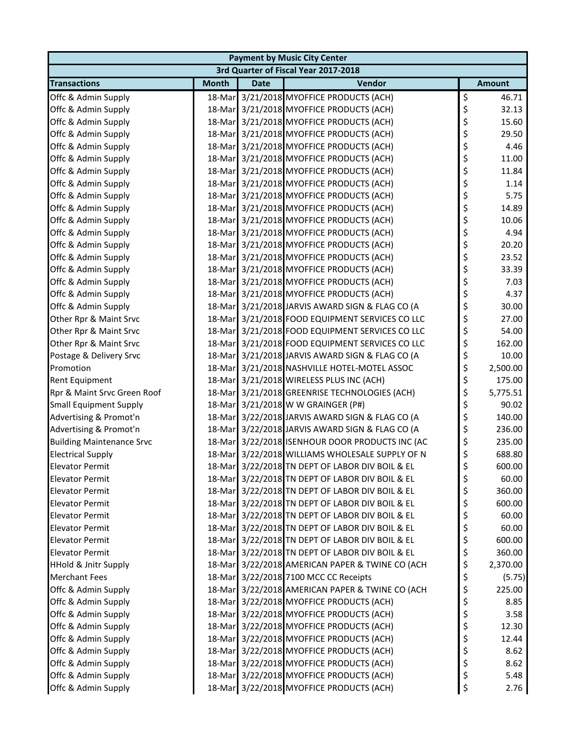| Payment by Music City Center | | | | |
|---|---|---|---|---|
| 3rd Quarter of Fiscal Year 2017-2018 | | | | |
| **Transactions** | **Month** | **Date** | **Vendor** | **Amount** |
| Offc & Admin Supply | 18-Mar | 3/21/2018 | MYOFFICE PRODUCTS (ACH) | $ 46.71 |
| Offc & Admin Supply | 18-Mar | 3/21/2018 | MYOFFICE PRODUCTS (ACH) | $ 32.13 |
| Offc & Admin Supply | 18-Mar | 3/21/2018 | MYOFFICE PRODUCTS (ACH) | $ 15.60 |
| Offc & Admin Supply | 18-Mar | 3/21/2018 | MYOFFICE PRODUCTS (ACH) | $ 29.50 |
| Offc & Admin Supply | 18-Mar | 3/21/2018 | MYOFFICE PRODUCTS (ACH) | $ 4.46 |
| Offc & Admin Supply | 18-Mar | 3/21/2018 | MYOFFICE PRODUCTS (ACH) | $ 11.00 |
| Offc & Admin Supply | 18-Mar | 3/21/2018 | MYOFFICE PRODUCTS (ACH) | $ 11.84 |
| Offc & Admin Supply | 18-Mar | 3/21/2018 | MYOFFICE PRODUCTS (ACH) | $ 1.14 |
| Offc & Admin Supply | 18-Mar | 3/21/2018 | MYOFFICE PRODUCTS (ACH) | $ 5.75 |
| Offc & Admin Supply | 18-Mar | 3/21/2018 | MYOFFICE PRODUCTS (ACH) | $ 14.89 |
| Offc & Admin Supply | 18-Mar | 3/21/2018 | MYOFFICE PRODUCTS (ACH) | $ 10.06 |
| Offc & Admin Supply | 18-Mar | 3/21/2018 | MYOFFICE PRODUCTS (ACH) | $ 4.94 |
| Offc & Admin Supply | 18-Mar | 3/21/2018 | MYOFFICE PRODUCTS (ACH) | $ 20.20 |
| Offc & Admin Supply | 18-Mar | 3/21/2018 | MYOFFICE PRODUCTS (ACH) | $ 23.52 |
| Offc & Admin Supply | 18-Mar | 3/21/2018 | MYOFFICE PRODUCTS (ACH) | $ 33.39 |
| Offc & Admin Supply | 18-Mar | 3/21/2018 | MYOFFICE PRODUCTS (ACH) | $ 7.03 |
| Offc & Admin Supply | 18-Mar | 3/21/2018 | MYOFFICE PRODUCTS (ACH) | $ 4.37 |
| Offc & Admin Supply | 18-Mar | 3/21/2018 | JARVIS AWARD SIGN & FLAG CO (A | $ 30.00 |
| Other Rpr & Maint Srvc | 18-Mar | 3/21/2018 | FOOD EQUIPMENT SERVICES CO LLC | $ 27.00 |
| Other Rpr & Maint Srvc | 18-Mar | 3/21/2018 | FOOD EQUIPMENT SERVICES CO LLC | $ 54.00 |
| Other Rpr & Maint Srvc | 18-Mar | 3/21/2018 | FOOD EQUIPMENT SERVICES CO LLC | $ 162.00 |
| Postage & Delivery Srvc | 18-Mar | 3/21/2018 | JARVIS AWARD SIGN & FLAG CO (A | $ 10.00 |
| Promotion | 18-Mar | 3/21/2018 | NASHVILLE HOTEL-MOTEL ASSOC | $ 2,500.00 |
| Rent Equipment | 18-Mar | 3/21/2018 | WIRELESS PLUS INC (ACH) | $ 175.00 |
| Rpr & Maint Srvc Green Roof | 18-Mar | 3/21/2018 | GREENRISE TECHNOLOGIES (ACH) | $ 5,775.51 |
| Small Equipment Supply | 18-Mar | 3/21/2018 | W W GRAINGER (P#) | $ 90.02 |
| Advertising & Promot'n | 18-Mar | 3/22/2018 | JARVIS AWARD SIGN & FLAG CO (A | $ 140.00 |
| Advertising & Promot'n | 18-Mar | 3/22/2018 | JARVIS AWARD SIGN & FLAG CO (A | $ 236.00 |
| Building Maintenance Srvc | 18-Mar | 3/22/2018 | ISENHOUR DOOR PRODUCTS INC (AC | $ 235.00 |
| Electrical Supply | 18-Mar | 3/22/2018 | WILLIAMS WHOLESALE SUPPLY OF N | $ 688.80 |
| Elevator Permit | 18-Mar | 3/22/2018 | TN DEPT OF LABOR DIV BOIL & EL | $ 600.00 |
| Elevator Permit | 18-Mar | 3/22/2018 | TN DEPT OF LABOR DIV BOIL & EL | $ 60.00 |
| Elevator Permit | 18-Mar | 3/22/2018 | TN DEPT OF LABOR DIV BOIL & EL | $ 360.00 |
| Elevator Permit | 18-Mar | 3/22/2018 | TN DEPT OF LABOR DIV BOIL & EL | $ 600.00 |
| Elevator Permit | 18-Mar | 3/22/2018 | TN DEPT OF LABOR DIV BOIL & EL | $ 60.00 |
| Elevator Permit | 18-Mar | 3/22/2018 | TN DEPT OF LABOR DIV BOIL & EL | $ 60.00 |
| Elevator Permit | 18-Mar | 3/22/2018 | TN DEPT OF LABOR DIV BOIL & EL | $ 600.00 |
| Elevator Permit | 18-Mar | 3/22/2018 | TN DEPT OF LABOR DIV BOIL & EL | $ 360.00 |
| HHold & Jnitr Supply | 18-Mar | 3/22/2018 | AMERICAN PAPER & TWINE CO (ACH | $ 2,370.00 |
| Merchant Fees | 18-Mar | 3/22/2018 | 7100 MCC CC Receipts | $ (5.75) |
| Offc & Admin Supply | 18-Mar | 3/22/2018 | AMERICAN PAPER & TWINE CO (ACH | $ 225.00 |
| Offc & Admin Supply | 18-Mar | 3/22/2018 | MYOFFICE PRODUCTS (ACH) | $ 8.85 |
| Offc & Admin Supply | 18-Mar | 3/22/2018 | MYOFFICE PRODUCTS (ACH) | $ 3.58 |
| Offc & Admin Supply | 18-Mar | 3/22/2018 | MYOFFICE PRODUCTS (ACH) | $ 12.30 |
| Offc & Admin Supply | 18-Mar | 3/22/2018 | MYOFFICE PRODUCTS (ACH) | $ 12.44 |
| Offc & Admin Supply | 18-Mar | 3/22/2018 | MYOFFICE PRODUCTS (ACH) | $ 8.62 |
| Offc & Admin Supply | 18-Mar | 3/22/2018 | MYOFFICE PRODUCTS (ACH) | $ 8.62 |
| Offc & Admin Supply | 18-Mar | 3/22/2018 | MYOFFICE PRODUCTS (ACH) | $ 5.48 |
| Offc & Admin Supply | 18-Mar | 3/22/2018 | MYOFFICE PRODUCTS (ACH) | $ 2.76 |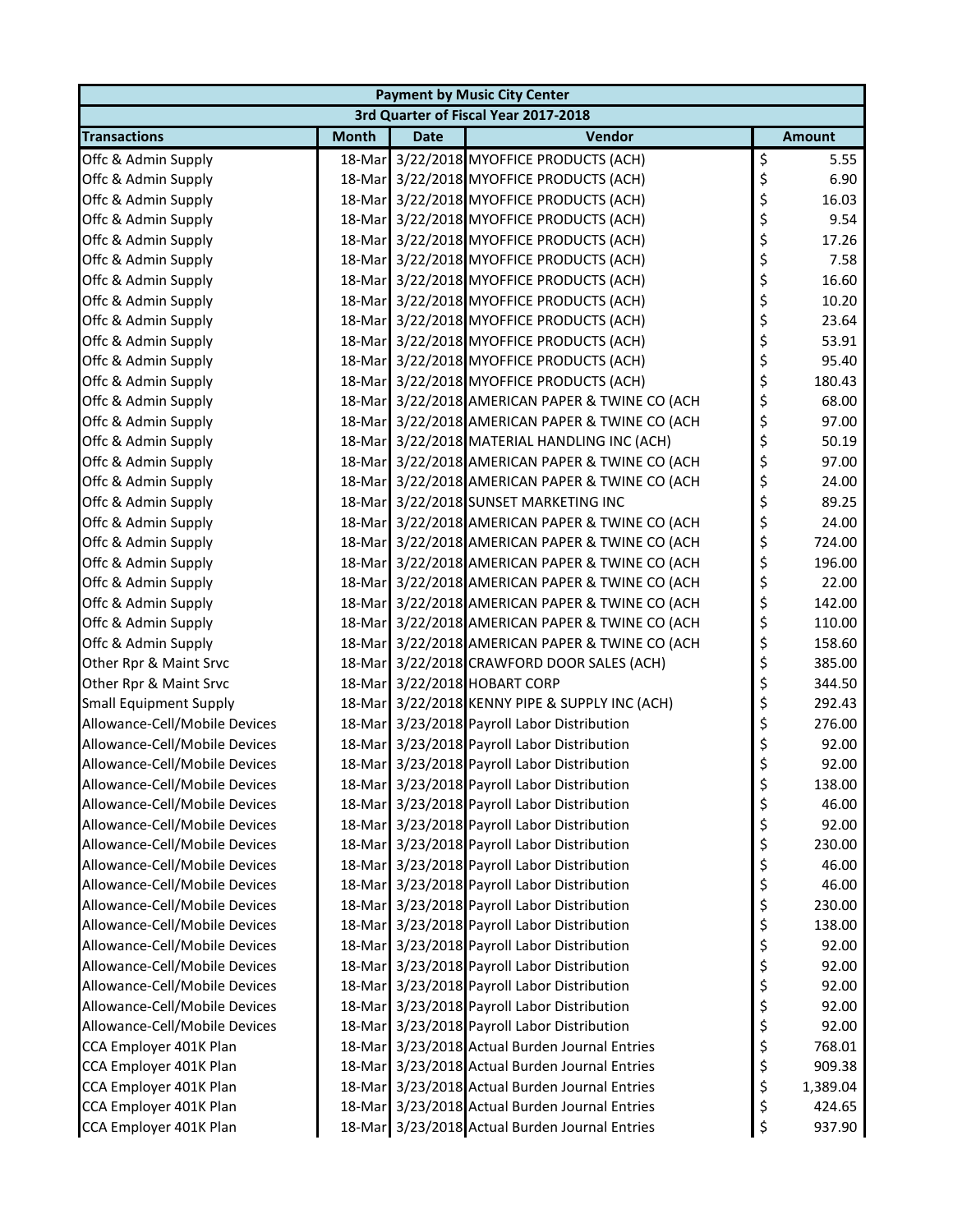| Payment by Music City Center | | | | |
|---|---|---|---|---|
| 3rd Quarter of Fiscal Year 2017-2018 | | | | |
| **Transactions** | **Month** | **Date** | **Vendor** | **Amount** |
| Offc & Admin Supply | 18-Mar | 3/22/2018 | MYOFFICE PRODUCTS (ACH) | $ 5.55 |
| Offc & Admin Supply | 18-Mar | 3/22/2018 | MYOFFICE PRODUCTS (ACH) | $ 6.90 |
| Offc & Admin Supply | 18-Mar | 3/22/2018 | MYOFFICE PRODUCTS (ACH) | $ 16.03 |
| Offc & Admin Supply | 18-Mar | 3/22/2018 | MYOFFICE PRODUCTS (ACH) | $ 9.54 |
| Offc & Admin Supply | 18-Mar | 3/22/2018 | MYOFFICE PRODUCTS (ACH) | $ 17.26 |
| Offc & Admin Supply | 18-Mar | 3/22/2018 | MYOFFICE PRODUCTS (ACH) | $ 7.58 |
| Offc & Admin Supply | 18-Mar | 3/22/2018 | MYOFFICE PRODUCTS (ACH) | $ 16.60 |
| Offc & Admin Supply | 18-Mar | 3/22/2018 | MYOFFICE PRODUCTS (ACH) | $ 10.20 |
| Offc & Admin Supply | 18-Mar | 3/22/2018 | MYOFFICE PRODUCTS (ACH) | $ 23.64 |
| Offc & Admin Supply | 18-Mar | 3/22/2018 | MYOFFICE PRODUCTS (ACH) | $ 53.91 |
| Offc & Admin Supply | 18-Mar | 3/22/2018 | MYOFFICE PRODUCTS (ACH) | $ 95.40 |
| Offc & Admin Supply | 18-Mar | 3/22/2018 | MYOFFICE PRODUCTS (ACH) | $ 180.43 |
| Offc & Admin Supply | 18-Mar | 3/22/2018 | AMERICAN PAPER & TWINE CO (ACH | $ 68.00 |
| Offc & Admin Supply | 18-Mar | 3/22/2018 | AMERICAN PAPER & TWINE CO (ACH | $ 97.00 |
| Offc & Admin Supply | 18-Mar | 3/22/2018 | MATERIAL HANDLING INC (ACH) | $ 50.19 |
| Offc & Admin Supply | 18-Mar | 3/22/2018 | AMERICAN PAPER & TWINE CO (ACH | $ 97.00 |
| Offc & Admin Supply | 18-Mar | 3/22/2018 | AMERICAN PAPER & TWINE CO (ACH | $ 24.00 |
| Offc & Admin Supply | 18-Mar | 3/22/2018 | SUNSET MARKETING INC | $ 89.25 |
| Offc & Admin Supply | 18-Mar | 3/22/2018 | AMERICAN PAPER & TWINE CO (ACH | $ 24.00 |
| Offc & Admin Supply | 18-Mar | 3/22/2018 | AMERICAN PAPER & TWINE CO (ACH | $ 724.00 |
| Offc & Admin Supply | 18-Mar | 3/22/2018 | AMERICAN PAPER & TWINE CO (ACH | $ 196.00 |
| Offc & Admin Supply | 18-Mar | 3/22/2018 | AMERICAN PAPER & TWINE CO (ACH | $ 22.00 |
| Offc & Admin Supply | 18-Mar | 3/22/2018 | AMERICAN PAPER & TWINE CO (ACH | $ 142.00 |
| Offc & Admin Supply | 18-Mar | 3/22/2018 | AMERICAN PAPER & TWINE CO (ACH | $ 110.00 |
| Offc & Admin Supply | 18-Mar | 3/22/2018 | AMERICAN PAPER & TWINE CO (ACH | $ 158.60 |
| Other Rpr & Maint Srvc | 18-Mar | 3/22/2018 | CRAWFORD DOOR SALES (ACH) | $ 385.00 |
| Other Rpr & Maint Srvc | 18-Mar | 3/22/2018 | HOBART CORP | $ 344.50 |
| Small Equipment Supply | 18-Mar | 3/22/2018 | KENNY PIPE & SUPPLY INC (ACH) | $ 292.43 |
| Allowance-Cell/Mobile Devices | 18-Mar | 3/23/2018 | Payroll Labor Distribution | $ 276.00 |
| Allowance-Cell/Mobile Devices | 18-Mar | 3/23/2018 | Payroll Labor Distribution | $ 92.00 |
| Allowance-Cell/Mobile Devices | 18-Mar | 3/23/2018 | Payroll Labor Distribution | $ 92.00 |
| Allowance-Cell/Mobile Devices | 18-Mar | 3/23/2018 | Payroll Labor Distribution | $ 138.00 |
| Allowance-Cell/Mobile Devices | 18-Mar | 3/23/2018 | Payroll Labor Distribution | $ 46.00 |
| Allowance-Cell/Mobile Devices | 18-Mar | 3/23/2018 | Payroll Labor Distribution | $ 92.00 |
| Allowance-Cell/Mobile Devices | 18-Mar | 3/23/2018 | Payroll Labor Distribution | $ 230.00 |
| Allowance-Cell/Mobile Devices | 18-Mar | 3/23/2018 | Payroll Labor Distribution | $ 46.00 |
| Allowance-Cell/Mobile Devices | 18-Mar | 3/23/2018 | Payroll Labor Distribution | $ 46.00 |
| Allowance-Cell/Mobile Devices | 18-Mar | 3/23/2018 | Payroll Labor Distribution | $ 230.00 |
| Allowance-Cell/Mobile Devices | 18-Mar | 3/23/2018 | Payroll Labor Distribution | $ 138.00 |
| Allowance-Cell/Mobile Devices | 18-Mar | 3/23/2018 | Payroll Labor Distribution | $ 92.00 |
| Allowance-Cell/Mobile Devices | 18-Mar | 3/23/2018 | Payroll Labor Distribution | $ 92.00 |
| Allowance-Cell/Mobile Devices | 18-Mar | 3/23/2018 | Payroll Labor Distribution | $ 92.00 |
| Allowance-Cell/Mobile Devices | 18-Mar | 3/23/2018 | Payroll Labor Distribution | $ 92.00 |
| Allowance-Cell/Mobile Devices | 18-Mar | 3/23/2018 | Payroll Labor Distribution | $ 92.00 |
| CCA Employer 401K Plan | 18-Mar | 3/23/2018 | Actual Burden Journal Entries | $ 768.01 |
| CCA Employer 401K Plan | 18-Mar | 3/23/2018 | Actual Burden Journal Entries | $ 909.38 |
| CCA Employer 401K Plan | 18-Mar | 3/23/2018 | Actual Burden Journal Entries | $ 1,389.04 |
| CCA Employer 401K Plan | 18-Mar | 3/23/2018 | Actual Burden Journal Entries | $ 424.65 |
| CCA Employer 401K Plan | 18-Mar | 3/23/2018 | Actual Burden Journal Entries | $ 937.90 |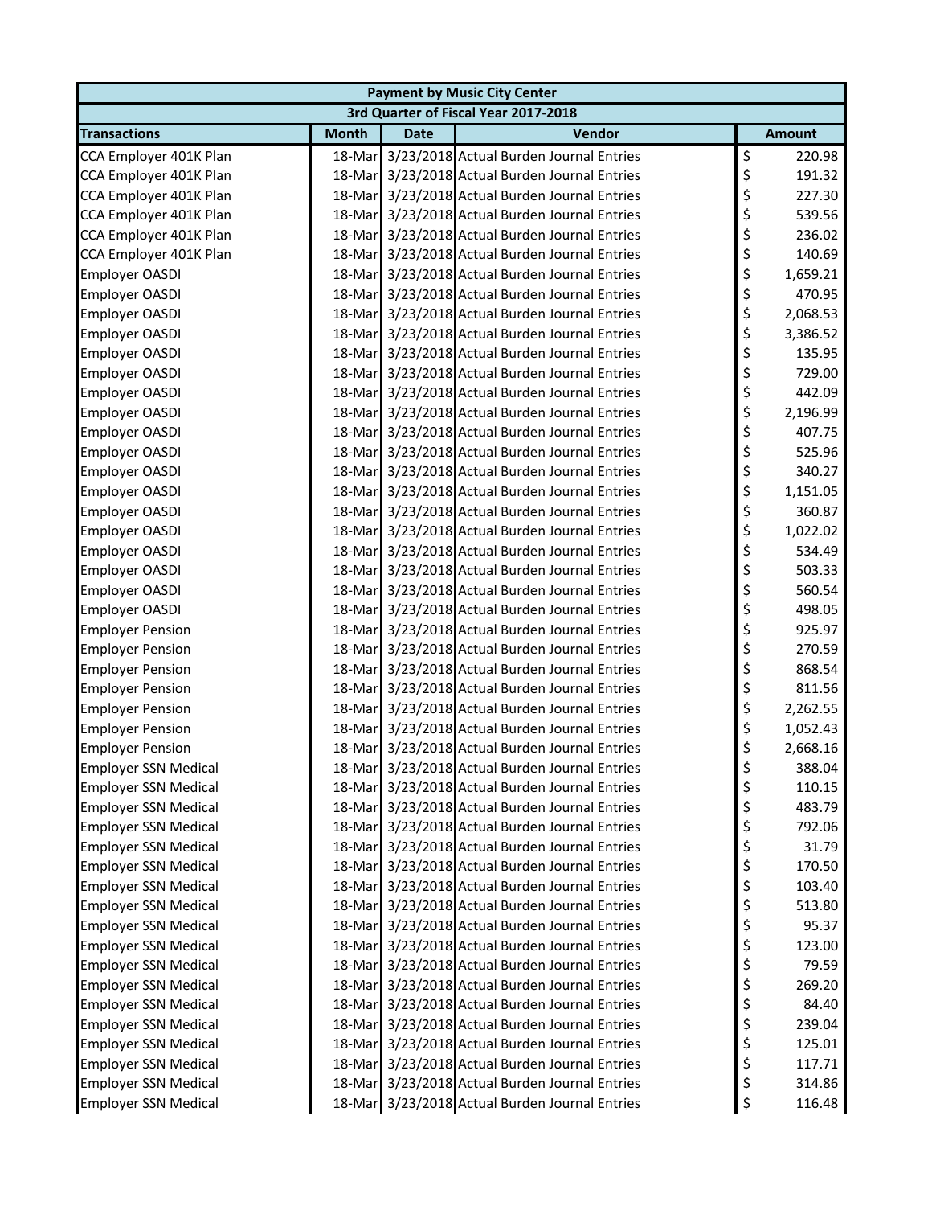| Payment by Music City Center | | | | |
|---|---|---|---|---|
| 3rd Quarter of Fiscal Year 2017-2018 | | | | |
| **Transactions** | **Month** | **Date** | **Vendor** | **Amount** |
| CCA Employer 401K Plan | 18-Mar | 3/23/2018 | Actual Burden Journal Entries | $ 220.98 |
| CCA Employer 401K Plan | 18-Mar | 3/23/2018 | Actual Burden Journal Entries | $ 191.32 |
| CCA Employer 401K Plan | 18-Mar | 3/23/2018 | Actual Burden Journal Entries | $ 227.30 |
| CCA Employer 401K Plan | 18-Mar | 3/23/2018 | Actual Burden Journal Entries | $ 539.56 |
| CCA Employer 401K Plan | 18-Mar | 3/23/2018 | Actual Burden Journal Entries | $ 236.02 |
| CCA Employer 401K Plan | 18-Mar | 3/23/2018 | Actual Burden Journal Entries | $ 140.69 |
| Employer OASDI | 18-Mar | 3/23/2018 | Actual Burden Journal Entries | $ 1,659.21 |
| Employer OASDI | 18-Mar | 3/23/2018 | Actual Burden Journal Entries | $ 470.95 |
| Employer OASDI | 18-Mar | 3/23/2018 | Actual Burden Journal Entries | $ 2,068.53 |
| Employer OASDI | 18-Mar | 3/23/2018 | Actual Burden Journal Entries | $ 3,386.52 |
| Employer OASDI | 18-Mar | 3/23/2018 | Actual Burden Journal Entries | $ 135.95 |
| Employer OASDI | 18-Mar | 3/23/2018 | Actual Burden Journal Entries | $ 729.00 |
| Employer OASDI | 18-Mar | 3/23/2018 | Actual Burden Journal Entries | $ 442.09 |
| Employer OASDI | 18-Mar | 3/23/2018 | Actual Burden Journal Entries | $ 2,196.99 |
| Employer OASDI | 18-Mar | 3/23/2018 | Actual Burden Journal Entries | $ 407.75 |
| Employer OASDI | 18-Mar | 3/23/2018 | Actual Burden Journal Entries | $ 525.96 |
| Employer OASDI | 18-Mar | 3/23/2018 | Actual Burden Journal Entries | $ 340.27 |
| Employer OASDI | 18-Mar | 3/23/2018 | Actual Burden Journal Entries | $ 1,151.05 |
| Employer OASDI | 18-Mar | 3/23/2018 | Actual Burden Journal Entries | $ 360.87 |
| Employer OASDI | 18-Mar | 3/23/2018 | Actual Burden Journal Entries | $ 1,022.02 |
| Employer OASDI | 18-Mar | 3/23/2018 | Actual Burden Journal Entries | $ 534.49 |
| Employer OASDI | 18-Mar | 3/23/2018 | Actual Burden Journal Entries | $ 503.33 |
| Employer OASDI | 18-Mar | 3/23/2018 | Actual Burden Journal Entries | $ 560.54 |
| Employer OASDI | 18-Mar | 3/23/2018 | Actual Burden Journal Entries | $ 498.05 |
| Employer Pension | 18-Mar | 3/23/2018 | Actual Burden Journal Entries | $ 925.97 |
| Employer Pension | 18-Mar | 3/23/2018 | Actual Burden Journal Entries | $ 270.59 |
| Employer Pension | 18-Mar | 3/23/2018 | Actual Burden Journal Entries | $ 868.54 |
| Employer Pension | 18-Mar | 3/23/2018 | Actual Burden Journal Entries | $ 811.56 |
| Employer Pension | 18-Mar | 3/23/2018 | Actual Burden Journal Entries | $ 2,262.55 |
| Employer Pension | 18-Mar | 3/23/2018 | Actual Burden Journal Entries | $ 1,052.43 |
| Employer Pension | 18-Mar | 3/23/2018 | Actual Burden Journal Entries | $ 2,668.16 |
| Employer SSN Medical | 18-Mar | 3/23/2018 | Actual Burden Journal Entries | $ 388.04 |
| Employer SSN Medical | 18-Mar | 3/23/2018 | Actual Burden Journal Entries | $ 110.15 |
| Employer SSN Medical | 18-Mar | 3/23/2018 | Actual Burden Journal Entries | $ 483.79 |
| Employer SSN Medical | 18-Mar | 3/23/2018 | Actual Burden Journal Entries | $ 792.06 |
| Employer SSN Medical | 18-Mar | 3/23/2018 | Actual Burden Journal Entries | $ 31.79 |
| Employer SSN Medical | 18-Mar | 3/23/2018 | Actual Burden Journal Entries | $ 170.50 |
| Employer SSN Medical | 18-Mar | 3/23/2018 | Actual Burden Journal Entries | $ 103.40 |
| Employer SSN Medical | 18-Mar | 3/23/2018 | Actual Burden Journal Entries | $ 513.80 |
| Employer SSN Medical | 18-Mar | 3/23/2018 | Actual Burden Journal Entries | $ 95.37 |
| Employer SSN Medical | 18-Mar | 3/23/2018 | Actual Burden Journal Entries | $ 123.00 |
| Employer SSN Medical | 18-Mar | 3/23/2018 | Actual Burden Journal Entries | $ 79.59 |
| Employer SSN Medical | 18-Mar | 3/23/2018 | Actual Burden Journal Entries | $ 269.20 |
| Employer SSN Medical | 18-Mar | 3/23/2018 | Actual Burden Journal Entries | $ 84.40 |
| Employer SSN Medical | 18-Mar | 3/23/2018 | Actual Burden Journal Entries | $ 239.04 |
| Employer SSN Medical | 18-Mar | 3/23/2018 | Actual Burden Journal Entries | $ 125.01 |
| Employer SSN Medical | 18-Mar | 3/23/2018 | Actual Burden Journal Entries | $ 117.71 |
| Employer SSN Medical | 18-Mar | 3/23/2018 | Actual Burden Journal Entries | $ 314.86 |
| Employer SSN Medical | 18-Mar | 3/23/2018 | Actual Burden Journal Entries | $ 116.48 |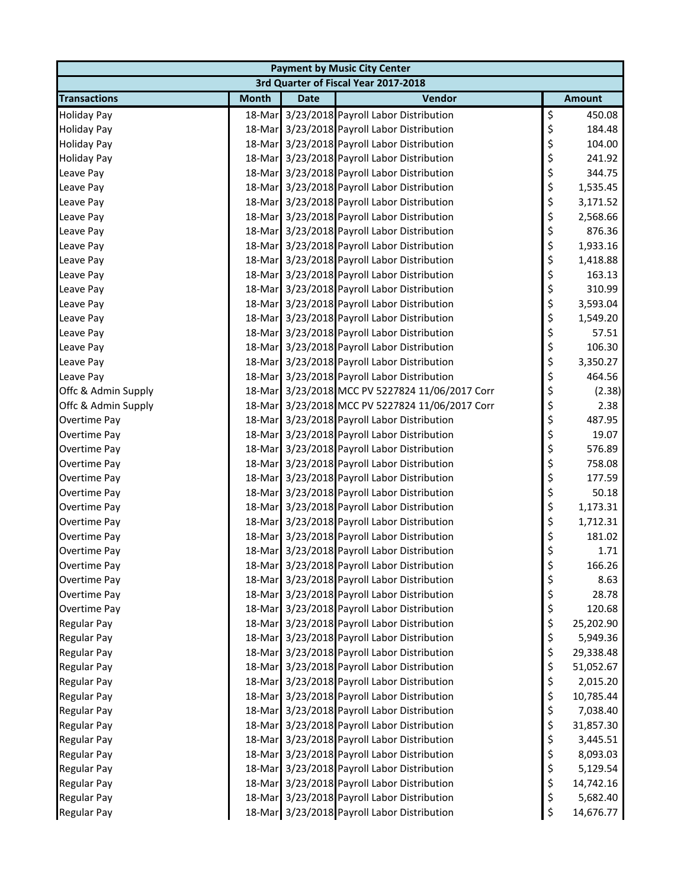| Payment by Music City Center | | | | |
|---|---|---|---|---|
| 3rd Quarter of Fiscal Year 2017-2018 | | | | |
| **Transactions** | **Month** | **Date** | **Vendor** | **Amount** |
| Holiday Pay | 18-Mar | 3/23/2018 | Payroll Labor Distribution | $ 450.08 |
| Holiday Pay | 18-Mar | 3/23/2018 | Payroll Labor Distribution | $ 184.48 |
| Holiday Pay | 18-Mar | 3/23/2018 | Payroll Labor Distribution | $ 104.00 |
| Holiday Pay | 18-Mar | 3/23/2018 | Payroll Labor Distribution | $ 241.92 |
| Leave Pay | 18-Mar | 3/23/2018 | Payroll Labor Distribution | $ 344.75 |
| Leave Pay | 18-Mar | 3/23/2018 | Payroll Labor Distribution | $ 1,535.45 |
| Leave Pay | 18-Mar | 3/23/2018 | Payroll Labor Distribution | $ 3,171.52 |
| Leave Pay | 18-Mar | 3/23/2018 | Payroll Labor Distribution | $ 2,568.66 |
| Leave Pay | 18-Mar | 3/23/2018 | Payroll Labor Distribution | $ 876.36 |
| Leave Pay | 18-Mar | 3/23/2018 | Payroll Labor Distribution | $ 1,933.16 |
| Leave Pay | 18-Mar | 3/23/2018 | Payroll Labor Distribution | $ 1,418.88 |
| Leave Pay | 18-Mar | 3/23/2018 | Payroll Labor Distribution | $ 163.13 |
| Leave Pay | 18-Mar | 3/23/2018 | Payroll Labor Distribution | $ 310.99 |
| Leave Pay | 18-Mar | 3/23/2018 | Payroll Labor Distribution | $ 3,593.04 |
| Leave Pay | 18-Mar | 3/23/2018 | Payroll Labor Distribution | $ 1,549.20 |
| Leave Pay | 18-Mar | 3/23/2018 | Payroll Labor Distribution | $ 57.51 |
| Leave Pay | 18-Mar | 3/23/2018 | Payroll Labor Distribution | $ 106.30 |
| Leave Pay | 18-Mar | 3/23/2018 | Payroll Labor Distribution | $ 3,350.27 |
| Leave Pay | 18-Mar | 3/23/2018 | Payroll Labor Distribution | $ 464.56 |
| Offc & Admin Supply | 18-Mar | 3/23/2018 | MCC PV 5227824 11/06/2017 Corr | $ (2.38) |
| Offc & Admin Supply | 18-Mar | 3/23/2018 | MCC PV 5227824 11/06/2017 Corr | $ 2.38 |
| Overtime Pay | 18-Mar | 3/23/2018 | Payroll Labor Distribution | $ 487.95 |
| Overtime Pay | 18-Mar | 3/23/2018 | Payroll Labor Distribution | $ 19.07 |
| Overtime Pay | 18-Mar | 3/23/2018 | Payroll Labor Distribution | $ 576.89 |
| Overtime Pay | 18-Mar | 3/23/2018 | Payroll Labor Distribution | $ 758.08 |
| Overtime Pay | 18-Mar | 3/23/2018 | Payroll Labor Distribution | $ 177.59 |
| Overtime Pay | 18-Mar | 3/23/2018 | Payroll Labor Distribution | $ 50.18 |
| Overtime Pay | 18-Mar | 3/23/2018 | Payroll Labor Distribution | $ 1,173.31 |
| Overtime Pay | 18-Mar | 3/23/2018 | Payroll Labor Distribution | $ 1,712.31 |
| Overtime Pay | 18-Mar | 3/23/2018 | Payroll Labor Distribution | $ 181.02 |
| Overtime Pay | 18-Mar | 3/23/2018 | Payroll Labor Distribution | $ 1.71 |
| Overtime Pay | 18-Mar | 3/23/2018 | Payroll Labor Distribution | $ 166.26 |
| Overtime Pay | 18-Mar | 3/23/2018 | Payroll Labor Distribution | $ 8.63 |
| Overtime Pay | 18-Mar | 3/23/2018 | Payroll Labor Distribution | $ 28.78 |
| Overtime Pay | 18-Mar | 3/23/2018 | Payroll Labor Distribution | $ 120.68 |
| Regular Pay | 18-Mar | 3/23/2018 | Payroll Labor Distribution | $ 25,202.90 |
| Regular Pay | 18-Mar | 3/23/2018 | Payroll Labor Distribution | $ 5,949.36 |
| Regular Pay | 18-Mar | 3/23/2018 | Payroll Labor Distribution | $ 29,338.48 |
| Regular Pay | 18-Mar | 3/23/2018 | Payroll Labor Distribution | $ 51,052.67 |
| Regular Pay | 18-Mar | 3/23/2018 | Payroll Labor Distribution | $ 2,015.20 |
| Regular Pay | 18-Mar | 3/23/2018 | Payroll Labor Distribution | $ 10,785.44 |
| Regular Pay | 18-Mar | 3/23/2018 | Payroll Labor Distribution | $ 7,038.40 |
| Regular Pay | 18-Mar | 3/23/2018 | Payroll Labor Distribution | $ 31,857.30 |
| Regular Pay | 18-Mar | 3/23/2018 | Payroll Labor Distribution | $ 3,445.51 |
| Regular Pay | 18-Mar | 3/23/2018 | Payroll Labor Distribution | $ 8,093.03 |
| Regular Pay | 18-Mar | 3/23/2018 | Payroll Labor Distribution | $ 5,129.54 |
| Regular Pay | 18-Mar | 3/23/2018 | Payroll Labor Distribution | $ 14,742.16 |
| Regular Pay | 18-Mar | 3/23/2018 | Payroll Labor Distribution | $ 5,682.40 |
| Regular Pay | 18-Mar | 3/23/2018 | Payroll Labor Distribution | $ 14,676.77 |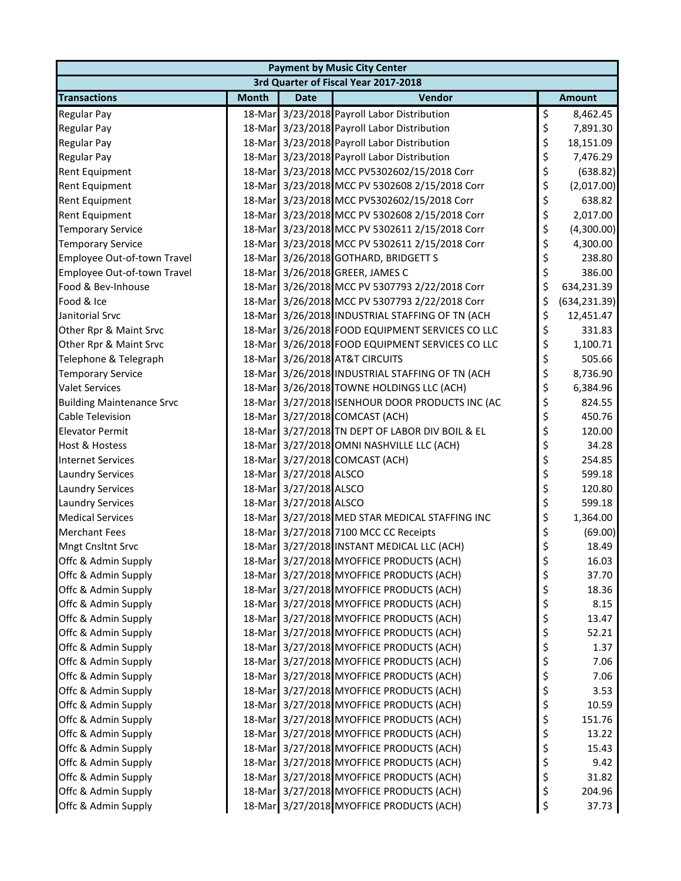| Payment by Music City Center | | | | |
|---|---|---|---|---|
| 3rd Quarter of Fiscal Year 2017-2018 | | | | |
| **Transactions** | **Month** | **Date** | **Vendor** | **Amount** |
| Regular Pay | 18-Mar | 3/23/2018 | Payroll Labor Distribution | $ 8,462.45 |
| Regular Pay | 18-Mar | 3/23/2018 | Payroll Labor Distribution | $ 7,891.30 |
| Regular Pay | 18-Mar | 3/23/2018 | Payroll Labor Distribution | $ 18,151.09 |
| Regular Pay | 18-Mar | 3/23/2018 | Payroll Labor Distribution | $ 7,476.29 |
| Rent Equipment | 18-Mar | 3/23/2018 | MCC PV5302602/15/2018 Corr | $ (638.82) |
| Rent Equipment | 18-Mar | 3/23/2018 | MCC PV 5302608 2/15/2018 Corr | $ (2,017.00) |
| Rent Equipment | 18-Mar | 3/23/2018 | MCC PV5302602/15/2018 Corr | $ 638.82 |
| Rent Equipment | 18-Mar | 3/23/2018 | MCC PV 5302608 2/15/2018 Corr | $ 2,017.00 |
| Temporary Service | 18-Mar | 3/23/2018 | MCC PV 5302611 2/15/2018 Corr | $ (4,300.00) |
| Temporary Service | 18-Mar | 3/23/2018 | MCC PV 5302611 2/15/2018 Corr | $ 4,300.00 |
| Employee Out-of-town Travel | 18-Mar | 3/26/2018 | GOTHARD, BRIDGETT S | $ 238.80 |
| Employee Out-of-town Travel | 18-Mar | 3/26/2018 | GREER, JAMES C | $ 386.00 |
| Food & Bev-Inhouse | 18-Mar | 3/26/2018 | MCC PV 5307793 2/22/2018 Corr | $ 634,231.39 |
| Food & Ice | 18-Mar | 3/26/2018 | MCC PV 5307793 2/22/2018 Corr | $ (634,231.39) |
| Janitorial Srvc | 18-Mar | 3/26/2018 | INDUSTRIAL STAFFING OF TN (ACH | $ 12,451.47 |
| Other Rpr & Maint Srvc | 18-Mar | 3/26/2018 | FOOD EQUIPMENT SERVICES CO LLC | $ 331.83 |
| Other Rpr & Maint Srvc | 18-Mar | 3/26/2018 | FOOD EQUIPMENT SERVICES CO LLC | $ 1,100.71 |
| Telephone & Telegraph | 18-Mar | 3/26/2018 | AT&T CIRCUITS | $ 505.66 |
| Temporary Service | 18-Mar | 3/26/2018 | INDUSTRIAL STAFFING OF TN (ACH | $ 8,736.90 |
| Valet Services | 18-Mar | 3/26/2018 | TOWNE HOLDINGS LLC (ACH) | $ 6,384.96 |
| Building Maintenance Srvc | 18-Mar | 3/27/2018 | ISENHOUR DOOR PRODUCTS INC (AC | $ 824.55 |
| Cable Television | 18-Mar | 3/27/2018 | COMCAST (ACH) | $ 450.76 |
| Elevator Permit | 18-Mar | 3/27/2018 | TN DEPT OF LABOR DIV BOIL & EL | $ 120.00 |
| Host & Hostess | 18-Mar | 3/27/2018 | OMNI NASHVILLE LLC (ACH) | $ 34.28 |
| Internet Services | 18-Mar | 3/27/2018 | COMCAST (ACH) | $ 254.85 |
| Laundry Services | 18-Mar | 3/27/2018 | ALSCO | $ 599.18 |
| Laundry Services | 18-Mar | 3/27/2018 | ALSCO | $ 120.80 |
| Laundry Services | 18-Mar | 3/27/2018 | ALSCO | $ 599.18 |
| Medical Services | 18-Mar | 3/27/2018 | MED STAR MEDICAL STAFFING INC | $ 1,364.00 |
| Merchant Fees | 18-Mar | 3/27/2018 | 7100 MCC CC Receipts | $ (69.00) |
| Mngt Cnsltnt Srvc | 18-Mar | 3/27/2018 | INSTANT MEDICAL LLC (ACH) | $ 18.49 |
| Offc & Admin Supply | 18-Mar | 3/27/2018 | MYOFFICE PRODUCTS (ACH) | $ 16.03 |
| Offc & Admin Supply | 18-Mar | 3/27/2018 | MYOFFICE PRODUCTS (ACH) | $ 37.70 |
| Offc & Admin Supply | 18-Mar | 3/27/2018 | MYOFFICE PRODUCTS (ACH) | $ 18.36 |
| Offc & Admin Supply | 18-Mar | 3/27/2018 | MYOFFICE PRODUCTS (ACH) | $ 8.15 |
| Offc & Admin Supply | 18-Mar | 3/27/2018 | MYOFFICE PRODUCTS (ACH) | $ 13.47 |
| Offc & Admin Supply | 18-Mar | 3/27/2018 | MYOFFICE PRODUCTS (ACH) | $ 52.21 |
| Offc & Admin Supply | 18-Mar | 3/27/2018 | MYOFFICE PRODUCTS (ACH) | $ 1.37 |
| Offc & Admin Supply | 18-Mar | 3/27/2018 | MYOFFICE PRODUCTS (ACH) | $ 7.06 |
| Offc & Admin Supply | 18-Mar | 3/27/2018 | MYOFFICE PRODUCTS (ACH) | $ 7.06 |
| Offc & Admin Supply | 18-Mar | 3/27/2018 | MYOFFICE PRODUCTS (ACH) | $ 3.53 |
| Offc & Admin Supply | 18-Mar | 3/27/2018 | MYOFFICE PRODUCTS (ACH) | $ 10.59 |
| Offc & Admin Supply | 18-Mar | 3/27/2018 | MYOFFICE PRODUCTS (ACH) | $ 151.76 |
| Offc & Admin Supply | 18-Mar | 3/27/2018 | MYOFFICE PRODUCTS (ACH) | $ 13.22 |
| Offc & Admin Supply | 18-Mar | 3/27/2018 | MYOFFICE PRODUCTS (ACH) | $ 15.43 |
| Offc & Admin Supply | 18-Mar | 3/27/2018 | MYOFFICE PRODUCTS (ACH) | $ 9.42 |
| Offc & Admin Supply | 18-Mar | 3/27/2018 | MYOFFICE PRODUCTS (ACH) | $ 31.82 |
| Offc & Admin Supply | 18-Mar | 3/27/2018 | MYOFFICE PRODUCTS (ACH) | $ 204.96 |
| Offc & Admin Supply | 18-Mar | 3/27/2018 | MYOFFICE PRODUCTS (ACH) | $ 37.73 |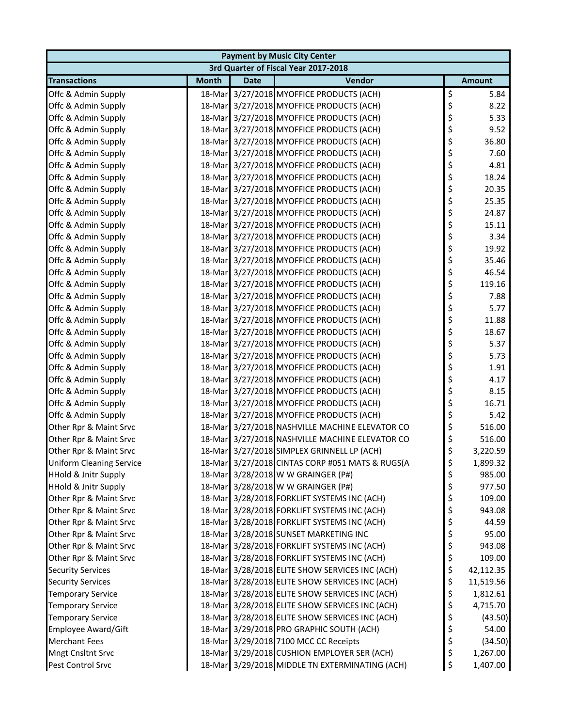| Payment by Music City Center | | | | |
|---|---|---|---|---|
| 3rd Quarter of Fiscal Year 2017-2018 | | | | |
| **Transactions** | **Month** | **Date** | **Vendor** | **Amount** |
| Offc & Admin Supply | 18-Mar | 3/27/2018 | MYOFFICE PRODUCTS (ACH) | $ 5.84 |
| Offc & Admin Supply | 18-Mar | 3/27/2018 | MYOFFICE PRODUCTS (ACH) | $ 8.22 |
| Offc & Admin Supply | 18-Mar | 3/27/2018 | MYOFFICE PRODUCTS (ACH) | $ 5.33 |
| Offc & Admin Supply | 18-Mar | 3/27/2018 | MYOFFICE PRODUCTS (ACH) | $ 9.52 |
| Offc & Admin Supply | 18-Mar | 3/27/2018 | MYOFFICE PRODUCTS (ACH) | $ 36.80 |
| Offc & Admin Supply | 18-Mar | 3/27/2018 | MYOFFICE PRODUCTS (ACH) | $ 7.60 |
| Offc & Admin Supply | 18-Mar | 3/27/2018 | MYOFFICE PRODUCTS (ACH) | $ 4.81 |
| Offc & Admin Supply | 18-Mar | 3/27/2018 | MYOFFICE PRODUCTS (ACH) | $ 18.24 |
| Offc & Admin Supply | 18-Mar | 3/27/2018 | MYOFFICE PRODUCTS (ACH) | $ 20.35 |
| Offc & Admin Supply | 18-Mar | 3/27/2018 | MYOFFICE PRODUCTS (ACH) | $ 25.35 |
| Offc & Admin Supply | 18-Mar | 3/27/2018 | MYOFFICE PRODUCTS (ACH) | $ 24.87 |
| Offc & Admin Supply | 18-Mar | 3/27/2018 | MYOFFICE PRODUCTS (ACH) | $ 15.11 |
| Offc & Admin Supply | 18-Mar | 3/27/2018 | MYOFFICE PRODUCTS (ACH) | $ 3.34 |
| Offc & Admin Supply | 18-Mar | 3/27/2018 | MYOFFICE PRODUCTS (ACH) | $ 19.92 |
| Offc & Admin Supply | 18-Mar | 3/27/2018 | MYOFFICE PRODUCTS (ACH) | $ 35.46 |
| Offc & Admin Supply | 18-Mar | 3/27/2018 | MYOFFICE PRODUCTS (ACH) | $ 46.54 |
| Offc & Admin Supply | 18-Mar | 3/27/2018 | MYOFFICE PRODUCTS (ACH) | $ 119.16 |
| Offc & Admin Supply | 18-Mar | 3/27/2018 | MYOFFICE PRODUCTS (ACH) | $ 7.88 |
| Offc & Admin Supply | 18-Mar | 3/27/2018 | MYOFFICE PRODUCTS (ACH) | $ 5.77 |
| Offc & Admin Supply | 18-Mar | 3/27/2018 | MYOFFICE PRODUCTS (ACH) | $ 11.88 |
| Offc & Admin Supply | 18-Mar | 3/27/2018 | MYOFFICE PRODUCTS (ACH) | $ 18.67 |
| Offc & Admin Supply | 18-Mar | 3/27/2018 | MYOFFICE PRODUCTS (ACH) | $ 5.37 |
| Offc & Admin Supply | 18-Mar | 3/27/2018 | MYOFFICE PRODUCTS (ACH) | $ 5.73 |
| Offc & Admin Supply | 18-Mar | 3/27/2018 | MYOFFICE PRODUCTS (ACH) | $ 1.91 |
| Offc & Admin Supply | 18-Mar | 3/27/2018 | MYOFFICE PRODUCTS (ACH) | $ 4.17 |
| Offc & Admin Supply | 18-Mar | 3/27/2018 | MYOFFICE PRODUCTS (ACH) | $ 8.15 |
| Offc & Admin Supply | 18-Mar | 3/27/2018 | MYOFFICE PRODUCTS (ACH) | $ 16.71 |
| Offc & Admin Supply | 18-Mar | 3/27/2018 | MYOFFICE PRODUCTS (ACH) | $ 5.42 |
| Other Rpr & Maint Srvc | 18-Mar | 3/27/2018 | NASHVILLE MACHINE ELEVATOR CO | $ 516.00 |
| Other Rpr & Maint Srvc | 18-Mar | 3/27/2018 | NASHVILLE MACHINE ELEVATOR CO | $ 516.00 |
| Other Rpr & Maint Srvc | 18-Mar | 3/27/2018 | SIMPLEX GRINNELL LP (ACH) | $ 3,220.59 |
| Uniform Cleaning Service | 18-Mar | 3/27/2018 | CINTAS CORP #051 MATS & RUGS(A | $ 1,899.32 |
| HHold & Jnitr Supply | 18-Mar | 3/28/2018 | W W GRAINGER (P#) | $ 985.00 |
| HHold & Jnitr Supply | 18-Mar | 3/28/2018 | W W GRAINGER (P#) | $ 977.50 |
| Other Rpr & Maint Srvc | 18-Mar | 3/28/2018 | FORKLIFT SYSTEMS INC (ACH) | $ 109.00 |
| Other Rpr & Maint Srvc | 18-Mar | 3/28/2018 | FORKLIFT SYSTEMS INC (ACH) | $ 943.08 |
| Other Rpr & Maint Srvc | 18-Mar | 3/28/2018 | FORKLIFT SYSTEMS INC (ACH) | $ 44.59 |
| Other Rpr & Maint Srvc | 18-Mar | 3/28/2018 | SUNSET MARKETING INC | $ 95.00 |
| Other Rpr & Maint Srvc | 18-Mar | 3/28/2018 | FORKLIFT SYSTEMS INC (ACH) | $ 943.08 |
| Other Rpr & Maint Srvc | 18-Mar | 3/28/2018 | FORKLIFT SYSTEMS INC (ACH) | $ 109.00 |
| Security Services | 18-Mar | 3/28/2018 | ELITE SHOW SERVICES INC (ACH) | $ 42,112.35 |
| Security Services | 18-Mar | 3/28/2018 | ELITE SHOW SERVICES INC (ACH) | $ 11,519.56 |
| Temporary Service | 18-Mar | 3/28/2018 | ELITE SHOW SERVICES INC (ACH) | $ 1,812.61 |
| Temporary Service | 18-Mar | 3/28/2018 | ELITE SHOW SERVICES INC (ACH) | $ 4,715.70 |
| Temporary Service | 18-Mar | 3/28/2018 | ELITE SHOW SERVICES INC (ACH) | $ (43.50) |
| Employee Award/Gift | 18-Mar | 3/29/2018 | PRO GRAPHIC SOUTH (ACH) | $ 54.00 |
| Merchant Fees | 18-Mar | 3/29/2018 | 7100 MCC CC Receipts | $ (34.50) |
| Mngt Cnsltnt Srvc | 18-Mar | 3/29/2018 | CUSHION EMPLOYER SER (ACH) | $ 1,267.00 |
| Pest Control Srvc | 18-Mar | 3/29/2018 | MIDDLE TN EXTERMINATING (ACH) | $ 1,407.00 |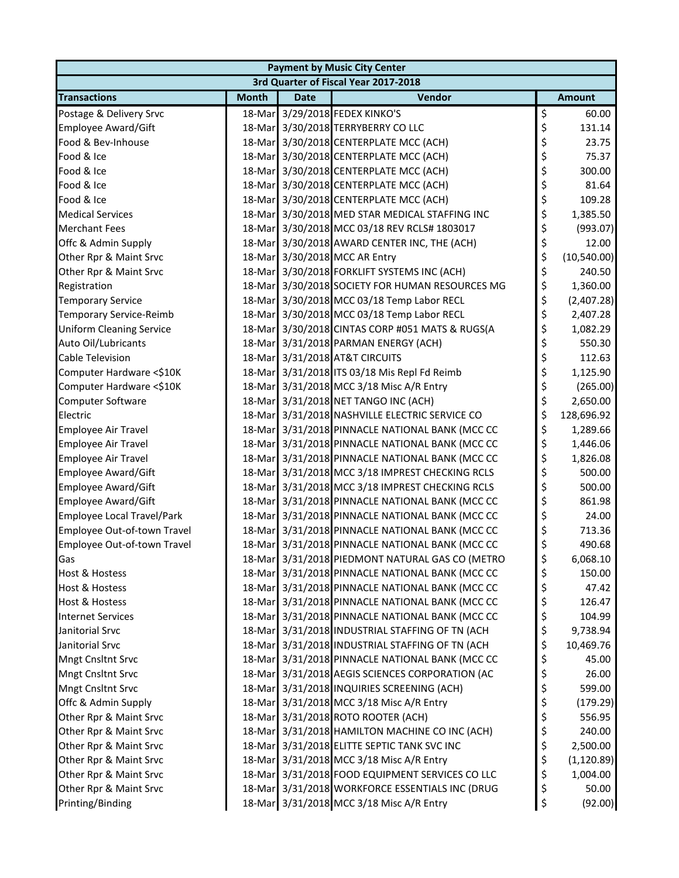| Payment by Music City Center | | | | |
|---|---|---|---|---|
| 3rd Quarter of Fiscal Year 2017-2018 | | | | |
| **Transactions** | **Month** | **Date** | **Vendor** | **Amount** |
| Postage & Delivery Srvc | 18-Mar | 3/29/2018 | FEDEX KINKO'S | $ 60.00 |
| Employee Award/Gift | 18-Mar | 3/30/2018 | TERRYBERRY CO LLC | $ 131.14 |
| Food & Bev-Inhouse | 18-Mar | 3/30/2018 | CENTERPLATE MCC (ACH) | $ 23.75 |
| Food & Ice | 18-Mar | 3/30/2018 | CENTERPLATE MCC (ACH) | $ 75.37 |
| Food & Ice | 18-Mar | 3/30/2018 | CENTERPLATE MCC (ACH) | $ 300.00 |
| Food & Ice | 18-Mar | 3/30/2018 | CENTERPLATE MCC (ACH) | $ 81.64 |
| Food & Ice | 18-Mar | 3/30/2018 | CENTERPLATE MCC (ACH) | $ 109.28 |
| Medical Services | 18-Mar | 3/30/2018 | MED STAR MEDICAL STAFFING INC | $ 1,385.50 |
| Merchant Fees | 18-Mar | 3/30/2018 | MCC 03/18 REV RCLS# 1803017 | $ (993.07) |
| Offc & Admin Supply | 18-Mar | 3/30/2018 | AWARD CENTER INC, THE (ACH) | $ 12.00 |
| Other Rpr & Maint Srvc | 18-Mar | 3/30/2018 | MCC AR Entry | $ (10,540.00) |
| Other Rpr & Maint Srvc | 18-Mar | 3/30/2018 | FORKLIFT SYSTEMS INC (ACH) | $ 240.50 |
| Registration | 18-Mar | 3/30/2018 | SOCIETY FOR HUMAN RESOURCES MG | $ 1,360.00 |
| Temporary Service | 18-Mar | 3/30/2018 | MCC 03/18 Temp Labor RECL | $ (2,407.28) |
| Temporary Service-Reimb | 18-Mar | 3/30/2018 | MCC 03/18 Temp Labor RECL | $ 2,407.28 |
| Uniform Cleaning Service | 18-Mar | 3/30/2018 | CINTAS CORP #051 MATS & RUGS(A | $ 1,082.29 |
| Auto Oil/Lubricants | 18-Mar | 3/31/2018 | PARMAN ENERGY (ACH) | $ 550.30 |
| Cable Television | 18-Mar | 3/31/2018 | AT&T CIRCUITS | $ 112.63 |
| Computer Hardware <$10K | 18-Mar | 3/31/2018 | ITS 03/18 Mis Repl Fd Reimb | $ 1,125.90 |
| Computer Hardware <$10K | 18-Mar | 3/31/2018 | MCC 3/18 Misc A/R Entry | $ (265.00) |
| Computer Software | 18-Mar | 3/31/2018 | NET TANGO INC (ACH) | $ 2,650.00 |
| Electric | 18-Mar | 3/31/2018 | NASHVILLE ELECTRIC SERVICE CO | $ 128,696.92 |
| Employee Air Travel | 18-Mar | 3/31/2018 | PINNACLE NATIONAL BANK (MCC CC | $ 1,289.66 |
| Employee Air Travel | 18-Mar | 3/31/2018 | PINNACLE NATIONAL BANK (MCC CC | $ 1,446.06 |
| Employee Air Travel | 18-Mar | 3/31/2018 | PINNACLE NATIONAL BANK (MCC CC | $ 1,826.08 |
| Employee Award/Gift | 18-Mar | 3/31/2018 | MCC 3/18 IMPREST CHECKING RCLS | $ 500.00 |
| Employee Award/Gift | 18-Mar | 3/31/2018 | MCC 3/18 IMPREST CHECKING RCLS | $ 500.00 |
| Employee Award/Gift | 18-Mar | 3/31/2018 | PINNACLE NATIONAL BANK (MCC CC | $ 861.98 |
| Employee Local Travel/Park | 18-Mar | 3/31/2018 | PINNACLE NATIONAL BANK (MCC CC | $ 24.00 |
| Employee Out-of-town Travel | 18-Mar | 3/31/2018 | PINNACLE NATIONAL BANK (MCC CC | $ 713.36 |
| Employee Out-of-town Travel | 18-Mar | 3/31/2018 | PINNACLE NATIONAL BANK (MCC CC | $ 490.68 |
| Gas | 18-Mar | 3/31/2018 | PIEDMONT NATURAL GAS CO (METRO | $ 6,068.10 |
| Host & Hostess | 18-Mar | 3/31/2018 | PINNACLE NATIONAL BANK (MCC CC | $ 150.00 |
| Host & Hostess | 18-Mar | 3/31/2018 | PINNACLE NATIONAL BANK (MCC CC | $ 47.42 |
| Host & Hostess | 18-Mar | 3/31/2018 | PINNACLE NATIONAL BANK (MCC CC | $ 126.47 |
| Internet Services | 18-Mar | 3/31/2018 | PINNACLE NATIONAL BANK (MCC CC | $ 104.99 |
| Janitorial Srvc | 18-Mar | 3/31/2018 | INDUSTRIAL STAFFING OF TN (ACH | $ 9,738.94 |
| Janitorial Srvc | 18-Mar | 3/31/2018 | INDUSTRIAL STAFFING OF TN (ACH | $ 10,469.76 |
| Mngt Cnsltnt Srvc | 18-Mar | 3/31/2018 | PINNACLE NATIONAL BANK (MCC CC | $ 45.00 |
| Mngt Cnsltnt Srvc | 18-Mar | 3/31/2018 | AEGIS SCIENCES CORPORATION (AC | $ 26.00 |
| Mngt Cnsltnt Srvc | 18-Mar | 3/31/2018 | INQUIRIES SCREENING (ACH) | $ 599.00 |
| Offc & Admin Supply | 18-Mar | 3/31/2018 | MCC 3/18 Misc A/R Entry | $ (179.29) |
| Other Rpr & Maint Srvc | 18-Mar | 3/31/2018 | ROTO ROOTER (ACH) | $ 556.95 |
| Other Rpr & Maint Srvc | 18-Mar | 3/31/2018 | HAMILTON MACHINE CO INC (ACH) | $ 240.00 |
| Other Rpr & Maint Srvc | 18-Mar | 3/31/2018 | ELITTE SEPTIC TANK SVC INC | $ 2,500.00 |
| Other Rpr & Maint Srvc | 18-Mar | 3/31/2018 | MCC 3/18 Misc A/R Entry | $ (1,120.89) |
| Other Rpr & Maint Srvc | 18-Mar | 3/31/2018 | FOOD EQUIPMENT SERVICES CO LLC | $ 1,004.00 |
| Other Rpr & Maint Srvc | 18-Mar | 3/31/2018 | WORKFORCE ESSENTIALS INC (DRUG | $ 50.00 |
| Printing/Binding | 18-Mar | 3/31/2018 | MCC 3/18 Misc A/R Entry | $ (92.00) |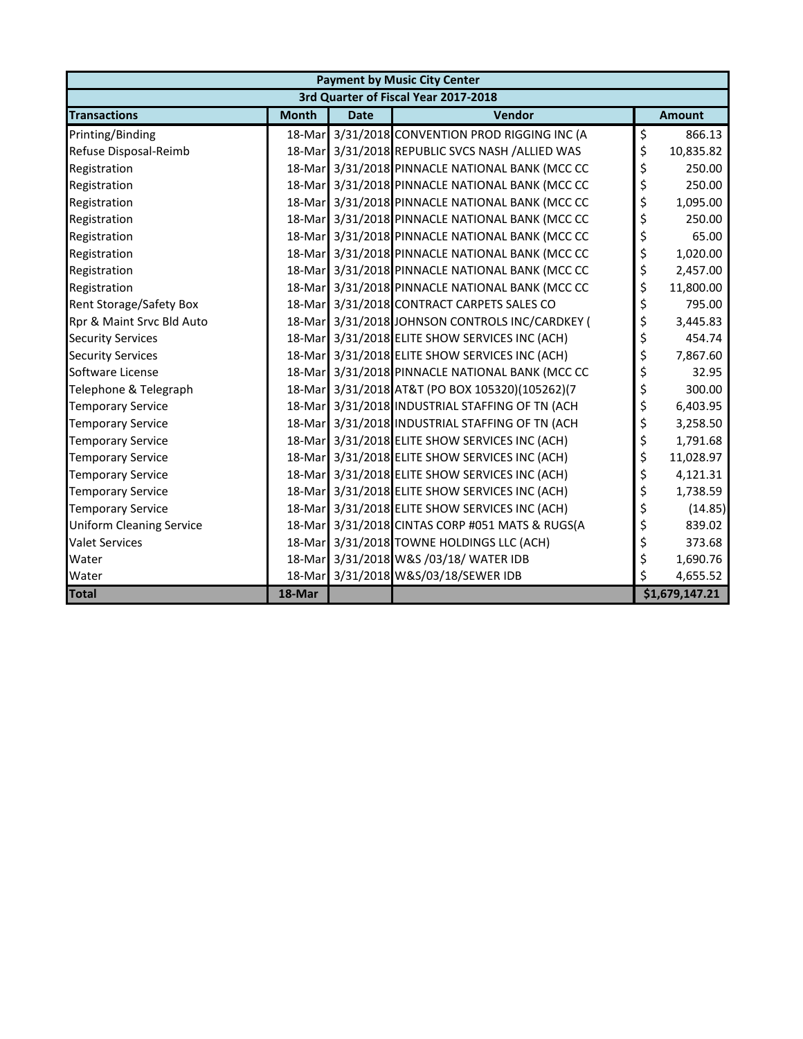| Payment by Music City Center | | | | |
|---|---|---|---|---|
| 3rd Quarter of Fiscal Year 2017-2018 | | | | |
| **Transactions** | **Month** | **Date** | **Vendor** | **Amount** |
| Printing/Binding | 18-Mar | 3/31/2018 | CONVENTION PROD RIGGING INC (A | $ 866.13 |
| Refuse Disposal-Reimb | 18-Mar | 3/31/2018 | REPUBLIC SVCS NASH /ALLIED WAS | $ 10,835.82 |
| Registration | 18-Mar | 3/31/2018 | PINNACLE NATIONAL BANK (MCC CC | $ 250.00 |
| Registration | 18-Mar | 3/31/2018 | PINNACLE NATIONAL BANK (MCC CC | $ 250.00 |
| Registration | 18-Mar | 3/31/2018 | PINNACLE NATIONAL BANK (MCC CC | $ 1,095.00 |
| Registration | 18-Mar | 3/31/2018 | PINNACLE NATIONAL BANK (MCC CC | $ 250.00 |
| Registration | 18-Mar | 3/31/2018 | PINNACLE NATIONAL BANK (MCC CC | $ 65.00 |
| Registration | 18-Mar | 3/31/2018 | PINNACLE NATIONAL BANK (MCC CC | $ 1,020.00 |
| Registration | 18-Mar | 3/31/2018 | PINNACLE NATIONAL BANK (MCC CC | $ 2,457.00 |
| Registration | 18-Mar | 3/31/2018 | PINNACLE NATIONAL BANK (MCC CC | $ 11,800.00 |
| Rent Storage/Safety Box | 18-Mar | 3/31/2018 | CONTRACT CARPETS SALES CO | $ 795.00 |
| Rpr & Maint Srvc Bld Auto | 18-Mar | 3/31/2018 | JOHNSON CONTROLS INC/CARDKEY ( | $ 3,445.83 |
| Security Services | 18-Mar | 3/31/2018 | ELITE SHOW SERVICES INC (ACH) | $ 454.74 |
| Security Services | 18-Mar | 3/31/2018 | ELITE SHOW SERVICES INC (ACH) | $ 7,867.60 |
| Software License | 18-Mar | 3/31/2018 | PINNACLE NATIONAL BANK (MCC CC | $ 32.95 |
| Telephone & Telegraph | 18-Mar | 3/31/2018 | AT&T (PO BOX 105320)(105262)(7 | $ 300.00 |
| Temporary Service | 18-Mar | 3/31/2018 | INDUSTRIAL STAFFING OF TN (ACH | $ 6,403.95 |
| Temporary Service | 18-Mar | 3/31/2018 | INDUSTRIAL STAFFING OF TN (ACH | $ 3,258.50 |
| Temporary Service | 18-Mar | 3/31/2018 | ELITE SHOW SERVICES INC (ACH) | $ 1,791.68 |
| Temporary Service | 18-Mar | 3/31/2018 | ELITE SHOW SERVICES INC (ACH) | $ 11,028.97 |
| Temporary Service | 18-Mar | 3/31/2018 | ELITE SHOW SERVICES INC (ACH) | $ 4,121.31 |
| Temporary Service | 18-Mar | 3/31/2018 | ELITE SHOW SERVICES INC (ACH) | $ 1,738.59 |
| Temporary Service | 18-Mar | 3/31/2018 | ELITE SHOW SERVICES INC (ACH) | $ (14.85) |
| Uniform Cleaning Service | 18-Mar | 3/31/2018 | CINTAS CORP #051 MATS & RUGS(A | $ 839.02 |
| Valet Services | 18-Mar | 3/31/2018 | TOWNE HOLDINGS LLC (ACH) | $ 373.68 |
| Water | 18-Mar | 3/31/2018 | W&S /03/18/ WATER IDB | $ 1,690.76 |
| Water | 18-Mar | 3/31/2018 | W&S/03/18/SEWER IDB | $ 4,655.52 |
| **Total** | **18-Mar** | | | **$1,679,147.21** |